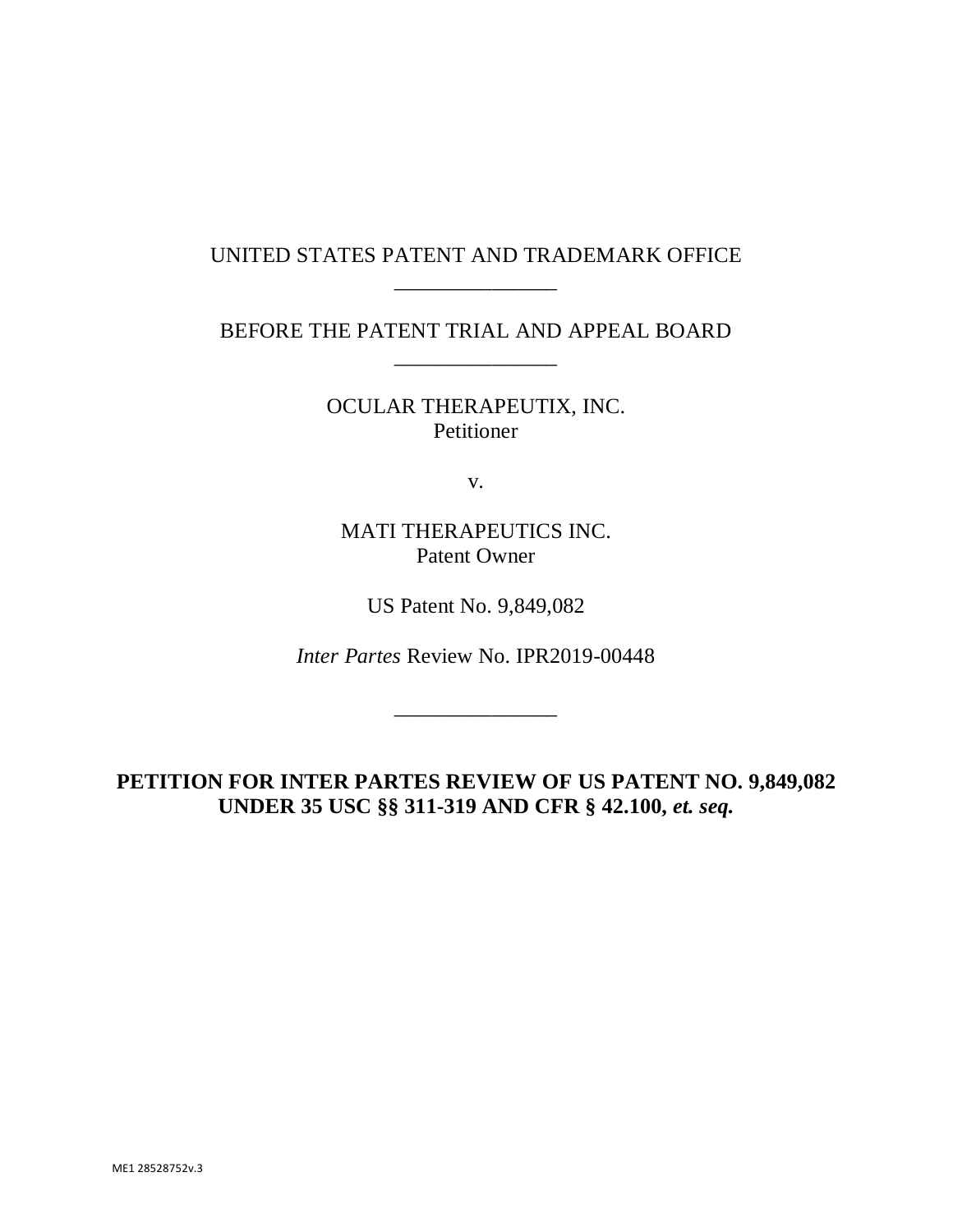UNITED STATES PATENT AND TRADEMARK OFFICE

_______________

BEFORE THE PATENT TRIAL AND APPEAL BOARD

_______________

OCULAR THERAPEUTIX, INC.
Petitioner

v.

MATI THERAPEUTICS INC.
Patent Owner

US Patent No. 9,849,082

*Inter Partes* Review No. IPR2019-00448

_______________

**PETITION FOR INTER PARTES REVIEW OF US PATENT NO. 9,849,082 UNDER 35 USC §§ 311-319 AND CFR § 42.100, *et. seq.***

ME1 28528752v.3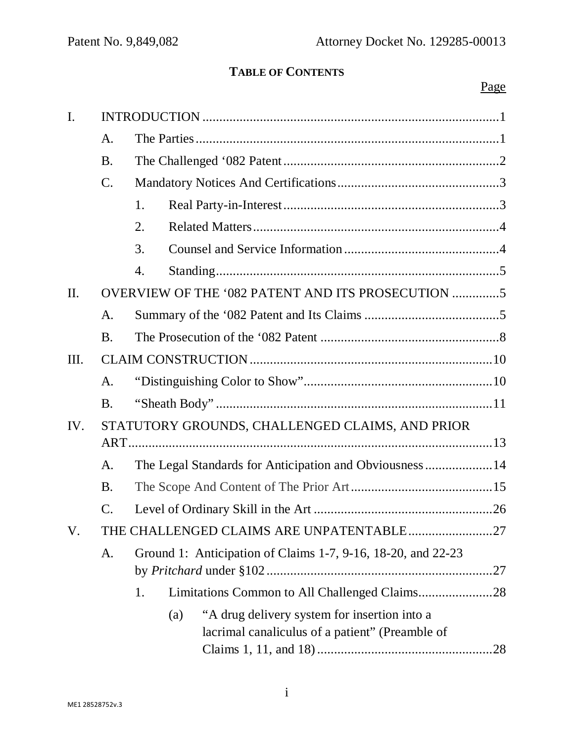**TABLE OF CONTENTS**

| | | | Page |
|---|---|---|---|
| I. | INTRODUCTION | | 1 |
| | A. | The Parties | 1 |
| | B. | The Challenged '082 Patent | 2 |
| | C. | Mandatory Notices And Certifications | 3 |
| | | 1. Real Party-in-Interest | 3 |
| | | 2. Related Matters | 4 |
| | | 3. Counsel and Service Information | 4 |
| | | 4. Standing | 5 |
| II. | OVERVIEW OF THE '082 PATENT AND ITS PROSECUTION | | 5 |
| | A. | Summary of the '082 Patent and Its Claims | 5 |
| | B. | The Prosecution of the '082 Patent | 8 |
| III. | CLAIM CONSTRUCTION | | 10 |
| | A. | "Distinguishing Color to Show" | 10 |
| | B. | "Sheath Body" | 11 |
| IV. | STATUTORY GROUNDS, CHALLENGED CLAIMS, AND PRIOR ART | | 13 |
| | A. | The Legal Standards for Anticipation and Obviousness | 14 |
| | B. | The Scope And Content of The Prior Art | 15 |
| | C. | Level of Ordinary Skill in the Art | 26 |
| V. | THE CHALLENGED CLAIMS ARE UNPATENTABLE | | 27 |
| | A. | Ground 1: Anticipation of Claims 1-7, 9-16, 18-20, and 22-23 by *Pritchard* under §102 | 27 |
| | | 1. Limitations Common to All Challenged Claims | 28 |
| | | (a) "A drug delivery system for insertion into a lacrimal canaliculus of a patient" (Preamble of Claims 1, 11, and 18) | 28 |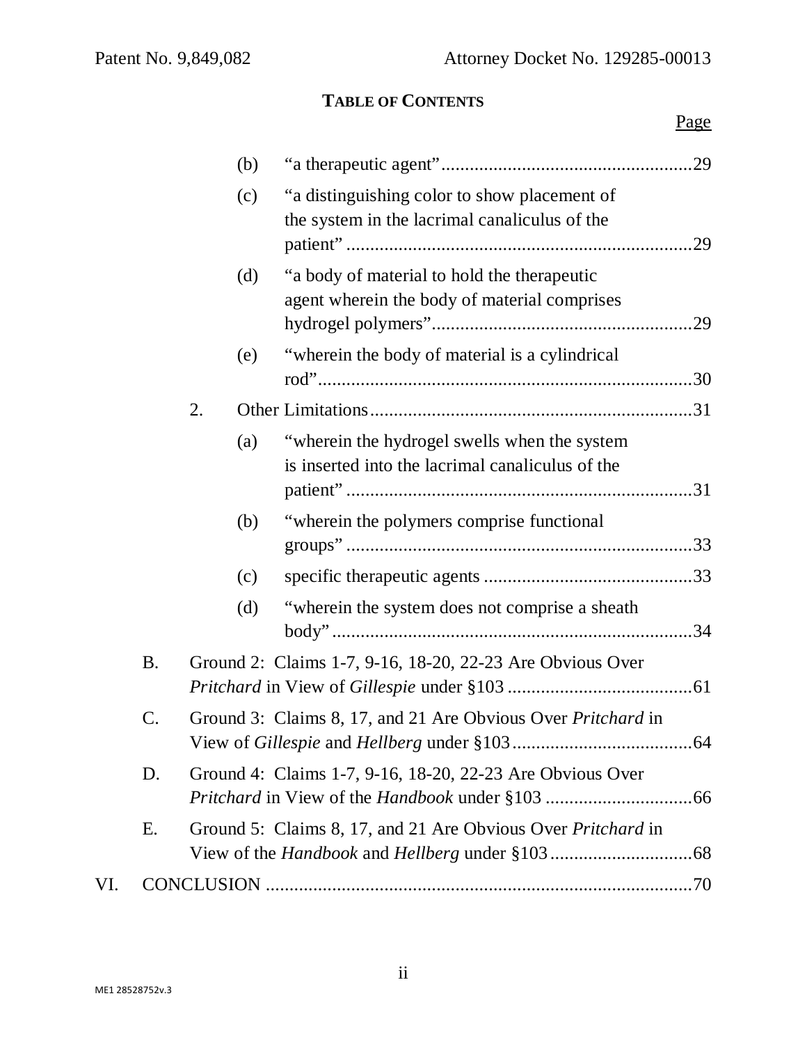**TABLE OF CONTENTS**

Page

- (b) "a therapeutic agent" ..... 29
- (c) "a distinguishing color to show placement of the system in the lacrimal canaliculus of the patient" ..... 29
- (d) "a body of material to hold the therapeutic agent wherein the body of material comprises hydrogel polymers" ..... 29
- (e) "wherein the body of material is a cylindrical rod" ..... 30

2. Other Limitations ..... 31
   - (a) "wherein the hydrogel swells when the system is inserted into the lacrimal canaliculus of the patient" ..... 31
   - (b) "wherein the polymers comprise functional groups" ..... 33
   - (c) specific therapeutic agents ..... 33
   - (d) "wherein the system does not comprise a sheath body" ..... 34

B. Ground 2: Claims 1-7, 9-16, 18-20, 22-23 Are Obvious Over *Pritchard* in View of *Gillespie* under §103 ..... 61

C. Ground 3: Claims 8, 17, and 21 Are Obvious Over *Pritchard* in View of *Gillespie* and *Hellberg* under §103 ..... 64

D. Ground 4: Claims 1-7, 9-16, 18-20, 22-23 Are Obvious Over *Pritchard* in View of the *Handbook* under §103 ..... 66

E. Ground 5: Claims 8, 17, and 21 Are Obvious Over *Pritchard* in View of the *Handbook* and *Hellberg* under §103 ..... 68

VI. CONCLUSION ..... 70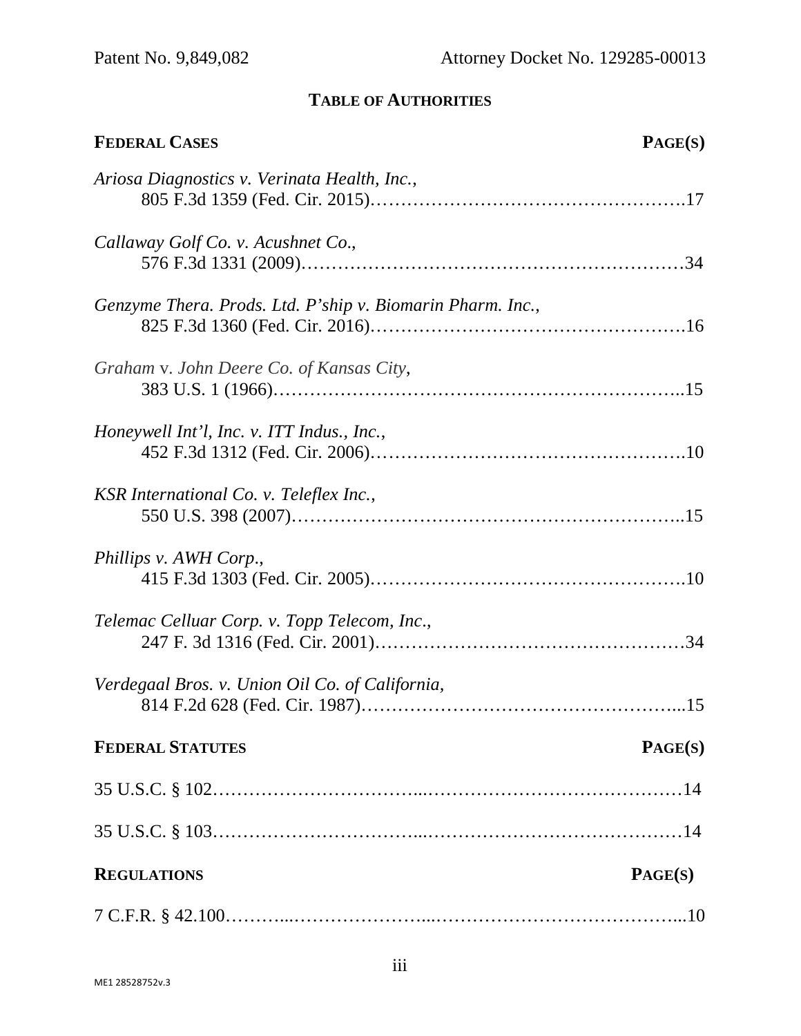# TABLE OF AUTHORITIES

**FEDERAL CASES** **PAGE(S)**

*Ariosa Diagnostics v. Verinata Health, Inc.*,
805 F.3d 1359 (Fed. Cir. 2015)……………………………………………….17

*Callaway Golf Co. v. Acushnet Co.*,
576 F.3d 1331 (2009)…………………………………………………….34

*Genzyme Thera. Prods. Ltd. P'ship v. Biomarin Pharm. Inc.*,
825 F.3d 1360 (Fed. Cir. 2016)……………………………………………….16

*Graham* v. *John Deere Co. of Kansas City*,
383 U.S. 1 (1966)……………………………………………………………..15

*Honeywell Int'l, Inc. v. ITT Indus., Inc.*,
452 F.3d 1312 (Fed. Cir. 2006)……………………………………………….10

*KSR International Co. v. Teleflex Inc.*,
550 U.S. 398 (2007)…………………………………………………………..15

*Phillips v. AWH Corp.*,
415 F.3d 1303 (Fed. Cir. 2005)……………………………………………….10

*Telemac Celluar Corp. v. Topp Telecom, Inc*.,
247 F. 3d 1316 (Fed. Cir. 2001)……………………………………………34

*Verdegaal Bros. v. Union Oil Co. of California,*
814 F.2d 628 (Fed. Cir. 1987)………………………………………………...15

**FEDERAL STATUTES** **PAGE(S)**

35 U.S.C. § 102…………………………...……………………………………14

35 U.S.C. § 103…………………………...……………………………………14

**REGULATIONS** **PAGE(S)**

7 C.F.R. § 42.100………...…………………...…………………………………...10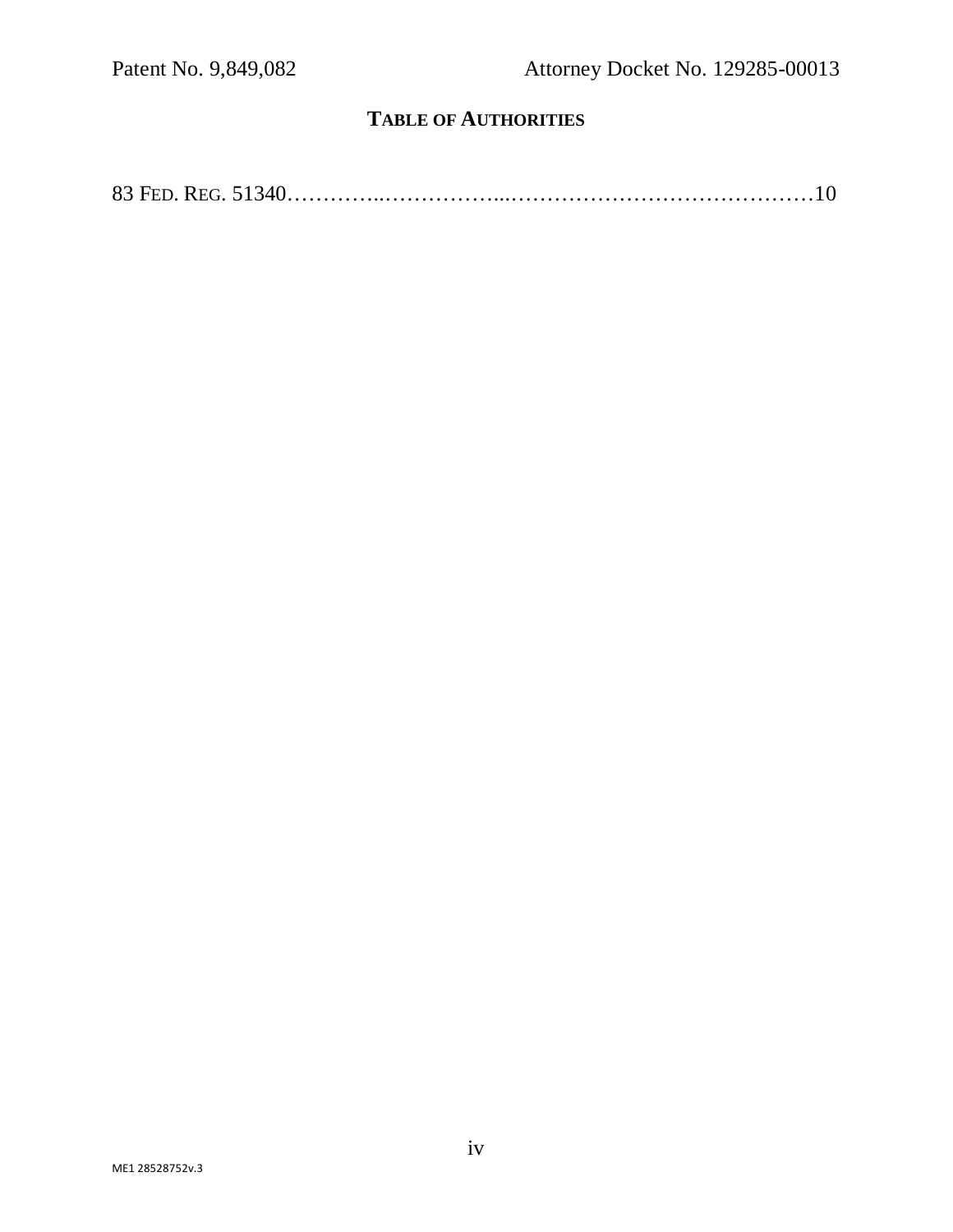## TABLE OF AUTHORITIES

83 FED. REG. 51340……………………………………………………………10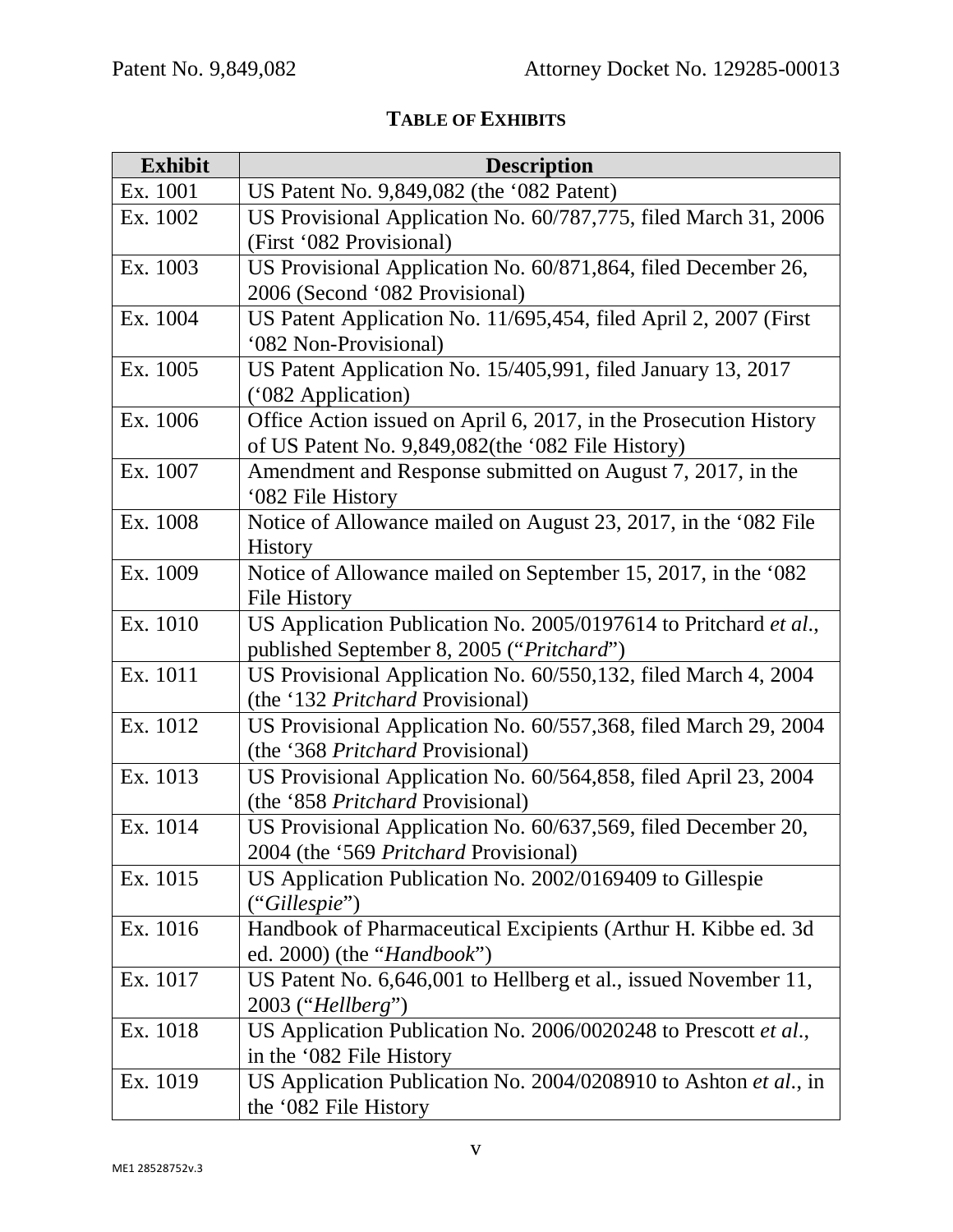## TABLE OF EXHIBITS

| Exhibit | Description |
|---|---|
| Ex. 1001 | US Patent No. 9,849,082 (the '082 Patent) |
| Ex. 1002 | US Provisional Application No. 60/787,775, filed March 31, 2006 (First '082 Provisional) |
| Ex. 1003 | US Provisional Application No. 60/871,864, filed December 26, 2006 (Second '082 Provisional) |
| Ex. 1004 | US Patent Application No. 11/695,454, filed April 2, 2007 (First '082 Non-Provisional) |
| Ex. 1005 | US Patent Application No. 15/405,991, filed January 13, 2017 ('082 Application) |
| Ex. 1006 | Office Action issued on April 6, 2017, in the Prosecution History of US Patent No. 9,849,082(the '082 File History) |
| Ex. 1007 | Amendment and Response submitted on August 7, 2017, in the '082 File History |
| Ex. 1008 | Notice of Allowance mailed on August 23, 2017, in the '082 File History |
| Ex. 1009 | Notice of Allowance mailed on September 15, 2017, in the '082 File History |
| Ex. 1010 | US Application Publication No. 2005/0197614 to Pritchard *et al.*, published September 8, 2005 ("*Pritchard*") |
| Ex. 1011 | US Provisional Application No. 60/550,132, filed March 4, 2004 (the '132 *Pritchard* Provisional) |
| Ex. 1012 | US Provisional Application No. 60/557,368, filed March 29, 2004 (the '368 *Pritchard* Provisional) |
| Ex. 1013 | US Provisional Application No. 60/564,858, filed April 23, 2004 (the '858 *Pritchard* Provisional) |
| Ex. 1014 | US Provisional Application No. 60/637,569, filed December 20, 2004 (the '569 *Pritchard* Provisional) |
| Ex. 1015 | US Application Publication No. 2002/0169409 to Gillespie ("*Gillespie*") |
| Ex. 1016 | Handbook of Pharmaceutical Excipients (Arthur H. Kibbe ed. 3d ed. 2000) (the "*Handbook*") |
| Ex. 1017 | US Patent No. 6,646,001 to Hellberg et al., issued November 11, 2003 ("*Hellberg*") |
| Ex. 1018 | US Application Publication No. 2006/0020248 to Prescott *et al.*, in the '082 File History |
| Ex. 1019 | US Application Publication No. 2004/0208910 to Ashton *et al.*, in the '082 File History |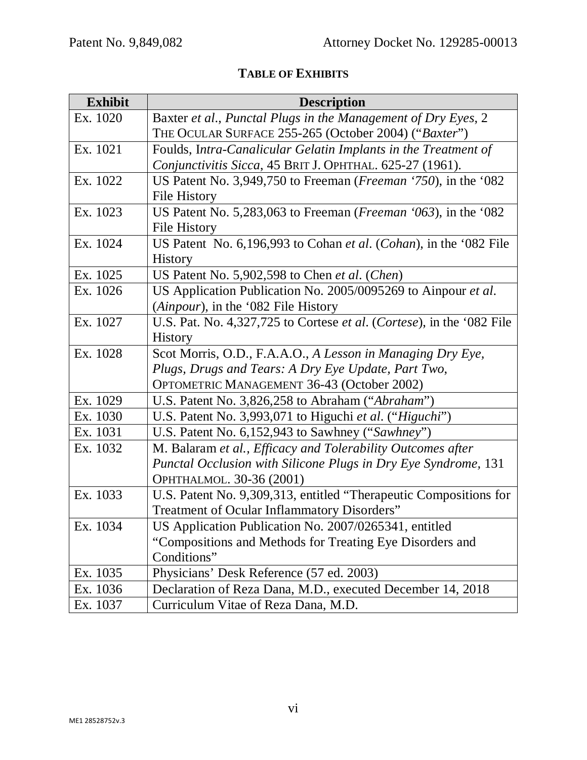**TABLE OF EXHIBITS**

| Exhibit | Description |
|---|---|
| Ex. 1020 | Baxter *et al.*, *Punctal Plugs in the Management of Dry Eyes*, 2 THE OCULAR SURFACE 255-265 (October 2004) ("*Baxter*") |
| Ex. 1021 | Foulds, I*ntra-Canalicular Gelatin Implants in the Treatment of Conjunctivitis Sicca*, 45 BRIT J. OPHTHAL. 625-27 (1961). |
| Ex. 1022 | US Patent No. 3,949,750 to Freeman (*Freeman '750*), in the '082 File History |
| Ex. 1023 | US Patent No. 5,283,063 to Freeman (*Freeman '063*), in the '082 File History |
| Ex. 1024 | US Patent No. 6,196,993 to Cohan *et al*. (*Cohan*), in the '082 File History |
| Ex. 1025 | US Patent No. 5,902,598 to Chen *et al*. (*Chen*) |
| Ex. 1026 | US Application Publication No. 2005/0095269 to Ainpour *et al*. (*Ainpour*), in the '082 File History |
| Ex. 1027 | U.S. Pat. No. 4,327,725 to Cortese *et al*. (*Cortese*), in the '082 File History |
| Ex. 1028 | Scot Morris, O.D., F.A.A.O., *A Lesson in Managing Dry Eye, Plugs, Drugs and Tears: A Dry Eye Update, Part Two*, OPTOMETRIC MANAGEMENT 36-43 (October 2002) |
| Ex. 1029 | U.S. Patent No. 3,826,258 to Abraham ("*Abraham*") |
| Ex. 1030 | U.S. Patent No. 3,993,071 to Higuchi *et al*. ("*Higuchi*") |
| Ex. 1031 | U.S. Patent No. 6,152,943 to Sawhney ("*Sawhney*") |
| Ex. 1032 | M. Balaram *et al., Efficacy and Tolerability Outcomes after Punctal Occlusion with Silicone Plugs in Dry Eye Syndrome*, 131 OPHTHALMOL. 30-36 (2001) |
| Ex. 1033 | U.S. Patent No. 9,309,313, entitled "Therapeutic Compositions for Treatment of Ocular Inflammatory Disorders" |
| Ex. 1034 | US Application Publication No. 2007/0265341, entitled "Compositions and Methods for Treating Eye Disorders and Conditions" |
| Ex. 1035 | Physicians' Desk Reference (57 ed. 2003) |
| Ex. 1036 | Declaration of Reza Dana, M.D., executed December 14, 2018 |
| Ex. 1037 | Curriculum Vitae of Reza Dana, M.D. |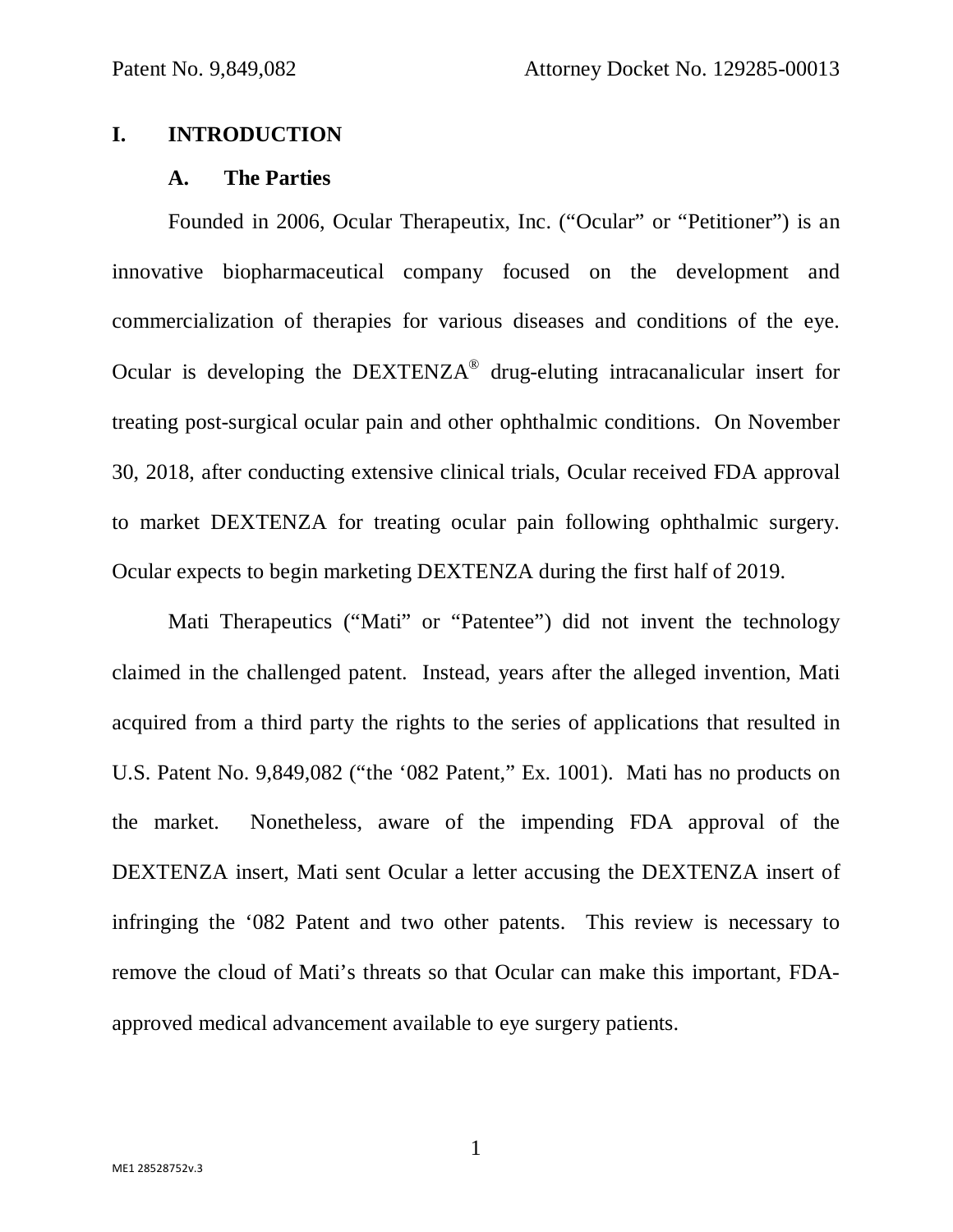# I. INTRODUCTION

## A. The Parties

Founded in 2006, Ocular Therapeutix, Inc. ("Ocular" or "Petitioner") is an innovative biopharmaceutical company focused on the development and commercialization of therapies for various diseases and conditions of the eye. Ocular is developing the DEXTENZA® drug-eluting intracanalicular insert for treating post-surgical ocular pain and other ophthalmic conditions. On November 30, 2018, after conducting extensive clinical trials, Ocular received FDA approval to market DEXTENZA for treating ocular pain following ophthalmic surgery. Ocular expects to begin marketing DEXTENZA during the first half of 2019.

Mati Therapeutics ("Mati" or "Patentee") did not invent the technology claimed in the challenged patent. Instead, years after the alleged invention, Mati acquired from a third party the rights to the series of applications that resulted in U.S. Patent No. 9,849,082 ("the '082 Patent," Ex. 1001). Mati has no products on the market. Nonetheless, aware of the impending FDA approval of the DEXTENZA insert, Mati sent Ocular a letter accusing the DEXTENZA insert of infringing the '082 Patent and two other patents. This review is necessary to remove the cloud of Mati's threats so that Ocular can make this important, FDA-approved medical advancement available to eye surgery patients.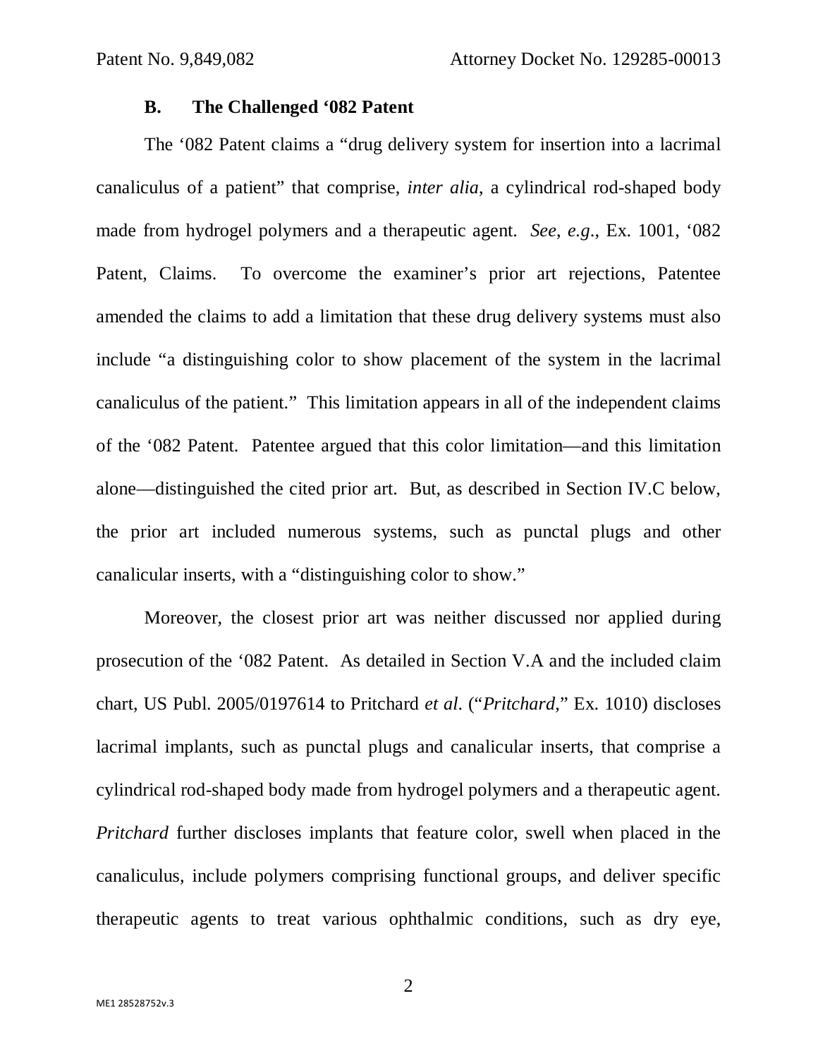### B. The Challenged '082 Patent

The '082 Patent claims a "drug delivery system for insertion into a lacrimal canaliculus of a patient" that comprise, *inter alia*, a cylindrical rod-shaped body made from hydrogel polymers and a therapeutic agent. *See, e.g.*, Ex. 1001, '082 Patent, Claims. To overcome the examiner's prior art rejections, Patentee amended the claims to add a limitation that these drug delivery systems must also include "a distinguishing color to show placement of the system in the lacrimal canaliculus of the patient." This limitation appears in all of the independent claims of the '082 Patent. Patentee argued that this color limitation—and this limitation alone—distinguished the cited prior art. But, as described in Section IV.C below, the prior art included numerous systems, such as punctal plugs and other canalicular inserts, with a "distinguishing color to show."

Moreover, the closest prior art was neither discussed nor applied during prosecution of the '082 Patent. As detailed in Section V.A and the included claim chart, US Publ. 2005/0197614 to Pritchard *et al*. ("*Pritchard*," Ex. 1010) discloses lacrimal implants, such as punctal plugs and canalicular inserts, that comprise a cylindrical rod-shaped body made from hydrogel polymers and a therapeutic agent. *Pritchard* further discloses implants that feature color, swell when placed in the canaliculus, include polymers comprising functional groups, and deliver specific therapeutic agents to treat various ophthalmic conditions, such as dry eye,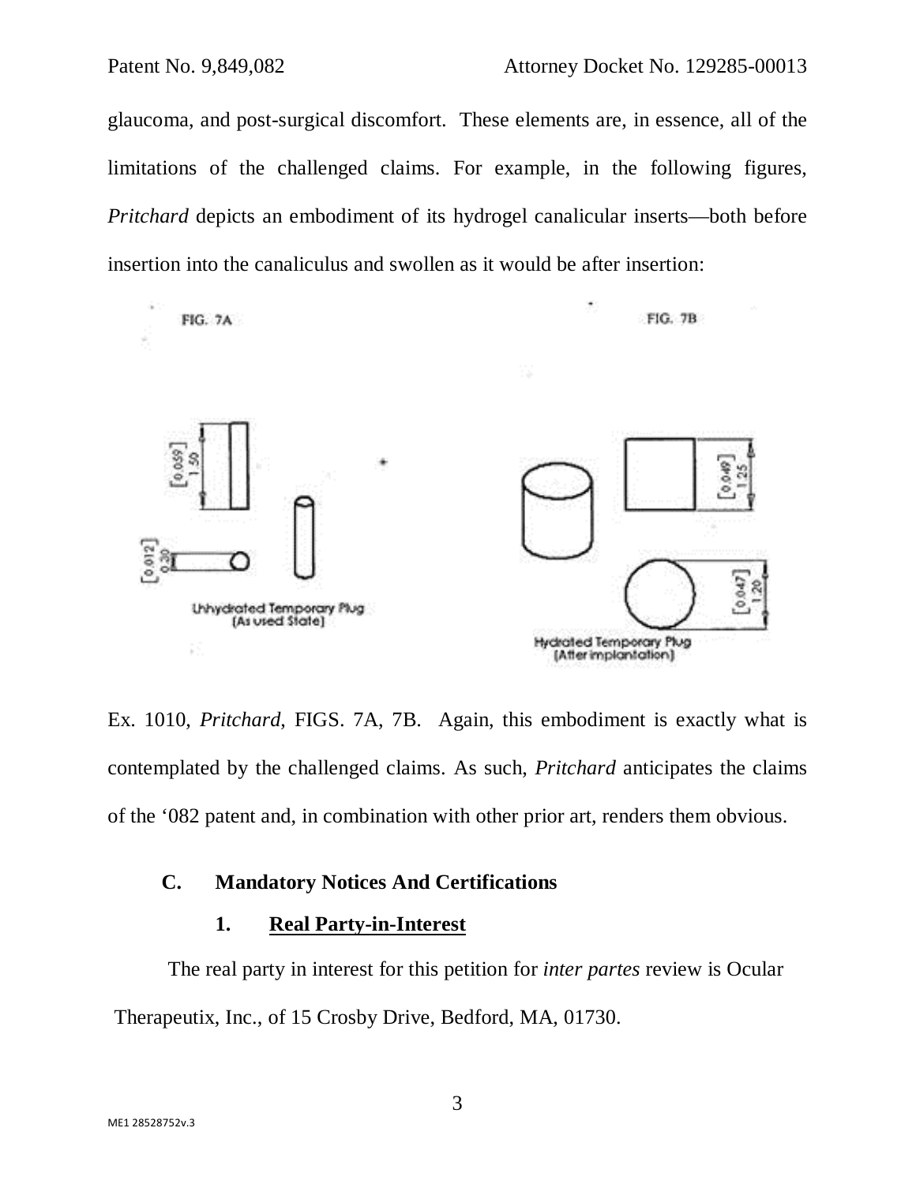glaucoma, and post-surgical discomfort. These elements are, in essence, all of the limitations of the challenged claims. For example, in the following figures, *Pritchard* depicts an embodiment of its hydrogel canalicular inserts—both before insertion into the canaliculus and swollen as it would be after insertion:

Ex. 1010, *Pritchard*, FIGS. 7A, 7B. Again, this embodiment is exactly what is contemplated by the challenged claims. As such, *Pritchard* anticipates the claims of the '082 patent and, in combination with other prior art, renders them obvious.

### C. Mandatory Notices And Certifications

#### 1. Real Party-in-Interest

The real party in interest for this petition for *inter partes* review is Ocular Therapeutix, Inc., of 15 Crosby Drive, Bedford, MA, 01730.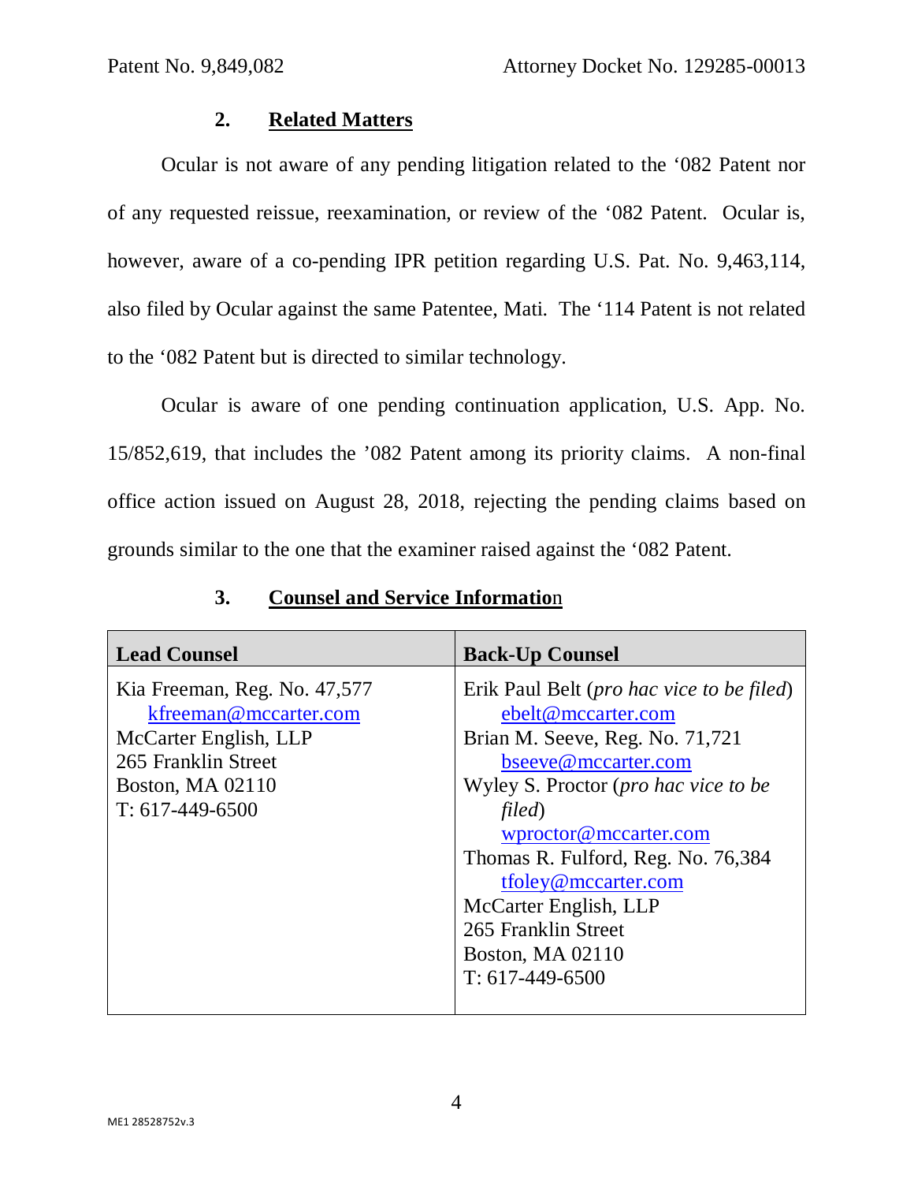## 2. Related Matters

Ocular is not aware of any pending litigation related to the '082 Patent nor of any requested reissue, reexamination, or review of the '082 Patent. Ocular is, however, aware of a co-pending IPR petition regarding U.S. Pat. No. 9,463,114, also filed by Ocular against the same Patentee, Mati. The '114 Patent is not related to the '082 Patent but is directed to similar technology.

Ocular is aware of one pending continuation application, U.S. App. No. 15/852,619, that includes the '082 Patent among its priority claims. A non-final office action issued on August 28, 2018, rejecting the pending claims based on grounds similar to the one that the examiner raised against the '082 Patent.

## 3. Counsel and Service Information

| **Lead Counsel** | **Back-Up Counsel** |
|---|---|
| Kia Freeman, Reg. No. 47,577<br>kfreeman@mccarter.com<br>McCarter English, LLP<br>265 Franklin Street<br>Boston, MA 02110<br>T: 617-449-6500 | Erik Paul Belt (*pro hac vice to be filed*)<br>ebelt@mccarter.com<br>Brian M. Seeve, Reg. No. 71,721<br>bseeve@mccarter.com<br>Wyley S. Proctor (*pro hac vice to be filed*)<br>wproctor@mccarter.com<br>Thomas R. Fulford, Reg. No. 76,384<br>tfoley@mccarter.com<br>McCarter English, LLP<br>265 Franklin Street<br>Boston, MA 02110<br>T: 617-449-6500 |

ME1 28528752v.3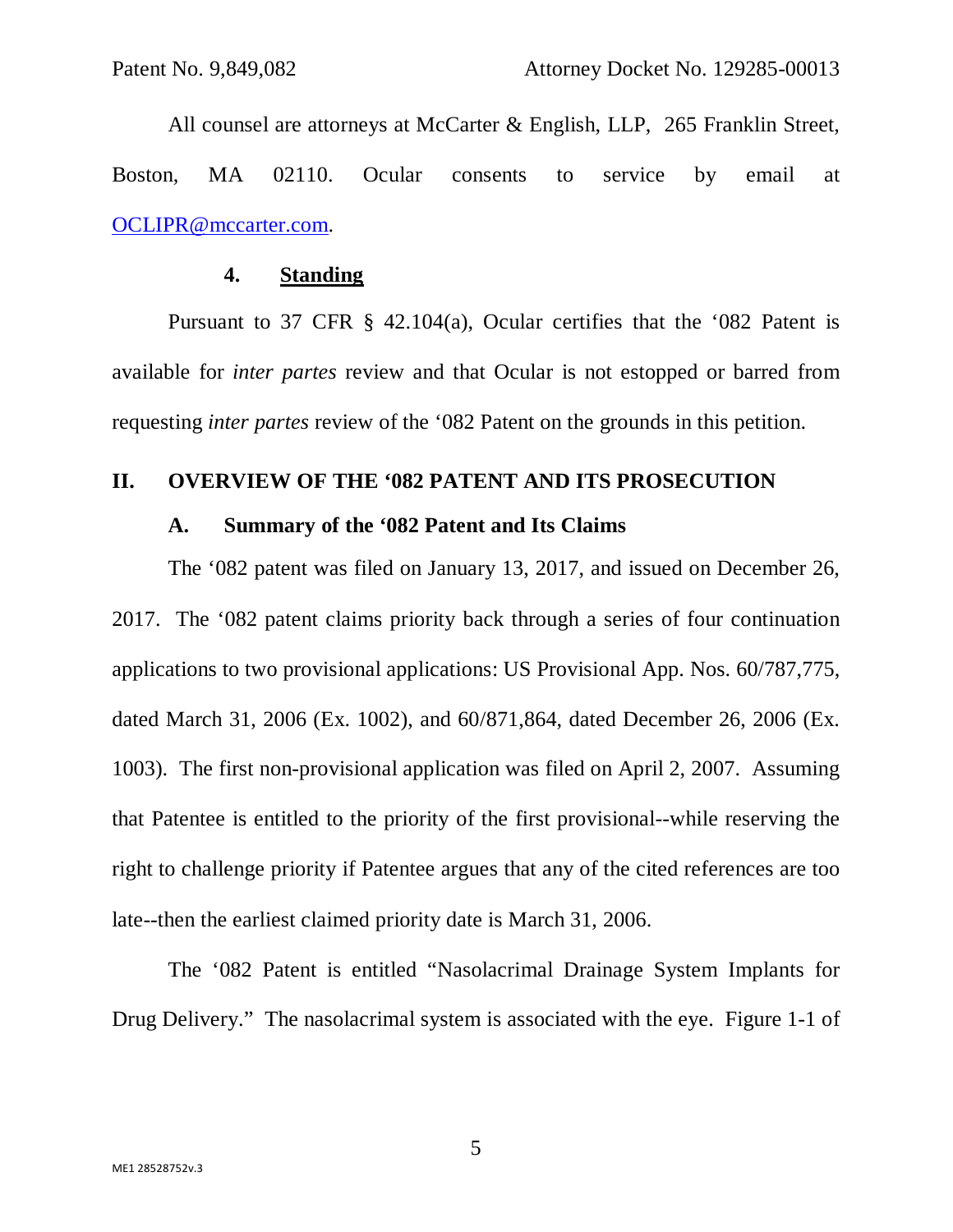All counsel are attorneys at McCarter & English, LLP, 265 Franklin Street, Boston, MA 02110. Ocular consents to service by email at OCLIPR@mccarter.com.

#### 4. **Standing**

Pursuant to 37 CFR § 42.104(a), Ocular certifies that the '082 Patent is available for *inter partes* review and that Ocular is not estopped or barred from requesting *inter partes* review of the '082 Patent on the grounds in this petition.

## II. OVERVIEW OF THE '082 PATENT AND ITS PROSECUTION

### A. Summary of the '082 Patent and Its Claims

The '082 patent was filed on January 13, 2017, and issued on December 26, 2017. The '082 patent claims priority back through a series of four continuation applications to two provisional applications: US Provisional App. Nos. 60/787,775, dated March 31, 2006 (Ex. 1002), and 60/871,864, dated December 26, 2006 (Ex. 1003). The first non-provisional application was filed on April 2, 2007. Assuming that Patentee is entitled to the priority of the first provisional--while reserving the right to challenge priority if Patentee argues that any of the cited references are too late--then the earliest claimed priority date is March 31, 2006.

The '082 Patent is entitled "Nasolacrimal Drainage System Implants for Drug Delivery." The nasolacrimal system is associated with the eye. Figure 1-1 of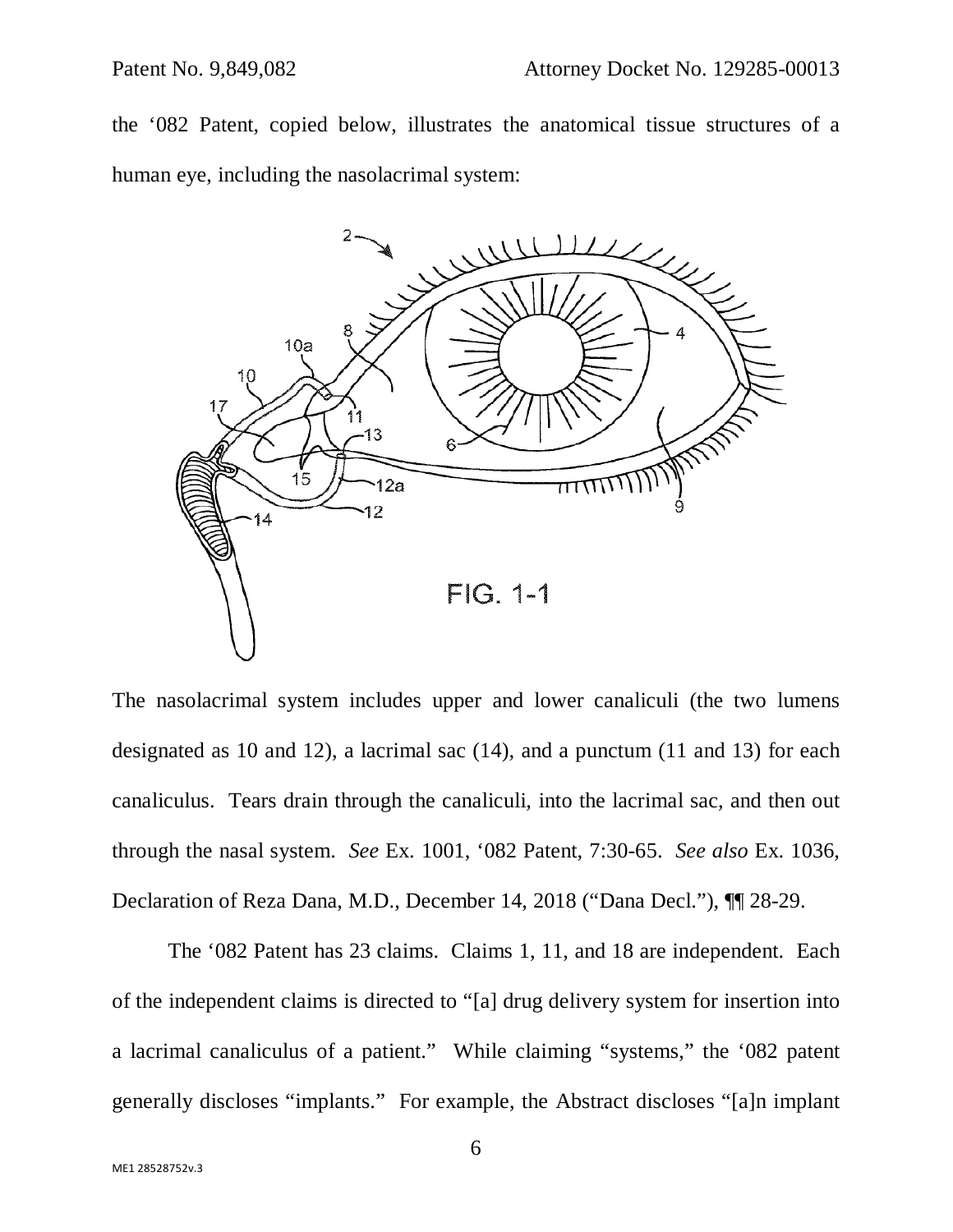the '082 Patent, copied below, illustrates the anatomical tissue structures of a human eye, including the nasolacrimal system:

FIG. 1-1

The nasolacrimal system includes upper and lower canaliculi (the two lumens designated as 10 and 12), a lacrimal sac (14), and a punctum (11 and 13) for each canaliculus. Tears drain through the canaliculi, into the lacrimal sac, and then out through the nasal system. *See* Ex. 1001, '082 Patent, 7:30-65. *See also* Ex. 1036, Declaration of Reza Dana, M.D., December 14, 2018 ("Dana Decl."), ¶¶ 28-29.

The '082 Patent has 23 claims. Claims 1, 11, and 18 are independent. Each of the independent claims is directed to "[a] drug delivery system for insertion into a lacrimal canaliculus of a patient." While claiming "systems," the '082 patent generally discloses "implants." For example, the Abstract discloses "[a]n implant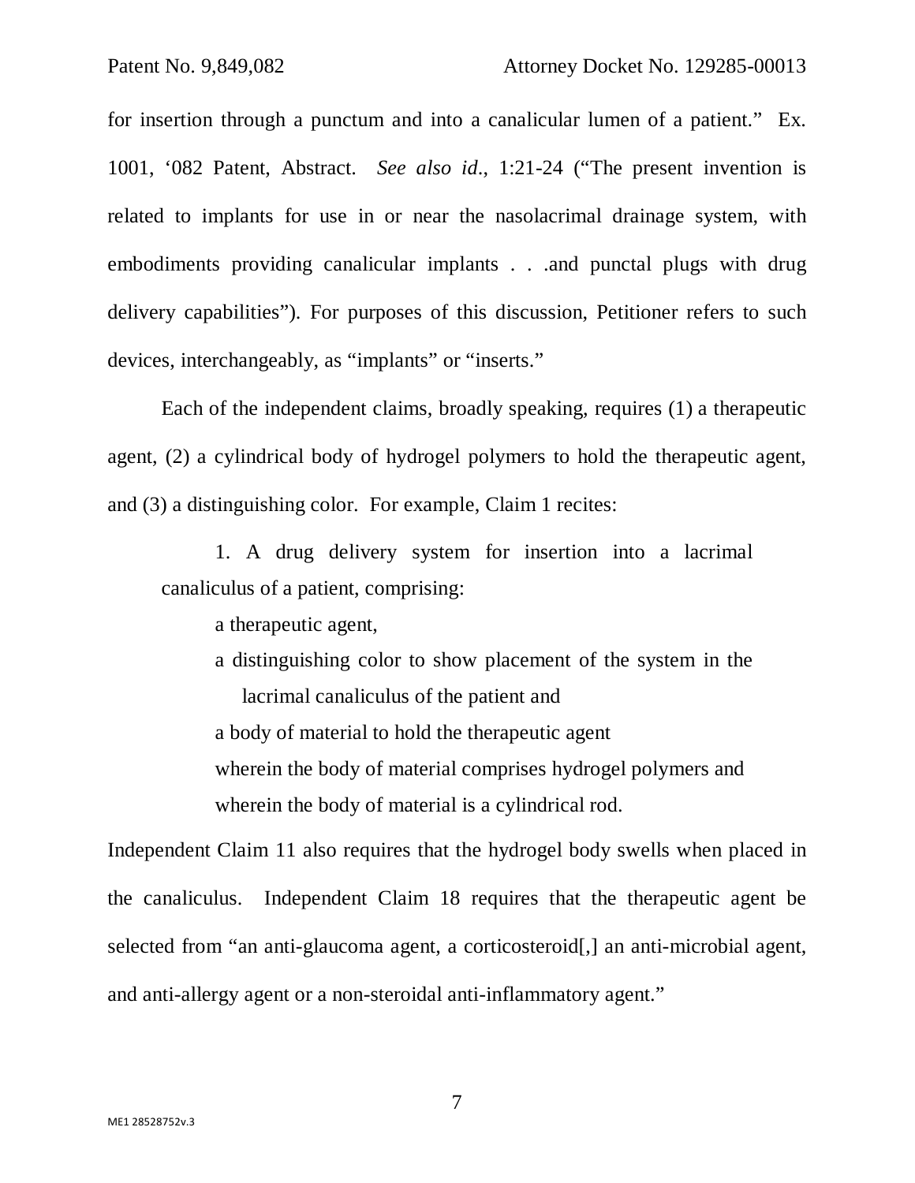for insertion through a punctum and into a canalicular lumen of a patient." Ex. 1001, '082 Patent, Abstract. *See also id.*, 1:21-24 ("The present invention is related to implants for use in or near the nasolacrimal drainage system, with embodiments providing canalicular implants . . .and punctal plugs with drug delivery capabilities"). For purposes of this discussion, Petitioner refers to such devices, interchangeably, as "implants" or "inserts."

Each of the independent claims, broadly speaking, requires (1) a therapeutic agent, (2) a cylindrical body of hydrogel polymers to hold the therapeutic agent, and (3) a distinguishing color. For example, Claim 1 recites:

> 1. A drug delivery system for insertion into a lacrimal canaliculus of a patient, comprising:
>
> a therapeutic agent,
>
> a distinguishing color to show placement of the system in the lacrimal canaliculus of the patient and
>
> a body of material to hold the therapeutic agent
>
> wherein the body of material comprises hydrogel polymers and
>
> wherein the body of material is a cylindrical rod.

Independent Claim 11 also requires that the hydrogel body swells when placed in the canaliculus. Independent Claim 18 requires that the therapeutic agent be selected from "an anti-glaucoma agent, a corticosteroid[,] an anti-microbial agent, and anti-allergy agent or a non-steroidal anti-inflammatory agent."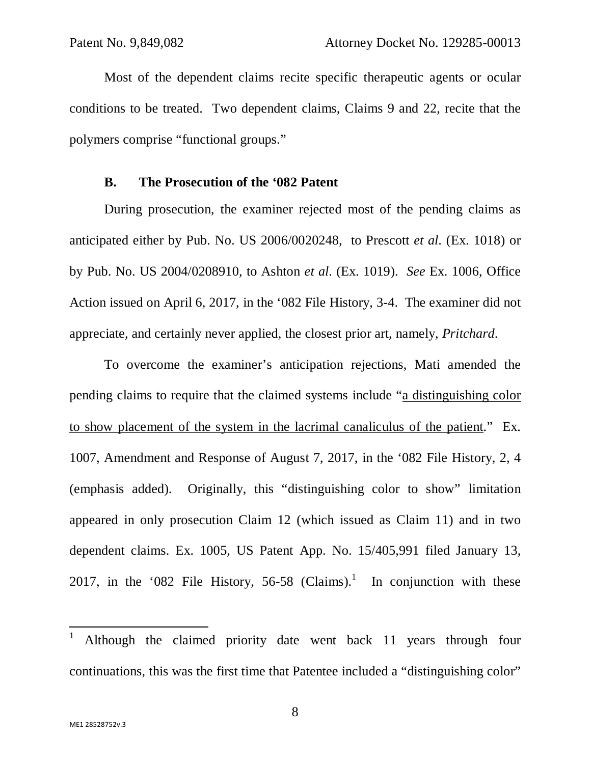Most of the dependent claims recite specific therapeutic agents or ocular conditions to be treated. Two dependent claims, Claims 9 and 22, recite that the polymers comprise "functional groups."

### B. The Prosecution of the '082 Patent

During prosecution, the examiner rejected most of the pending claims as anticipated either by Pub. No. US 2006/0020248, to Prescott *et al*. (Ex. 1018) or by Pub. No. US 2004/0208910, to Ashton *et al*. (Ex. 1019). *See* Ex. 1006, Office Action issued on April 6, 2017, in the '082 File History, 3-4. The examiner did not appreciate, and certainly never applied, the closest prior art, namely, *Pritchard*.

To overcome the examiner's anticipation rejections, Mati amended the pending claims to require that the claimed systems include "<u>a distinguishing color to show placement of the system in the lacrimal canaliculus of the patient</u>." Ex. 1007, Amendment and Response of August 7, 2017, in the '082 File History, 2, 4 (emphasis added). Originally, this "distinguishing color to show" limitation appeared in only prosecution Claim 12 (which issued as Claim 11) and in two dependent claims. Ex. 1005, US Patent App. No. 15/405,991 filed January 13, 2017, in the '082 File History, 56-58 (Claims).[1] In conjunction with these

[1] Although the claimed priority date went back 11 years through four continuations, this was the first time that Patentee included a "distinguishing color"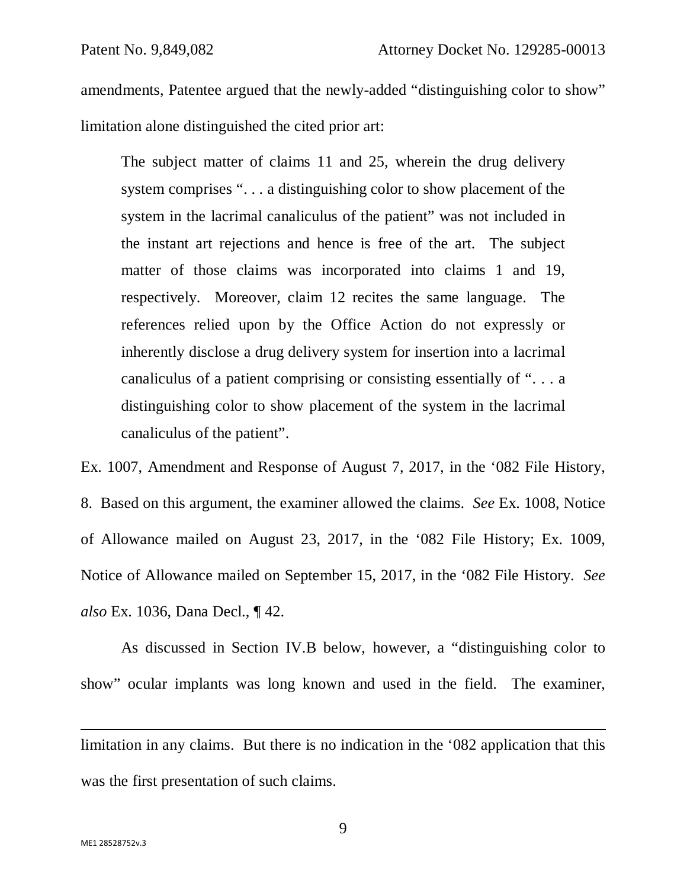amendments, Patentee argued that the newly-added "distinguishing color to show" limitation alone distinguished the cited prior art:

> The subject matter of claims 11 and 25, wherein the drug delivery system comprises ". . . a distinguishing color to show placement of the system in the lacrimal canaliculus of the patient" was not included in the instant art rejections and hence is free of the art. The subject matter of those claims was incorporated into claims 1 and 19, respectively. Moreover, claim 12 recites the same language. The references relied upon by the Office Action do not expressly or inherently disclose a drug delivery system for insertion into a lacrimal canaliculus of a patient comprising or consisting essentially of ". . . a distinguishing color to show placement of the system in the lacrimal canaliculus of the patient".

Ex. 1007, Amendment and Response of August 7, 2017, in the '082 File History, 8. Based on this argument, the examiner allowed the claims. *See* Ex. 1008, Notice of Allowance mailed on August 23, 2017, in the '082 File History; Ex. 1009, Notice of Allowance mailed on September 15, 2017, in the '082 File History. *See also* Ex. 1036, Dana Decl., ¶ 42.

As discussed in Section IV.B below, however, a "distinguishing color to show" ocular implants was long known and used in the field. The examiner,

---

limitation in any claims. But there is no indication in the '082 application that this was the first presentation of such claims.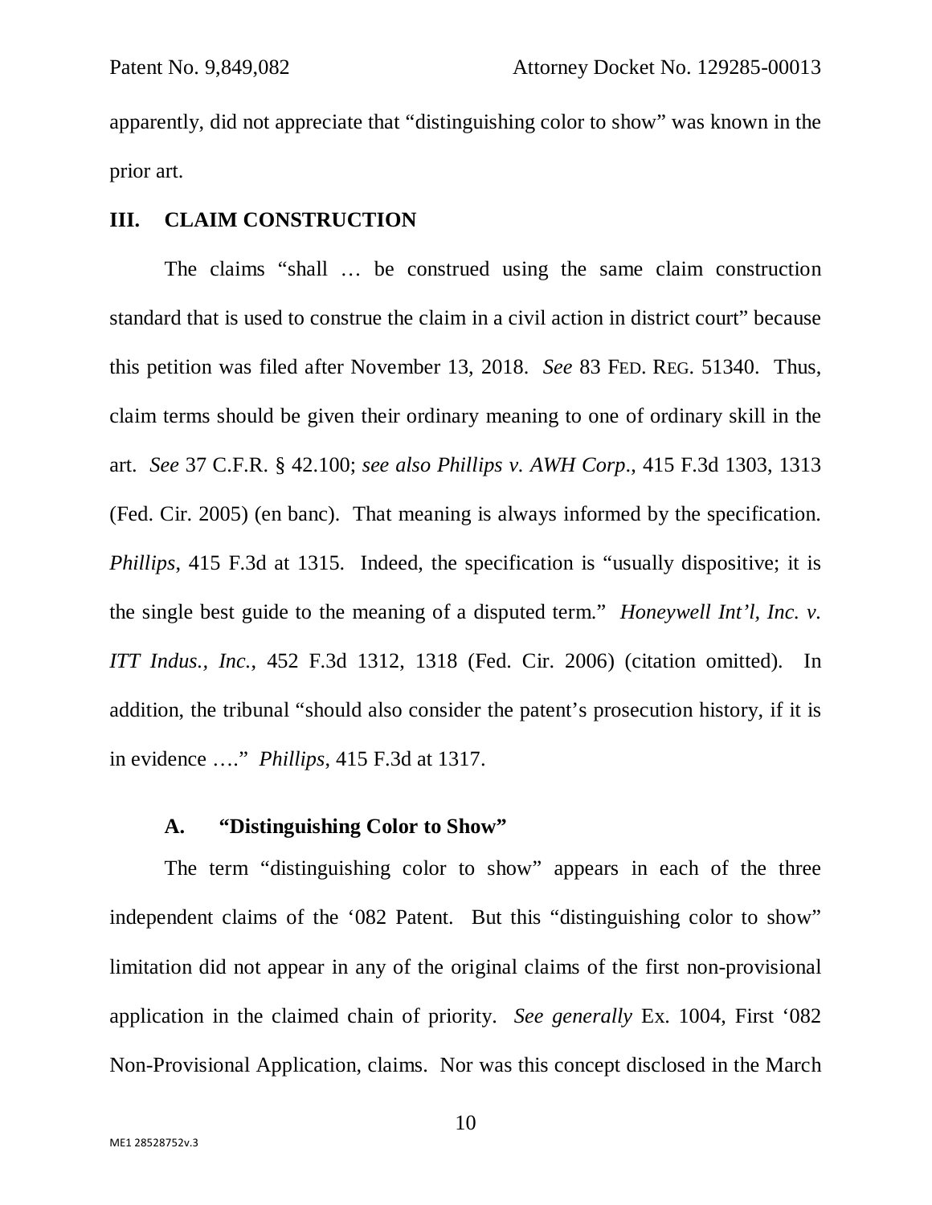apparently, did not appreciate that "distinguishing color to show" was known in the prior art.

## III. CLAIM CONSTRUCTION

The claims "shall … be construed using the same claim construction standard that is used to construe the claim in a civil action in district court" because this petition was filed after November 13, 2018. *See* 83 FED. REG. 51340. Thus, claim terms should be given their ordinary meaning to one of ordinary skill in the art. *See* 37 C.F.R. § 42.100; *see also Phillips v. AWH Corp*., 415 F.3d 1303, 1313 (Fed. Cir. 2005) (en banc). That meaning is always informed by the specification. *Phillips*, 415 F.3d at 1315. Indeed, the specification is "usually dispositive; it is the single best guide to the meaning of a disputed term." *Honeywell Int'l, Inc. v. ITT Indus., Inc.*, 452 F.3d 1312, 1318 (Fed. Cir. 2006) (citation omitted). In addition, the tribunal "should also consider the patent's prosecution history, if it is in evidence …." *Phillips*, 415 F.3d at 1317.

### A. "Distinguishing Color to Show"

The term "distinguishing color to show" appears in each of the three independent claims of the '082 Patent. But this "distinguishing color to show" limitation did not appear in any of the original claims of the first non-provisional application in the claimed chain of priority. *See generally* Ex. 1004, First '082 Non-Provisional Application, claims. Nor was this concept disclosed in the March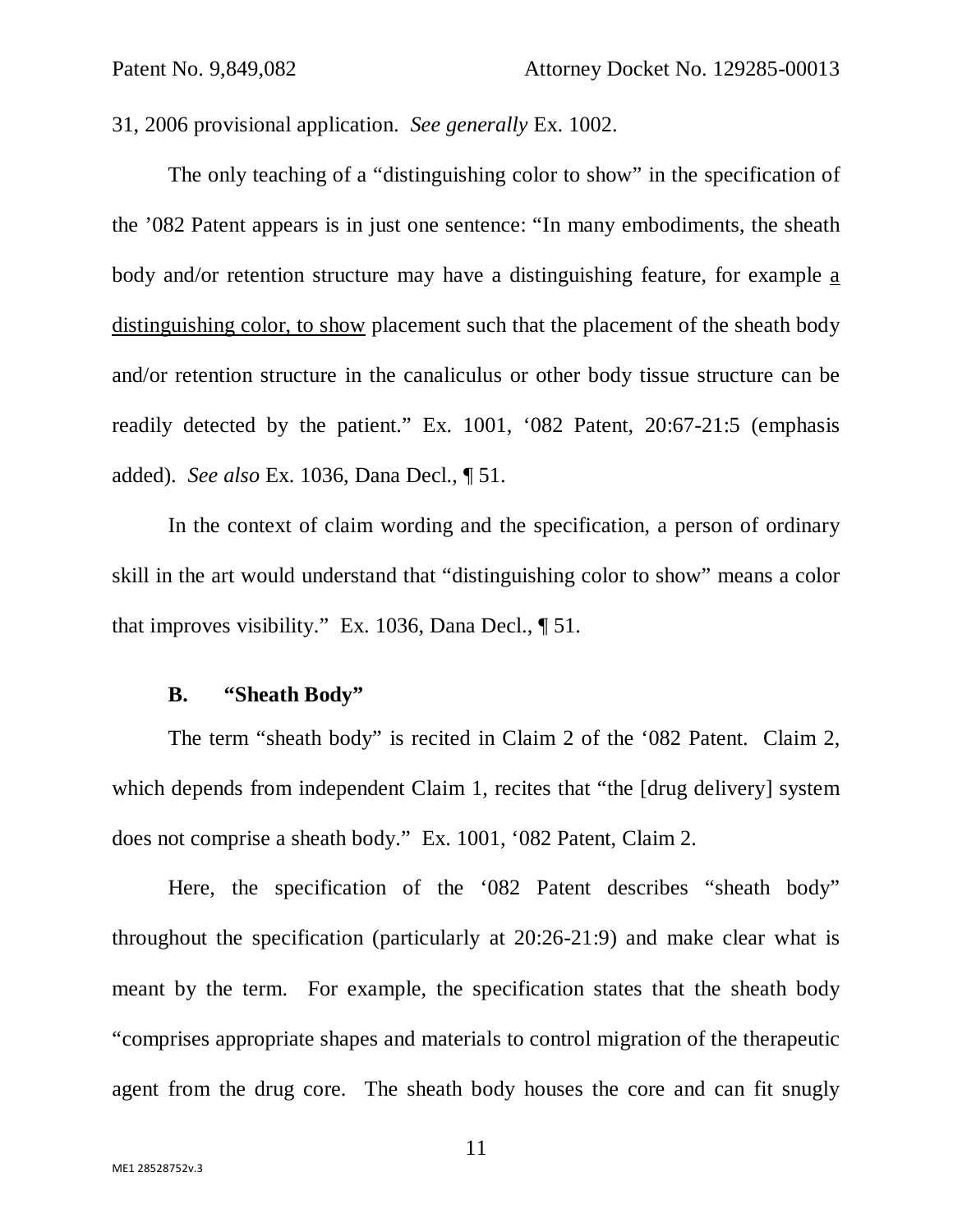31, 2006 provisional application. *See generally* Ex. 1002.

The only teaching of a "distinguishing color to show" in the specification of the '082 Patent appears is in just one sentence: "In many embodiments, the sheath body and/or retention structure may have a distinguishing feature, for example <u>a distinguishing color, to show</u> placement such that the placement of the sheath body and/or retention structure in the canaliculus or other body tissue structure can be readily detected by the patient." Ex. 1001, '082 Patent, 20:67-21:5 (emphasis added). *See also* Ex. 1036, Dana Decl., ¶ 51.

In the context of claim wording and the specification, a person of ordinary skill in the art would understand that "distinguishing color to show" means a color that improves visibility." Ex. 1036, Dana Decl., ¶ 51.

### B. "Sheath Body"

The term "sheath body" is recited in Claim 2 of the '082 Patent. Claim 2, which depends from independent Claim 1, recites that "the [drug delivery] system does not comprise a sheath body." Ex. 1001, '082 Patent, Claim 2.

Here, the specification of the '082 Patent describes "sheath body" throughout the specification (particularly at 20:26-21:9) and make clear what is meant by the term. For example, the specification states that the sheath body "comprises appropriate shapes and materials to control migration of the therapeutic agent from the drug core. The sheath body houses the core and can fit snugly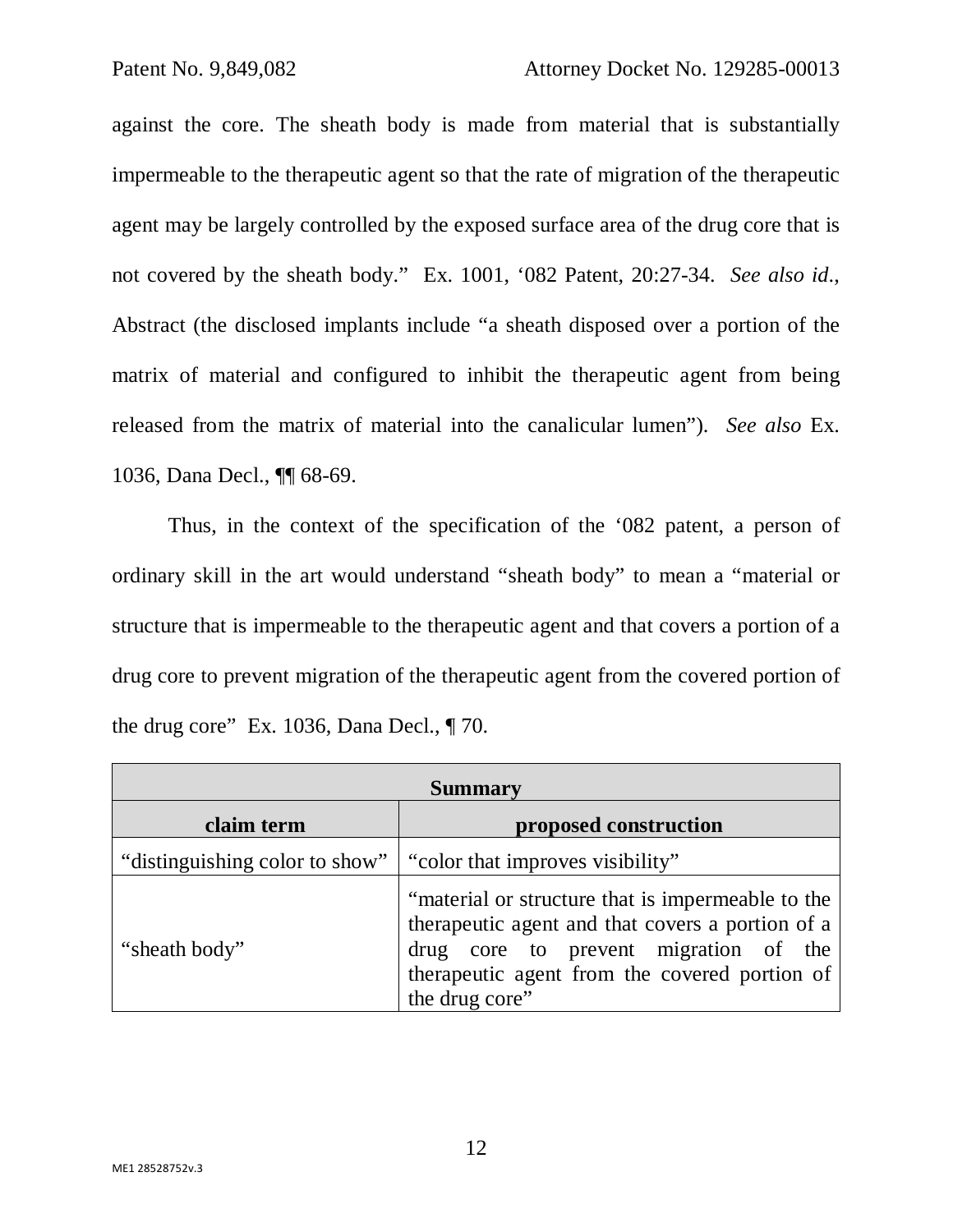against the core. The sheath body is made from material that is substantially impermeable to the therapeutic agent so that the rate of migration of the therapeutic agent may be largely controlled by the exposed surface area of the drug core that is not covered by the sheath body." Ex. 1001, '082 Patent, 20:27-34. *See also id*., Abstract (the disclosed implants include "a sheath disposed over a portion of the matrix of material and configured to inhibit the therapeutic agent from being released from the matrix of material into the canalicular lumen"). *See also* Ex. 1036, Dana Decl., ¶¶ 68-69.

Thus, in the context of the specification of the '082 patent, a person of ordinary skill in the art would understand "sheath body" to mean a "material or structure that is impermeable to the therapeutic agent and that covers a portion of a drug core to prevent migration of the therapeutic agent from the covered portion of the drug core" Ex. 1036, Dana Decl., ¶ 70.

| **Summary** | |
|---|---|
| **claim term** | **proposed construction** |
| "distinguishing color to show" | "color that improves visibility" |
| "sheath body" | "material or structure that is impermeable to the therapeutic agent and that covers a portion of a drug core to prevent migration of the therapeutic agent from the covered portion of the drug core" |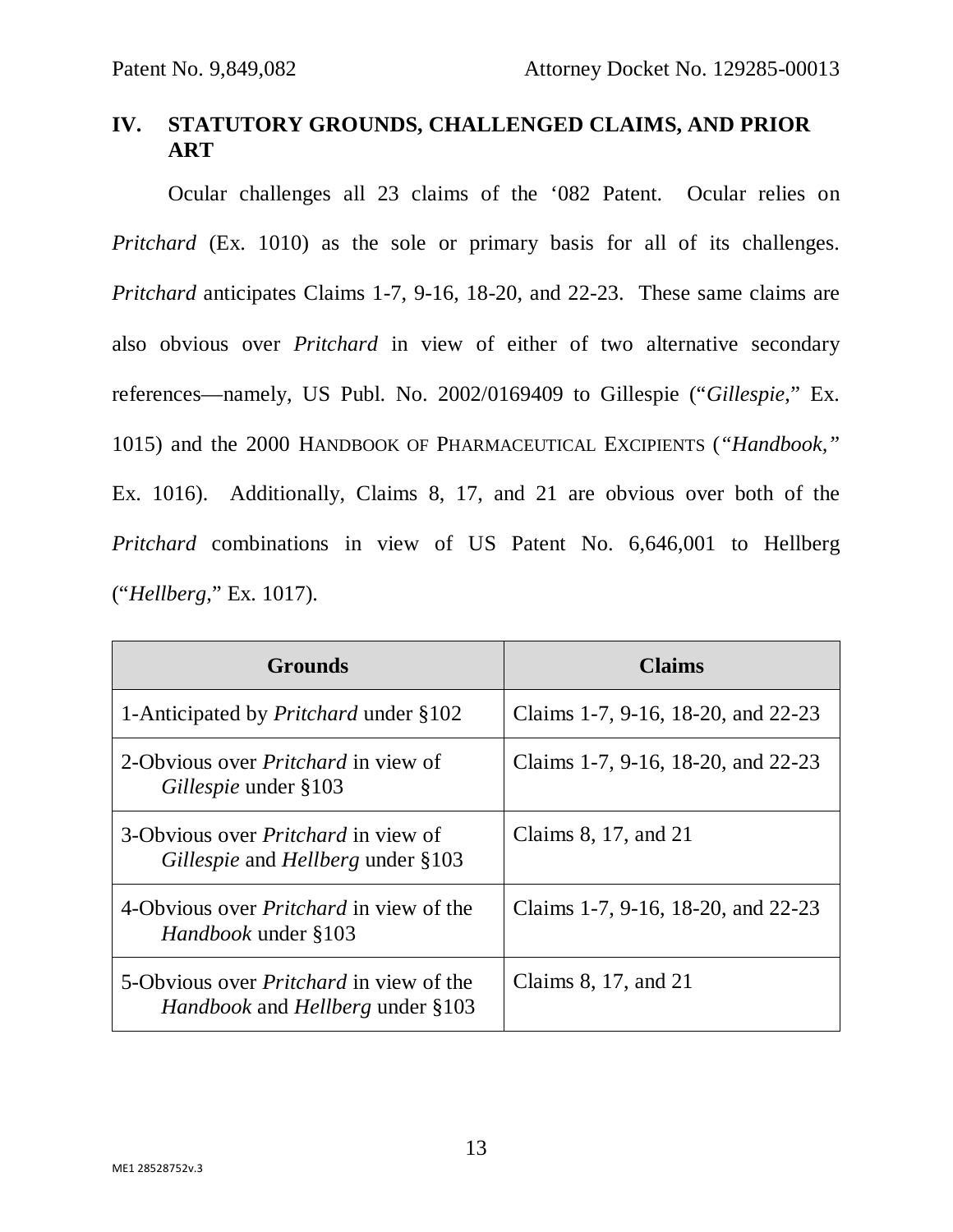## IV. STATUTORY GROUNDS, CHALLENGED CLAIMS, AND PRIOR ART

Ocular challenges all 23 claims of the '082 Patent. Ocular relies on *Pritchard* (Ex. 1010) as the sole or primary basis for all of its challenges. *Pritchard* anticipates Claims 1-7, 9-16, 18-20, and 22-23. These same claims are also obvious over *Pritchard* in view of either of two alternative secondary references—namely, US Publ. No. 2002/0169409 to Gillespie ("*Gillespie*," Ex. 1015) and the 2000 HANDBOOK OF PHARMACEUTICAL EXCIPIENTS (*"Handbook,"* Ex. 1016). Additionally, Claims 8, 17, and 21 are obvious over both of the *Pritchard* combinations in view of US Patent No. 6,646,001 to Hellberg ("*Hellberg*," Ex. 1017).

| Grounds | Claims |
|---|---|
| 1-Anticipated by *Pritchard* under §102 | Claims 1-7, 9-16, 18-20, and 22-23 |
| 2-Obvious over *Pritchard* in view of *Gillespie* under §103 | Claims 1-7, 9-16, 18-20, and 22-23 |
| 3-Obvious over *Pritchard* in view of *Gillespie* and *Hellberg* under §103 | Claims 8, 17, and 21 |
| 4-Obvious over *Pritchard* in view of the *Handbook* under §103 | Claims 1-7, 9-16, 18-20, and 22-23 |
| 5-Obvious over *Pritchard* in view of the *Handbook* and *Hellberg* under §103 | Claims 8, 17, and 21 |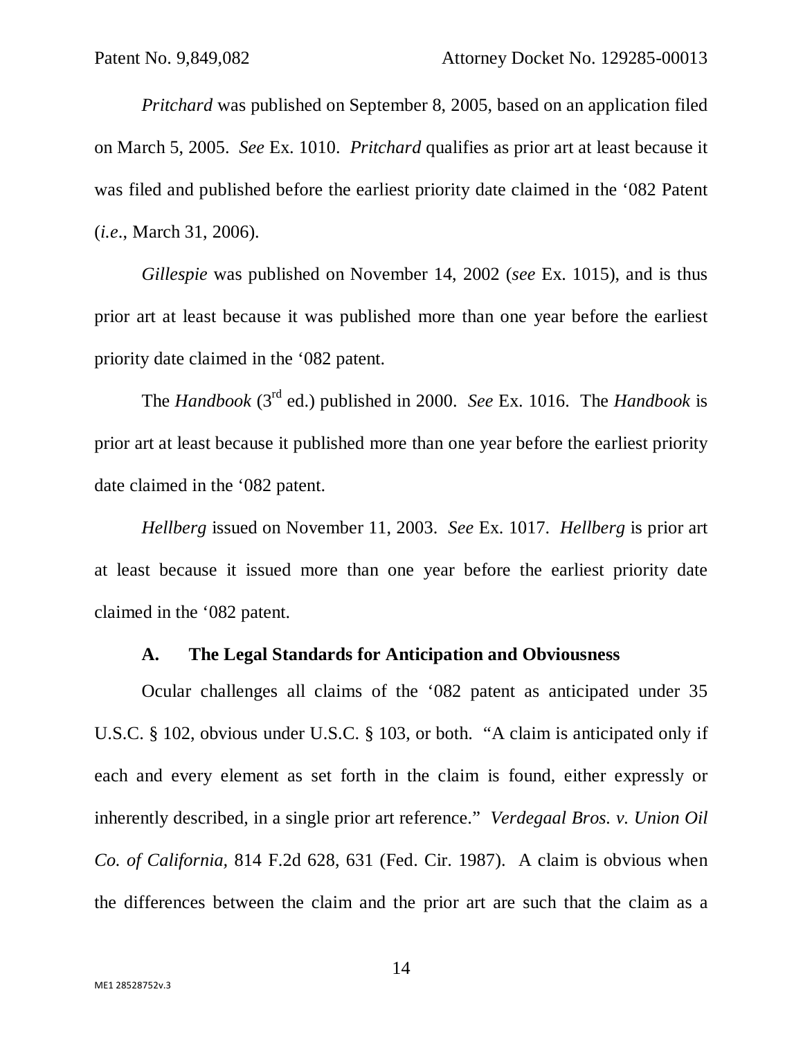*Pritchard* was published on September 8, 2005, based on an application filed on March 5, 2005. *See* Ex. 1010. *Pritchard* qualifies as prior art at least because it was filed and published before the earliest priority date claimed in the '082 Patent (*i.e.*, March 31, 2006).

*Gillespie* was published on November 14, 2002 (*see* Ex. 1015), and is thus prior art at least because it was published more than one year before the earliest priority date claimed in the '082 patent.

The *Handbook* (3rd ed.) published in 2000. *See* Ex. 1016. The *Handbook* is prior art at least because it published more than one year before the earliest priority date claimed in the '082 patent.

*Hellberg* issued on November 11, 2003. *See* Ex. 1017. *Hellberg* is prior art at least because it issued more than one year before the earliest priority date claimed in the '082 patent.

### A. The Legal Standards for Anticipation and Obviousness

Ocular challenges all claims of the '082 patent as anticipated under 35 U.S.C. § 102, obvious under U.S.C. § 103, or both. "A claim is anticipated only if each and every element as set forth in the claim is found, either expressly or inherently described, in a single prior art reference." *Verdegaal Bros. v. Union Oil Co. of California*, 814 F.2d 628, 631 (Fed. Cir. 1987). A claim is obvious when the differences between the claim and the prior art are such that the claim as a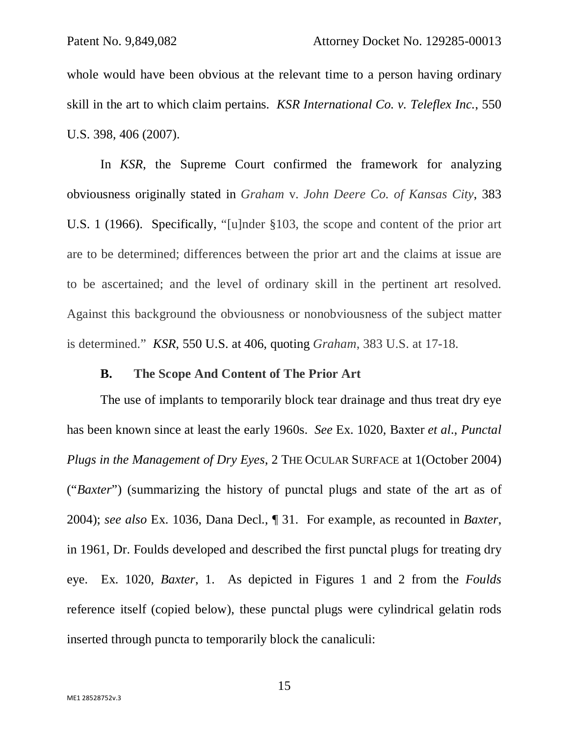whole would have been obvious at the relevant time to a person having ordinary skill in the art to which claim pertains. *KSR International Co. v. Teleflex Inc.*, 550 U.S. 398, 406 (2007).

In *KSR*, the Supreme Court confirmed the framework for analyzing obviousness originally stated in *Graham* v. *John Deere Co. of Kansas City*, 383 U.S. 1 (1966). Specifically, "[u]nder §103, the scope and content of the prior art are to be determined; differences between the prior art and the claims at issue are to be ascertained; and the level of ordinary skill in the pertinent art resolved. Against this background the obviousness or nonobviousness of the subject matter is determined." *KSR*, 550 U.S. at 406, quoting *Graham*, 383 U.S. at 17-18.

### B. The Scope And Content of The Prior Art

The use of implants to temporarily block tear drainage and thus treat dry eye has been known since at least the early 1960s. *See* Ex. 1020, Baxter *et al*., *Punctal Plugs in the Management of Dry Eyes*, 2 THE OCULAR SURFACE at 1(October 2004) ("*Baxter*") (summarizing the history of punctal plugs and state of the art as of 2004); *see also* Ex. 1036, Dana Decl., ¶ 31. For example, as recounted in *Baxter*, in 1961, Dr. Foulds developed and described the first punctal plugs for treating dry eye. Ex. 1020, *Baxter*, 1. As depicted in Figures 1 and 2 from the *Foulds* reference itself (copied below), these punctal plugs were cylindrical gelatin rods inserted through puncta to temporarily block the canaliculi: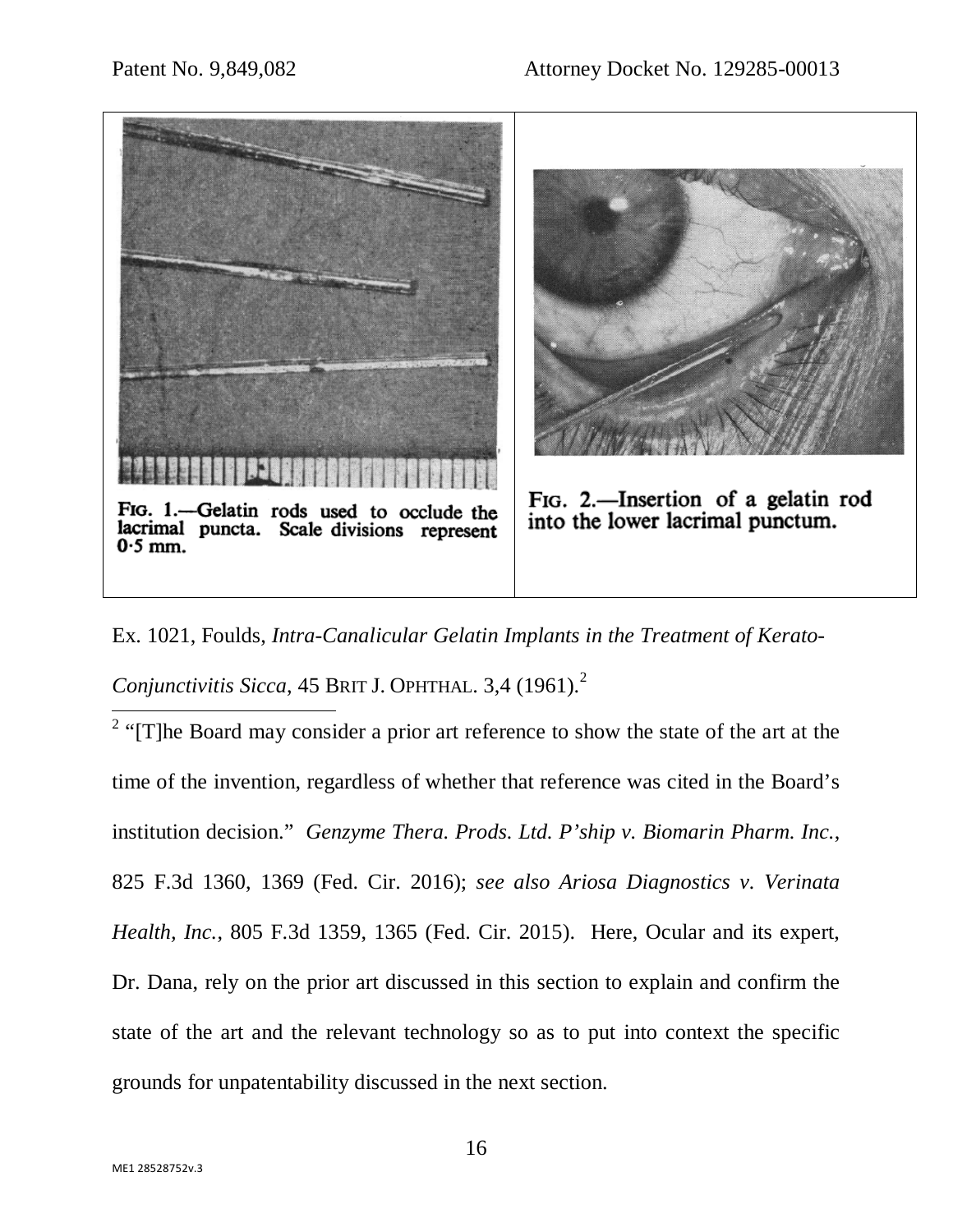FIG. 1.—Gelatin rods used to occlude the lacrimal puncta. Scale divisions represent 0·5 mm.

FIG. 2.—Insertion of a gelatin rod into the lower lacrimal punctum.

Ex. 1021, Foulds, *Intra-Canalicular Gelatin Implants in the Treatment of Kerato-Conjunctivitis Sicca*, 45 BRIT J. OPHTHAL. 3,4 (1961).[2]

---

[2] "[T]he Board may consider a prior art reference to show the state of the art at the time of the invention, regardless of whether that reference was cited in the Board's institution decision." *Genzyme Thera. Prods. Ltd. P'ship v. Biomarin Pharm. Inc.*, 825 F.3d 1360, 1369 (Fed. Cir. 2016); *see also Ariosa Diagnostics v. Verinata Health, Inc.*, 805 F.3d 1359, 1365 (Fed. Cir. 2015). Here, Ocular and its expert, Dr. Dana, rely on the prior art discussed in this section to explain and confirm the state of the art and the relevant technology so as to put into context the specific grounds for unpatentability discussed in the next section.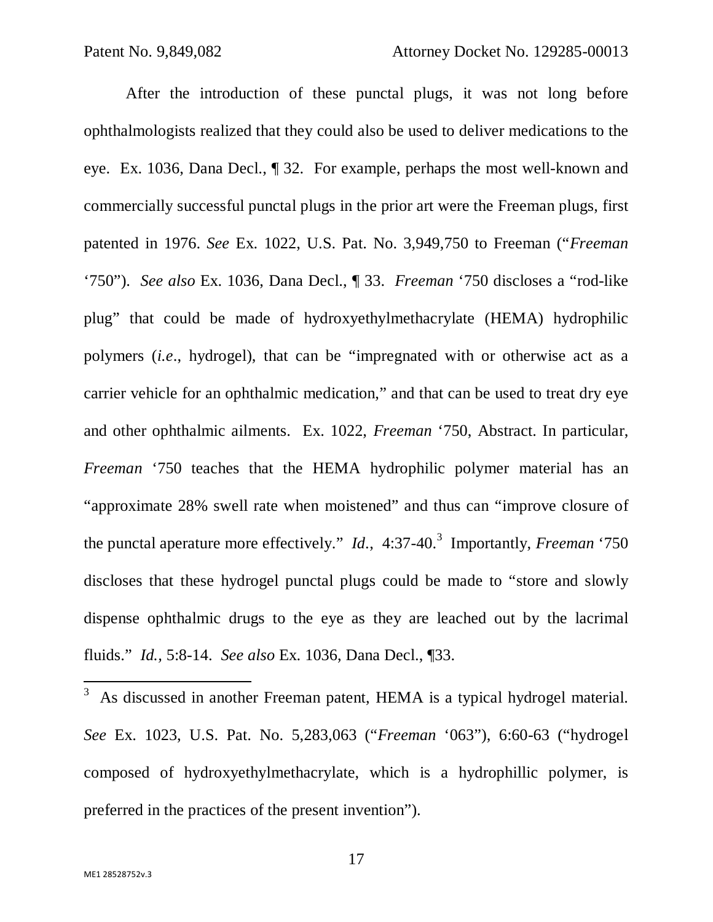After the introduction of these punctal plugs, it was not long before ophthalmologists realized that they could also be used to deliver medications to the eye. Ex. 1036, Dana Decl., ¶ 32. For example, perhaps the most well-known and commercially successful punctal plugs in the prior art were the Freeman plugs, first patented in 1976. *See* Ex. 1022, U.S. Pat. No. 3,949,750 to Freeman ("*Freeman* '750"). *See also* Ex. 1036, Dana Decl., ¶ 33. *Freeman* '750 discloses a "rod-like plug" that could be made of hydroxyethylmethacrylate (HEMA) hydrophilic polymers (*i.e.*, hydrogel), that can be "impregnated with or otherwise act as a carrier vehicle for an ophthalmic medication," and that can be used to treat dry eye and other ophthalmic ailments. Ex. 1022, *Freeman* '750, Abstract. In particular, *Freeman* '750 teaches that the HEMA hydrophilic polymer material has an "approximate 28% swell rate when moistened" and thus can "improve closure of the punctal aperature more effectively." *Id.*, 4:37-40.[3] Importantly, *Freeman* '750 discloses that these hydrogel punctal plugs could be made to "store and slowly dispense ophthalmic drugs to the eye as they are leached out by the lacrimal fluids." *Id.*, 5:8-14. *See also* Ex. 1036, Dana Decl., ¶33.

---

[3] As discussed in another Freeman patent, HEMA is a typical hydrogel material. *See* Ex. 1023, U.S. Pat. No. 5,283,063 ("*Freeman* '063"), 6:60-63 ("hydrogel composed of hydroxyethylmethacrylate, which is a hydrophillic polymer, is preferred in the practices of the present invention").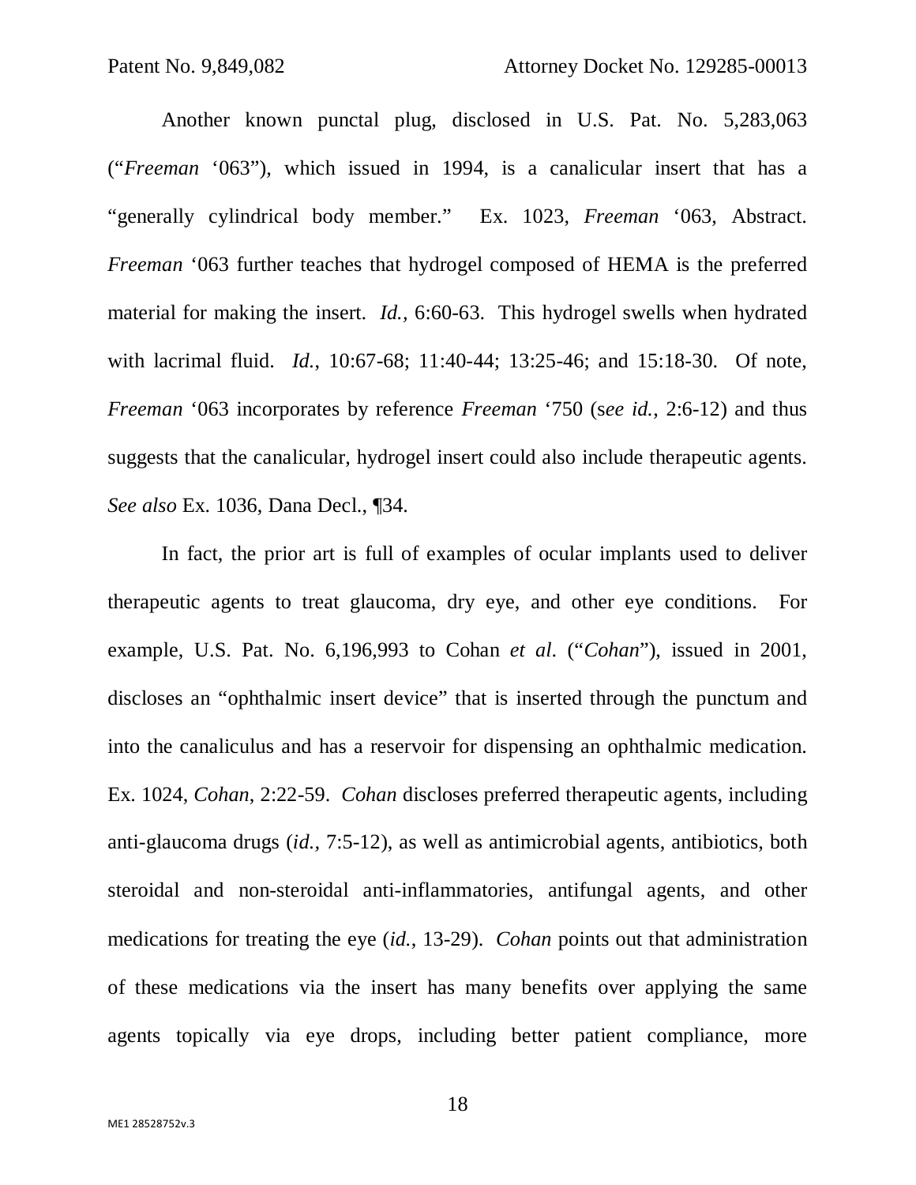Another known punctal plug, disclosed in U.S. Pat. No. 5,283,063 ("*Freeman* '063"), which issued in 1994, is a canalicular insert that has a "generally cylindrical body member." Ex. 1023, *Freeman* '063, Abstract. *Freeman* '063 further teaches that hydrogel composed of HEMA is the preferred material for making the insert. *Id.*, 6:60-63. This hydrogel swells when hydrated with lacrimal fluid. *Id.*, 10:67-68; 11:40-44; 13:25-46; and 15:18-30. Of note, *Freeman* '063 incorporates by reference *Freeman* '750 (*see id.*, 2:6-12) and thus suggests that the canalicular, hydrogel insert could also include therapeutic agents. *See also* Ex. 1036, Dana Decl., ¶34.

In fact, the prior art is full of examples of ocular implants used to deliver therapeutic agents to treat glaucoma, dry eye, and other eye conditions. For example, U.S. Pat. No. 6,196,993 to Cohan *et al.* ("*Cohan*"), issued in 2001, discloses an "ophthalmic insert device" that is inserted through the punctum and into the canaliculus and has a reservoir for dispensing an ophthalmic medication. Ex. 1024, *Cohan*, 2:22-59. *Cohan* discloses preferred therapeutic agents, including anti-glaucoma drugs (*id.*, 7:5-12), as well as antimicrobial agents, antibiotics, both steroidal and non-steroidal anti-inflammatories, antifungal agents, and other medications for treating the eye (*id.*, 13-29). *Cohan* points out that administration of these medications via the insert has many benefits over applying the same agents topically via eye drops, including better patient compliance, more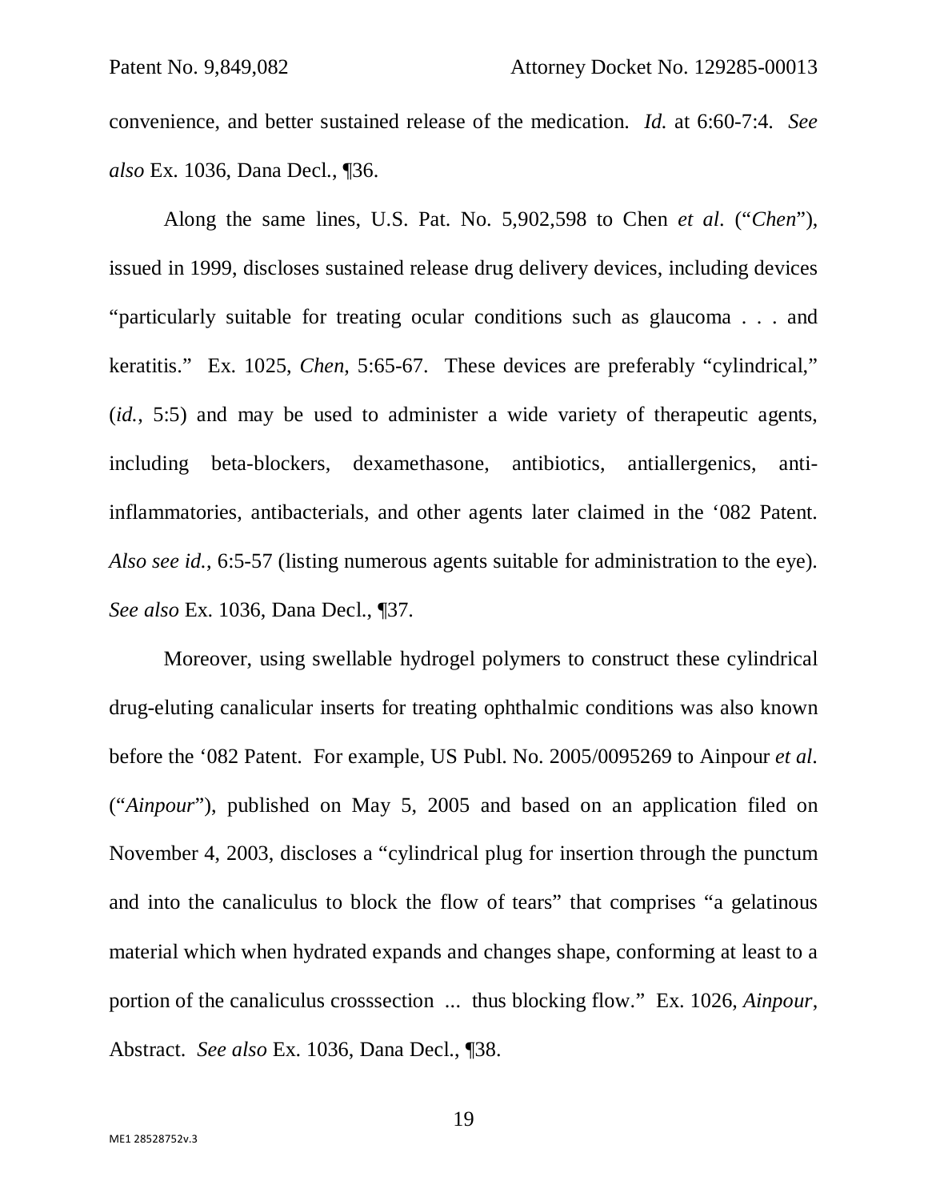convenience, and better sustained release of the medication. *Id.* at 6:60-7:4. *See also* Ex. 1036, Dana Decl., ¶36.

Along the same lines, U.S. Pat. No. 5,902,598 to Chen *et al*. ("*Chen*"), issued in 1999, discloses sustained release drug delivery devices, including devices "particularly suitable for treating ocular conditions such as glaucoma . . . and keratitis." Ex. 1025, *Chen*, 5:65-67. These devices are preferably "cylindrical," (*id.*, 5:5) and may be used to administer a wide variety of therapeutic agents, including beta-blockers, dexamethasone, antibiotics, antiallergenics, anti-inflammatories, antibacterials, and other agents later claimed in the '082 Patent. *Also see id.*, 6:5-57 (listing numerous agents suitable for administration to the eye). *See also* Ex. 1036, Dana Decl., ¶37.

Moreover, using swellable hydrogel polymers to construct these cylindrical drug-eluting canalicular inserts for treating ophthalmic conditions was also known before the '082 Patent. For example, US Publ. No. 2005/0095269 to Ainpour *et al*. ("*Ainpour*"), published on May 5, 2005 and based on an application filed on November 4, 2003, discloses a "cylindrical plug for insertion through the punctum and into the canaliculus to block the flow of tears" that comprises "a gelatinous material which when hydrated expands and changes shape, conforming at least to a portion of the canaliculus crosssection ... thus blocking flow." Ex. 1026, *Ainpour*, Abstract. *See also* Ex. 1036, Dana Decl., ¶38.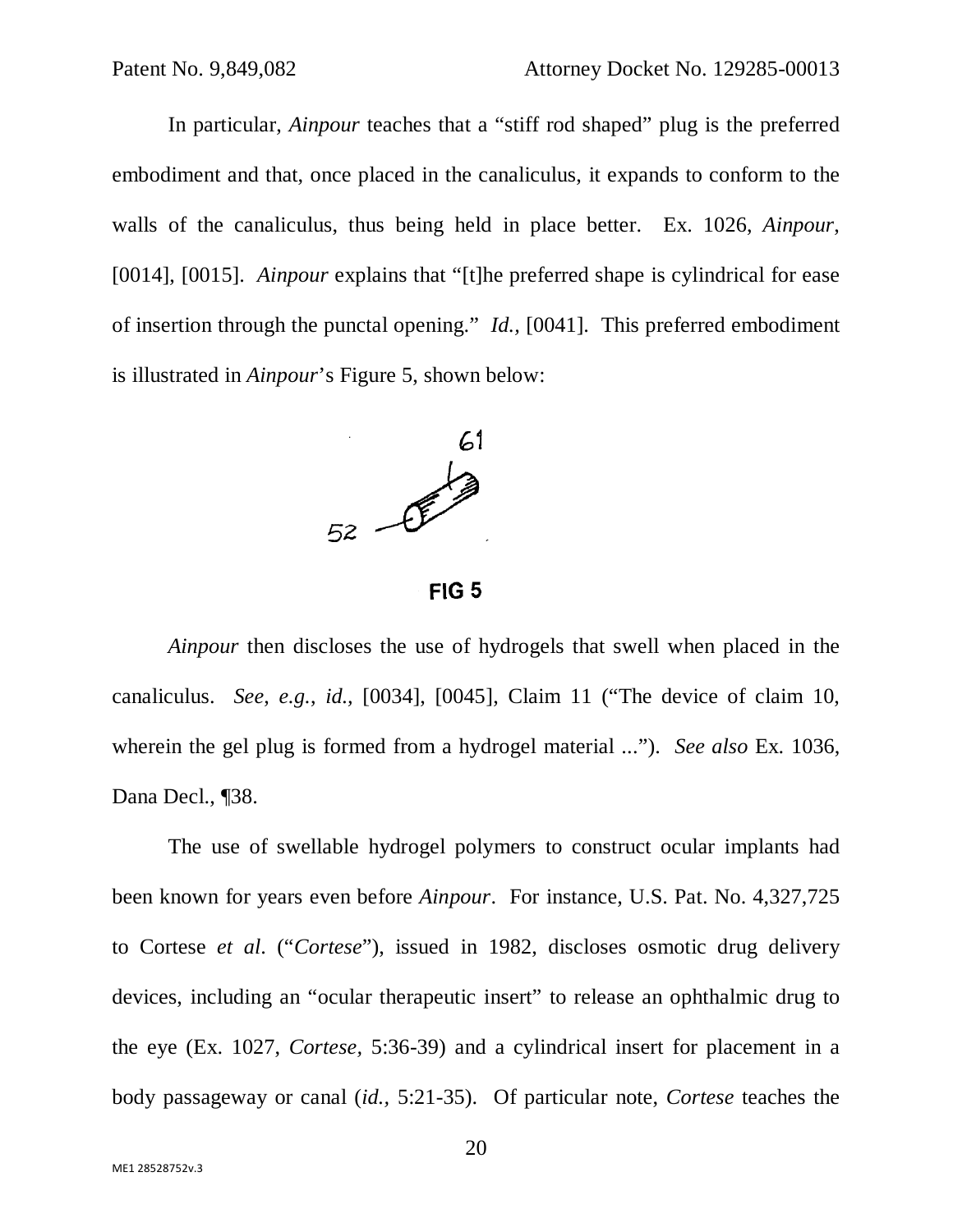In particular, *Ainpour* teaches that a "stiff rod shaped" plug is the preferred embodiment and that, once placed in the canaliculus, it expands to conform to the walls of the canaliculus, thus being held in place better. Ex. 1026, *Ainpour*, [0014], [0015]. *Ainpour* explains that "[t]he preferred shape is cylindrical for ease of insertion through the punctal opening." *Id.*, [0041]. This preferred embodiment is illustrated in *Ainpour*'s Figure 5, shown below:

FIG 5

*Ainpour* then discloses the use of hydrogels that swell when placed in the canaliculus. *See, e.g.*, *id.*, [0034], [0045], Claim 11 ("The device of claim 10, wherein the gel plug is formed from a hydrogel material ..."). *See also* Ex. 1036, Dana Decl., ¶38.

The use of swellable hydrogel polymers to construct ocular implants had been known for years even before *Ainpour*. For instance, U.S. Pat. No. 4,327,725 to Cortese *et al*. ("*Cortese*"), issued in 1982, discloses osmotic drug delivery devices, including an "ocular therapeutic insert" to release an ophthalmic drug to the eye (Ex. 1027, *Cortese*, 5:36-39) and a cylindrical insert for placement in a body passageway or canal (*id.*, 5:21-35). Of particular note, *Cortese* teaches the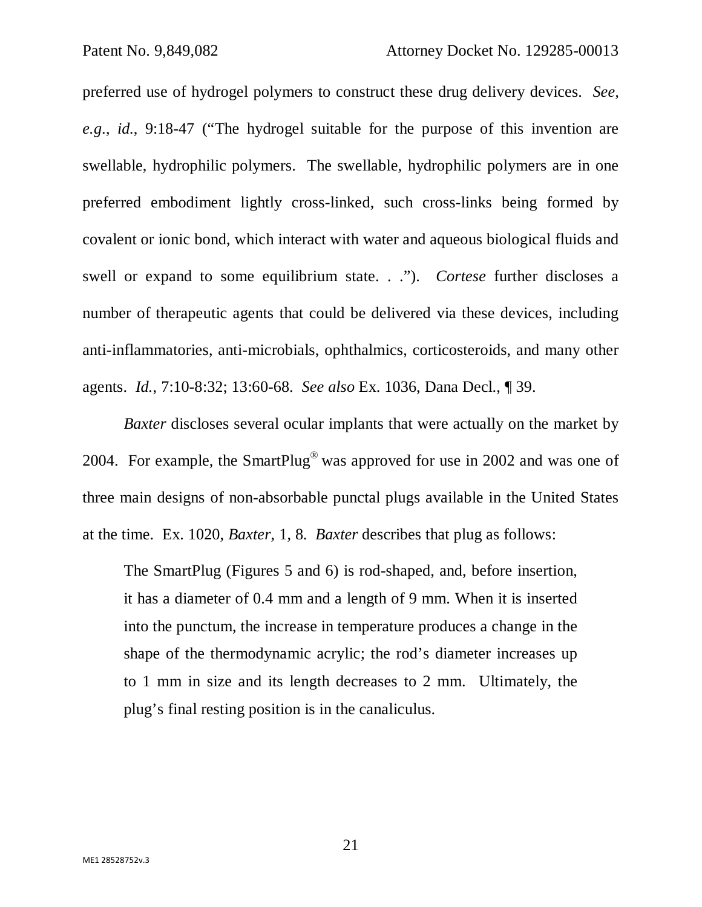preferred use of hydrogel polymers to construct these drug delivery devices. *See, e.g.*, *id.*, 9:18-47 ("The hydrogel suitable for the purpose of this invention are swellable, hydrophilic polymers. The swellable, hydrophilic polymers are in one preferred embodiment lightly cross-linked, such cross-links being formed by covalent or ionic bond, which interact with water and aqueous biological fluids and swell or expand to some equilibrium state. . ."). *Cortese* further discloses a number of therapeutic agents that could be delivered via these devices, including anti-inflammatories, anti-microbials, ophthalmics, corticosteroids, and many other agents. *Id.*, 7:10-8:32; 13:60-68. *See also* Ex. 1036, Dana Decl., ¶ 39.

*Baxter* discloses several ocular implants that were actually on the market by 2004. For example, the SmartPlug® was approved for use in 2002 and was one of three main designs of non-absorbable punctal plugs available in the United States at the time. Ex. 1020, *Baxter*, 1, 8. *Baxter* describes that plug as follows:

> The SmartPlug (Figures 5 and 6) is rod-shaped, and, before insertion, it has a diameter of 0.4 mm and a length of 9 mm. When it is inserted into the punctum, the increase in temperature produces a change in the shape of the thermodynamic acrylic; the rod's diameter increases up to 1 mm in size and its length decreases to 2 mm. Ultimately, the plug's final resting position is in the canaliculus.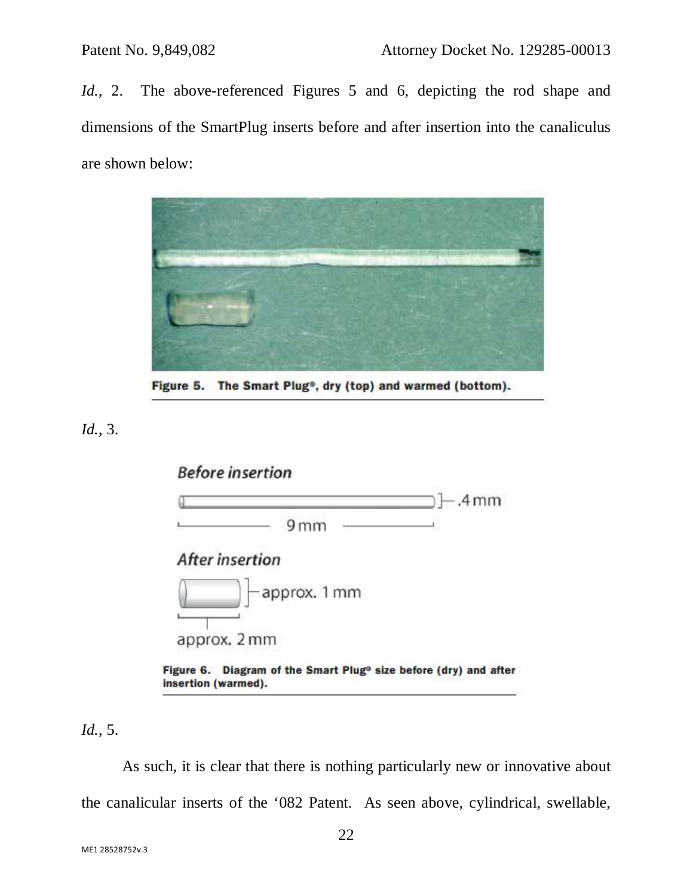*Id.*, 2. The above-referenced Figures 5 and 6, depicting the rod shape and dimensions of the SmartPlug inserts before and after insertion into the canaliculus are shown below:

Figure 5. The Smart Plug®, dry (top) and warmed (bottom).

*Id.*, 3.

Before insertion

.4 mm

9 mm

After insertion

approx. 1 mm

approx. 2 mm

Figure 6. Diagram of the Smart Plug® size before (dry) and after insertion (warmed).

*Id.*, 5.

As such, it is clear that there is nothing particularly new or innovative about the canalicular inserts of the '082 Patent. As seen above, cylindrical, swellable,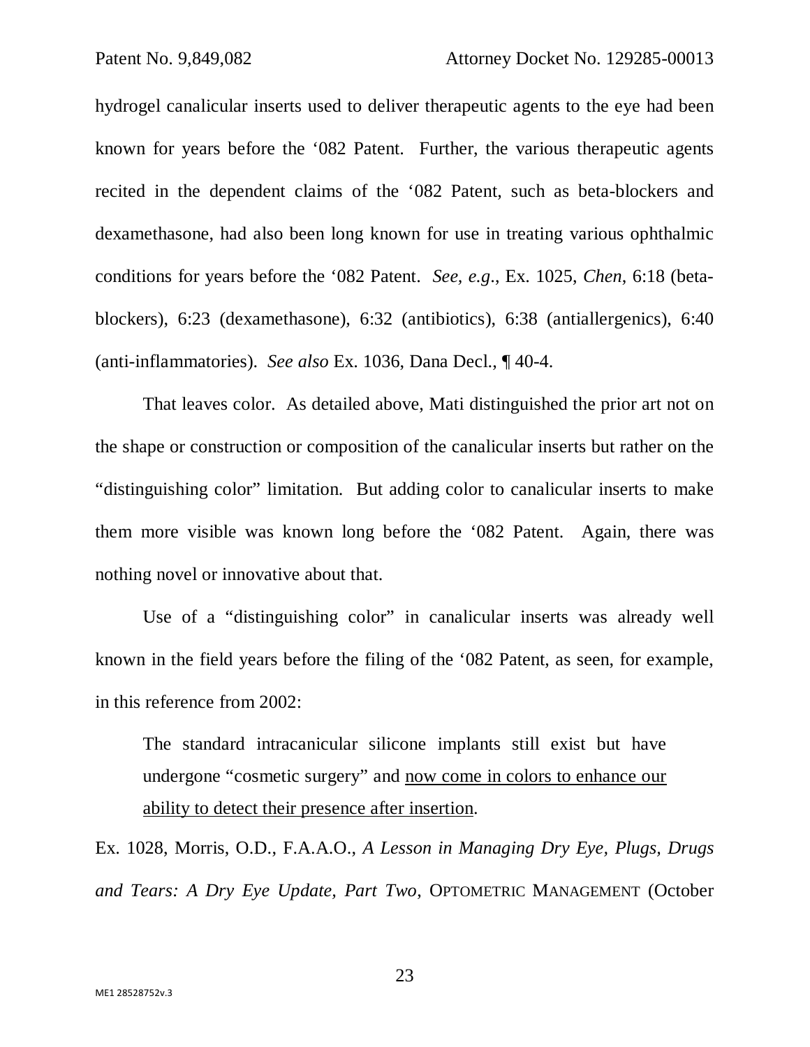hydrogel canalicular inserts used to deliver therapeutic agents to the eye had been known for years before the '082 Patent. Further, the various therapeutic agents recited in the dependent claims of the '082 Patent, such as beta-blockers and dexamethasone, had also been long known for use in treating various ophthalmic conditions for years before the '082 Patent. *See, e.g.*, Ex. 1025, *Chen*, 6:18 (beta-blockers), 6:23 (dexamethasone), 6:32 (antibiotics), 6:38 (antiallergenics), 6:40 (anti-inflammatories). *See also* Ex. 1036, Dana Decl., ¶ 40-4.

That leaves color. As detailed above, Mati distinguished the prior art not on the shape or construction or composition of the canalicular inserts but rather on the "distinguishing color" limitation. But adding color to canalicular inserts to make them more visible was known long before the '082 Patent. Again, there was nothing novel or innovative about that.

Use of a "distinguishing color" in canalicular inserts was already well known in the field years before the filing of the '082 Patent, as seen, for example, in this reference from 2002:

> The standard intracanicular silicone implants still exist but have undergone "cosmetic surgery" and <u>now come in colors to enhance our ability to detect their presence after insertion</u>.

Ex. 1028, Morris, O.D., F.A.A.O., *A Lesson in Managing Dry Eye, Plugs, Drugs and Tears: A Dry Eye Update, Part Two*, OPTOMETRIC MANAGEMENT (October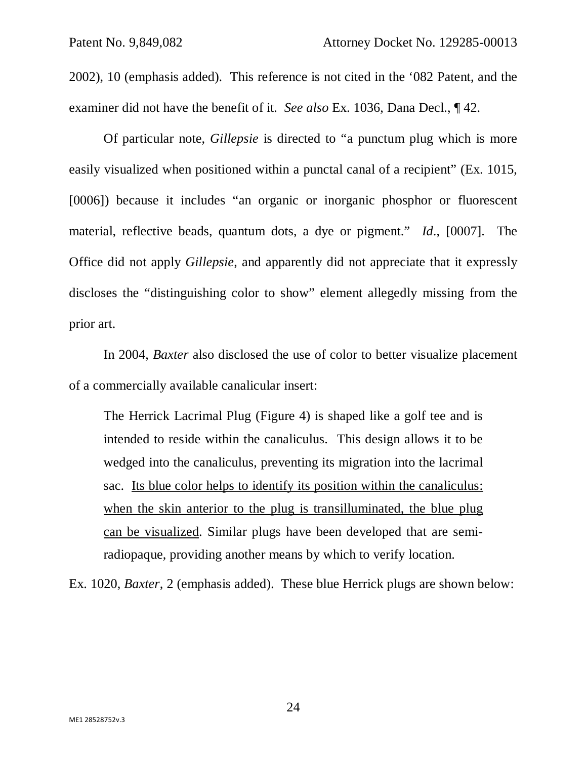2002), 10 (emphasis added). This reference is not cited in the '082 Patent, and the examiner did not have the benefit of it. *See also* Ex. 1036, Dana Decl., ¶ 42.

Of particular note, *Gillepsie* is directed to "a punctum plug which is more easily visualized when positioned within a punctal canal of a recipient" (Ex. 1015, [0006]) because it includes "an organic or inorganic phosphor or fluorescent material, reflective beads, quantum dots, a dye or pigment." *Id*., [0007]. The Office did not apply *Gillepsie*, and apparently did not appreciate that it expressly discloses the "distinguishing color to show" element allegedly missing from the prior art.

In 2004, *Baxter* also disclosed the use of color to better visualize placement of a commercially available canalicular insert:

> The Herrick Lacrimal Plug (Figure 4) is shaped like a golf tee and is intended to reside within the canaliculus. This design allows it to be wedged into the canaliculus, preventing its migration into the lacrimal sac. <u>Its blue color helps to identify its position within the canaliculus: when the skin anterior to the plug is transilluminated, the blue plug can be visualized</u>. Similar plugs have been developed that are semi-radiopaque, providing another means by which to verify location.

Ex. 1020, *Baxter*, 2 (emphasis added). These blue Herrick plugs are shown below: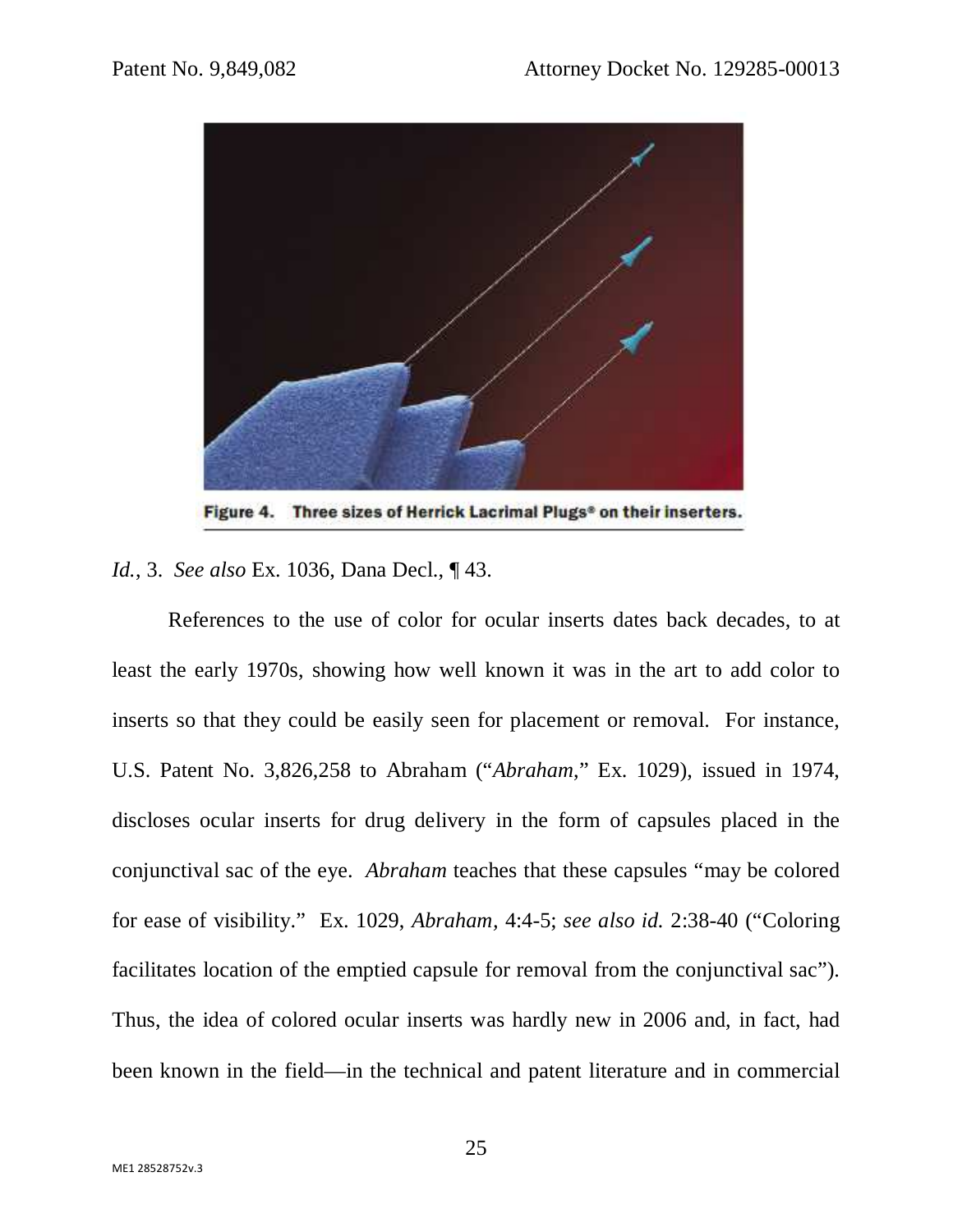Figure 4. Three sizes of Herrick Lacrimal Plugs® on their inserters.

*Id.*, 3. *See also* Ex. 1036, Dana Decl., ¶ 43.

References to the use of color for ocular inserts dates back decades, to at least the early 1970s, showing how well known it was in the art to add color to inserts so that they could be easily seen for placement or removal. For instance, U.S. Patent No. 3,826,258 to Abraham ("*Abraham*," Ex. 1029), issued in 1974, discloses ocular inserts for drug delivery in the form of capsules placed in the conjunctival sac of the eye. *Abraham* teaches that these capsules "may be colored for ease of visibility." Ex. 1029, *Abraham*, 4:4-5; *see also id.* 2:38-40 ("Coloring facilitates location of the emptied capsule for removal from the conjunctival sac"). Thus, the idea of colored ocular inserts was hardly new in 2006 and, in fact, had been known in the field—in the technical and patent literature and in commercial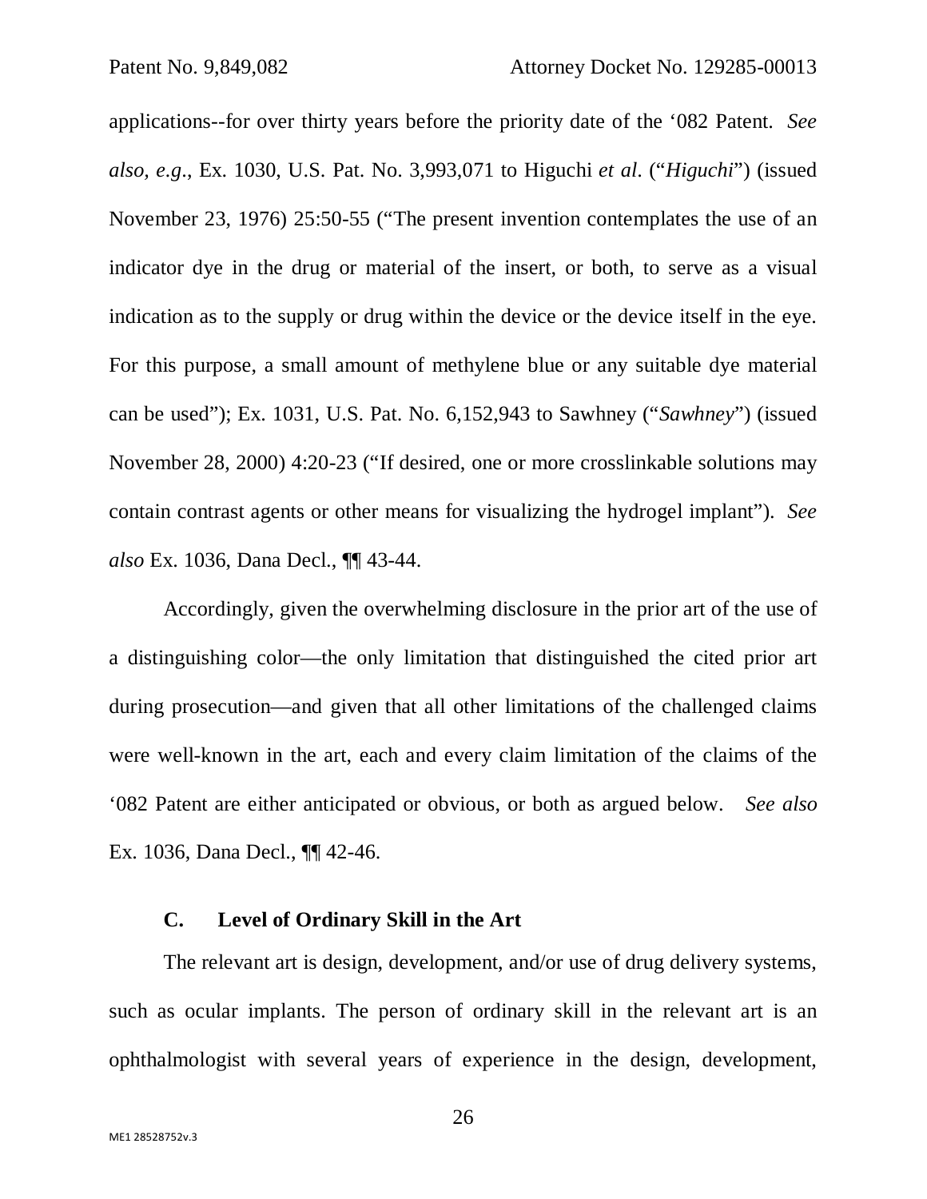applications--for over thirty years before the priority date of the '082 Patent. *See also*, *e.g.*, Ex. 1030, U.S. Pat. No. 3,993,071 to Higuchi *et al*. ("*Higuchi*") (issued November 23, 1976) 25:50-55 ("The present invention contemplates the use of an indicator dye in the drug or material of the insert, or both, to serve as a visual indication as to the supply or drug within the device or the device itself in the eye. For this purpose, a small amount of methylene blue or any suitable dye material can be used"); Ex. 1031, U.S. Pat. No. 6,152,943 to Sawhney ("*Sawhney*") (issued November 28, 2000) 4:20-23 ("If desired, one or more crosslinkable solutions may contain contrast agents or other means for visualizing the hydrogel implant"). *See also* Ex. 1036, Dana Decl., ¶¶ 43-44.

Accordingly, given the overwhelming disclosure in the prior art of the use of a distinguishing color—the only limitation that distinguished the cited prior art during prosecution—and given that all other limitations of the challenged claims were well-known in the art, each and every claim limitation of the claims of the '082 Patent are either anticipated or obvious, or both as argued below. *See also* Ex. 1036, Dana Decl., ¶¶ 42-46.

### C. Level of Ordinary Skill in the Art

The relevant art is design, development, and/or use of drug delivery systems, such as ocular implants. The person of ordinary skill in the relevant art is an ophthalmologist with several years of experience in the design, development,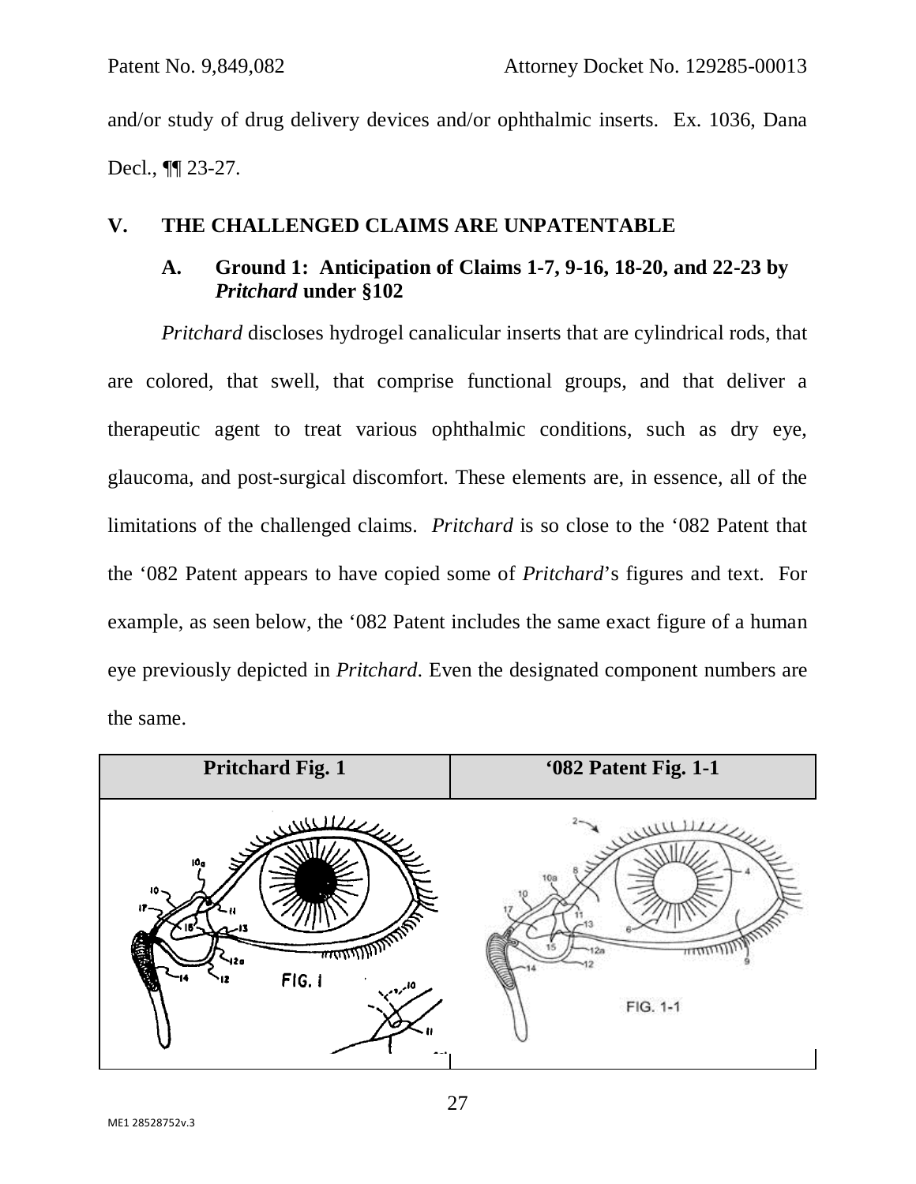and/or study of drug delivery devices and/or ophthalmic inserts. Ex. 1036, Dana Decl., ¶¶ 23-27.

## V. THE CHALLENGED CLAIMS ARE UNPATENTABLE

### A. Ground 1: Anticipation of Claims 1-7, 9-16, 18-20, and 22-23 by *Pritchard* under §102

*Pritchard* discloses hydrogel canalicular inserts that are cylindrical rods, that are colored, that swell, that comprise functional groups, and that deliver a therapeutic agent to treat various ophthalmic conditions, such as dry eye, glaucoma, and post-surgical discomfort. These elements are, in essence, all of the limitations of the challenged claims. *Pritchard* is so close to the '082 Patent that the '082 Patent appears to have copied some of *Pritchard*'s figures and text. For example, as seen below, the '082 Patent includes the same exact figure of a human eye previously depicted in *Pritchard*. Even the designated component numbers are the same.

| Pritchard Fig. 1 | '082 Patent Fig. 1-1 |
|---|---|
| | |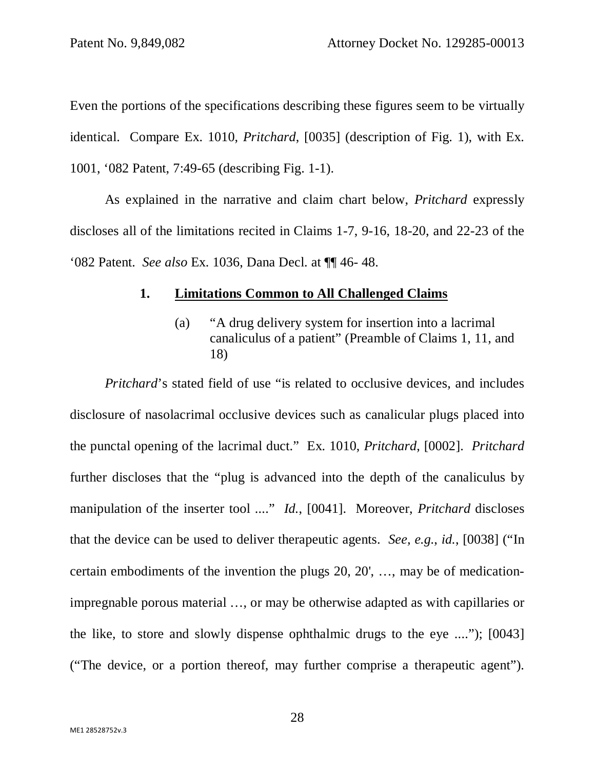Even the portions of the specifications describing these figures seem to be virtually identical. Compare Ex. 1010, *Pritchard*, [0035] (description of Fig. 1), with Ex. 1001, '082 Patent, 7:49-65 (describing Fig. 1-1).

As explained in the narrative and claim chart below, *Pritchard* expressly discloses all of the limitations recited in Claims 1-7, 9-16, 18-20, and 22-23 of the '082 Patent. *See also* Ex. 1036, Dana Decl. at ¶¶ 46- 48.

### 1. Limitations Common to All Challenged Claims

#### (a) "A drug delivery system for insertion into a lacrimal canaliculus of a patient" (Preamble of Claims 1, 11, and 18)

*Pritchard*'s stated field of use "is related to occlusive devices, and includes disclosure of nasolacrimal occlusive devices such as canalicular plugs placed into the punctal opening of the lacrimal duct." Ex. 1010, *Pritchard*, [0002]. *Pritchard* further discloses that the "plug is advanced into the depth of the canaliculus by manipulation of the inserter tool ...." *Id.*, [0041]. Moreover, *Pritchard* discloses that the device can be used to deliver therapeutic agents. *See, e.g.*, *id.*, [0038] ("In certain embodiments of the invention the plugs 20, 20', …, may be of medication-impregnable porous material …, or may be otherwise adapted as with capillaries or the like, to store and slowly dispense ophthalmic drugs to the eye ...."); [0043] ("The device, or a portion thereof, may further comprise a therapeutic agent").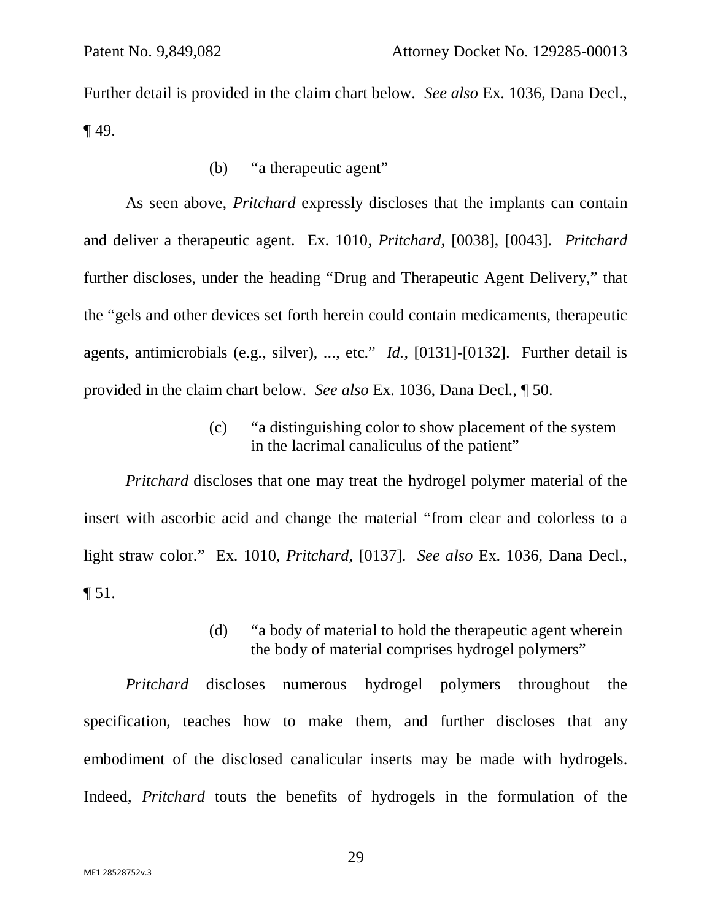Further detail is provided in the claim chart below. *See also* Ex. 1036, Dana Decl., ¶ 49.

(b) "a therapeutic agent"

As seen above, *Pritchard* expressly discloses that the implants can contain and deliver a therapeutic agent. Ex. 1010, *Pritchard,* [0038], [0043]. *Pritchard* further discloses, under the heading "Drug and Therapeutic Agent Delivery," that the "gels and other devices set forth herein could contain medicaments, therapeutic agents, antimicrobials (e.g., silver), ..., etc." *Id.,* [0131]-[0132]. Further detail is provided in the claim chart below. *See also* Ex. 1036, Dana Decl., ¶ 50.

(c) "a distinguishing color to show placement of the system in the lacrimal canaliculus of the patient"

*Pritchard* discloses that one may treat the hydrogel polymer material of the insert with ascorbic acid and change the material "from clear and colorless to a light straw color." Ex. 1010, *Pritchard,* [0137]. *See also* Ex. 1036, Dana Decl., ¶ 51.

(d) "a body of material to hold the therapeutic agent wherein the body of material comprises hydrogel polymers"

*Pritchard* discloses numerous hydrogel polymers throughout the specification, teaches how to make them, and further discloses that any embodiment of the disclosed canalicular inserts may be made with hydrogels. Indeed, *Pritchard* touts the benefits of hydrogels in the formulation of the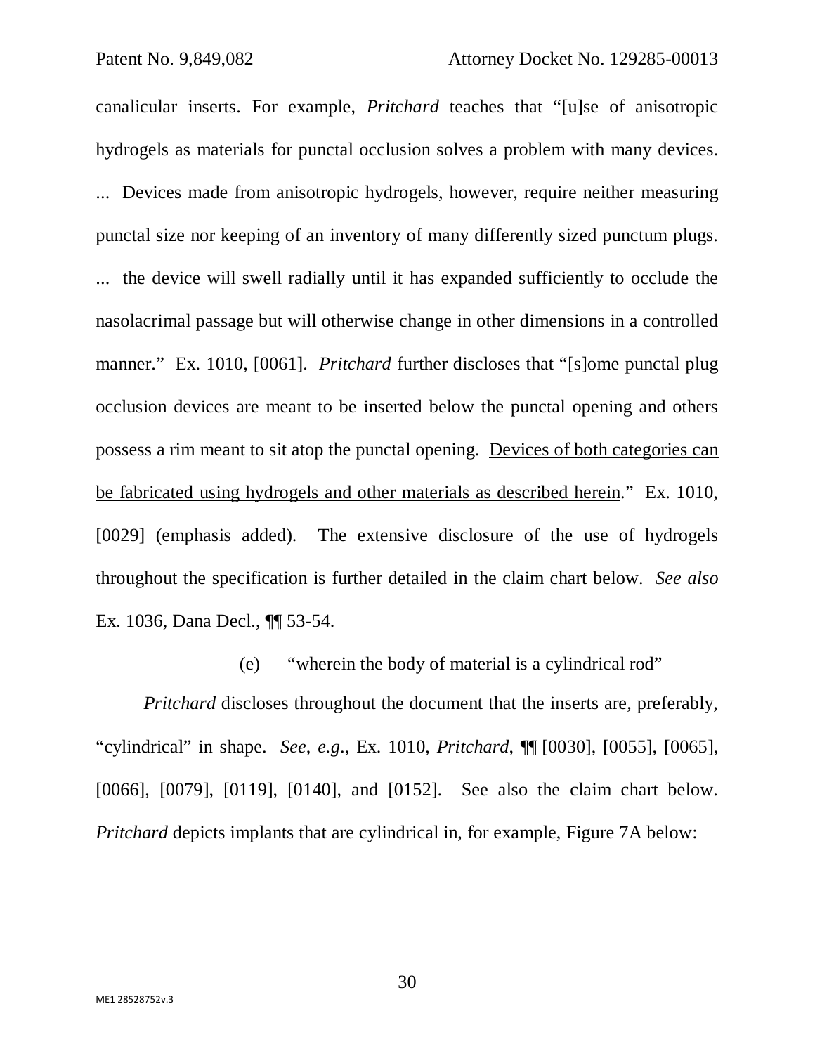canalicular inserts. For example, *Pritchard* teaches that "[u]se of anisotropic hydrogels as materials for punctal occlusion solves a problem with many devices. ... Devices made from anisotropic hydrogels, however, require neither measuring punctal size nor keeping of an inventory of many differently sized punctum plugs. ... the device will swell radially until it has expanded sufficiently to occlude the nasolacrimal passage but will otherwise change in other dimensions in a controlled manner." Ex. 1010, [0061]. *Pritchard* further discloses that "[s]ome punctal plug occlusion devices are meant to be inserted below the punctal opening and others possess a rim meant to sit atop the punctal opening. <u>Devices of both categories can be fabricated using hydrogels and other materials as described herein</u>." Ex. 1010, [0029] (emphasis added). The extensive disclosure of the use of hydrogels throughout the specification is further detailed in the claim chart below. *See also* Ex. 1036, Dana Decl., ¶¶ 53-54.

(e) "wherein the body of material is a cylindrical rod"

*Pritchard* discloses throughout the document that the inserts are, preferably, "cylindrical" in shape. *See*, *e.g*., Ex. 1010, *Pritchard*, ¶¶ [0030], [0055], [0065], [0066], [0079], [0119], [0140], and [0152]. See also the claim chart below. *Pritchard* depicts implants that are cylindrical in, for example, Figure 7A below: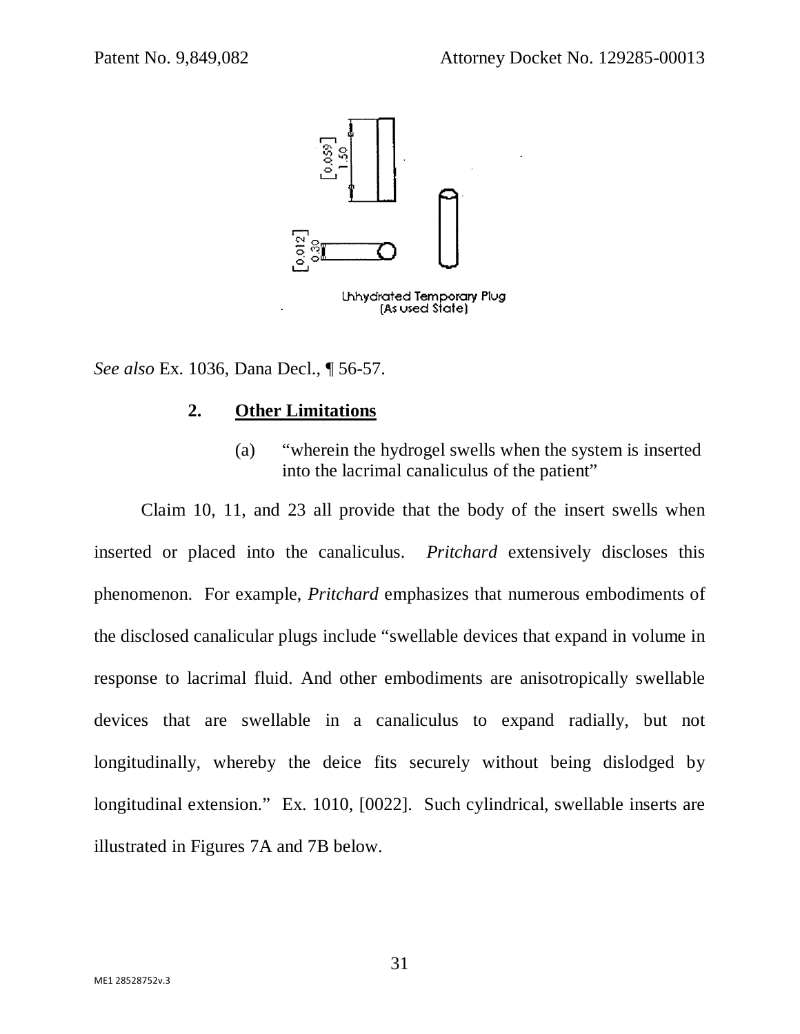Unhydrated Temporary Plug
(As used State)

*See also* Ex. 1036, Dana Decl., ¶ 56-57.

### 2. Other Limitations

(a) "wherein the hydrogel swells when the system is inserted into the lacrimal canaliculus of the patient"

Claim 10, 11, and 23 all provide that the body of the insert swells when inserted or placed into the canaliculus. *Pritchard* extensively discloses this phenomenon. For example, *Pritchard* emphasizes that numerous embodiments of the disclosed canalicular plugs include "swellable devices that expand in volume in response to lacrimal fluid. And other embodiments are anisotropically swellable devices that are swellable in a canaliculus to expand radially, but not longitudinally, whereby the deice fits securely without being dislodged by longitudinal extension." Ex. 1010, [0022]. Such cylindrical, swellable inserts are illustrated in Figures 7A and 7B below.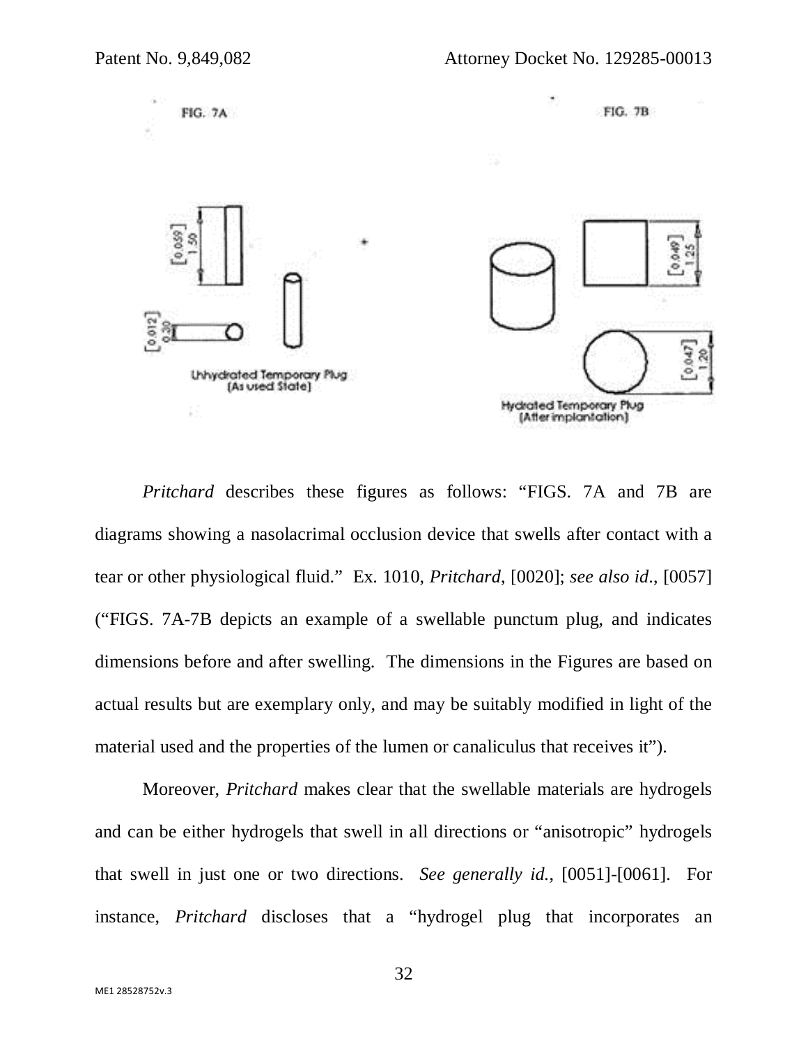FIG. 7A

FIG. 7B

[0.059] 1.50

[0.012] 0.30

Unhydrated Temporary Plug (As used State)

[0.049] 1.25

[0.047] 1.20

Hydrated Temporary Plug (After implantation)

*Pritchard* describes these figures as follows: "FIGS. 7A and 7B are diagrams showing a nasolacrimal occlusion device that swells after contact with a tear or other physiological fluid." Ex. 1010, *Pritchard*, [0020]; *see also id*., [0057] ("FIGS. 7A-7B depicts an example of a swellable punctum plug, and indicates dimensions before and after swelling. The dimensions in the Figures are based on actual results but are exemplary only, and may be suitably modified in light of the material used and the properties of the lumen or canaliculus that receives it").

Moreover, *Pritchard* makes clear that the swellable materials are hydrogels and can be either hydrogels that swell in all directions or "anisotropic" hydrogels that swell in just one or two directions. *See generally id.*, [0051]-[0061]. For instance, *Pritchard* discloses that a "hydrogel plug that incorporates an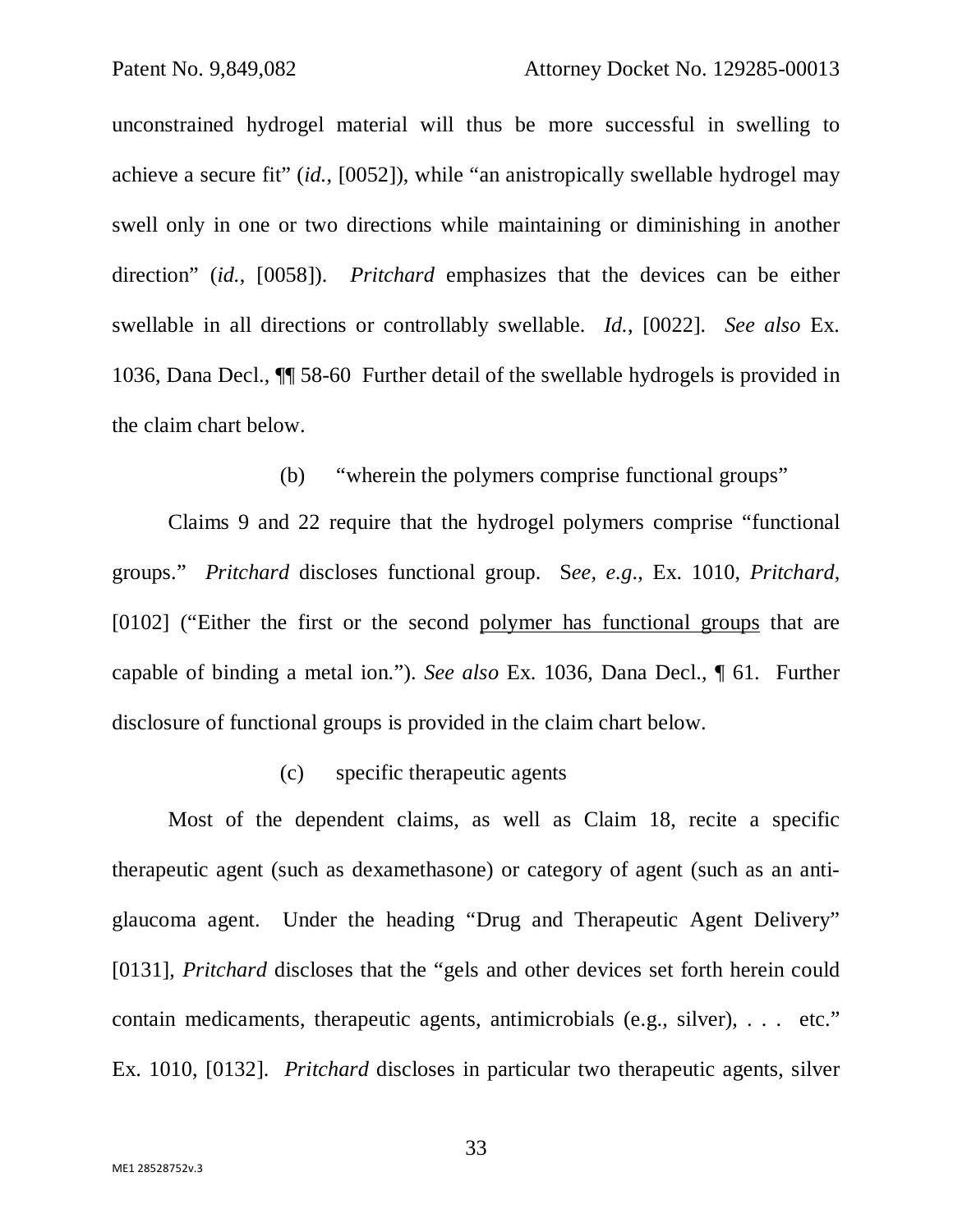unconstrained hydrogel material will thus be more successful in swelling to achieve a secure fit" (*id.*, [0052]), while "an anistropically swellable hydrogel may swell only in one or two directions while maintaining or diminishing in another direction" (*id.*, [0058]). *Pritchard* emphasizes that the devices can be either swellable in all directions or controllably swellable. *Id.*, [0022]. *See also* Ex. 1036, Dana Decl., ¶¶ 58-60 Further detail of the swellable hydrogels is provided in the claim chart below.

(b) "wherein the polymers comprise functional groups"

Claims 9 and 22 require that the hydrogel polymers comprise "functional groups." *Pritchard* discloses functional group. S*ee, e.g.*, Ex. 1010, *Pritchard*, [0102] ("Either the first or the second <u>polymer has functional groups</u> that are capable of binding a metal ion."). *See also* Ex. 1036, Dana Decl., ¶ 61. Further disclosure of functional groups is provided in the claim chart below.

(c) specific therapeutic agents

Most of the dependent claims, as well as Claim 18, recite a specific therapeutic agent (such as dexamethasone) or category of agent (such as an anti-glaucoma agent. Under the heading "Drug and Therapeutic Agent Delivery" [0131], *Pritchard* discloses that the "gels and other devices set forth herein could contain medicaments, therapeutic agents, antimicrobials (e.g., silver), . . . etc." Ex. 1010, [0132]. *Pritchard* discloses in particular two therapeutic agents, silver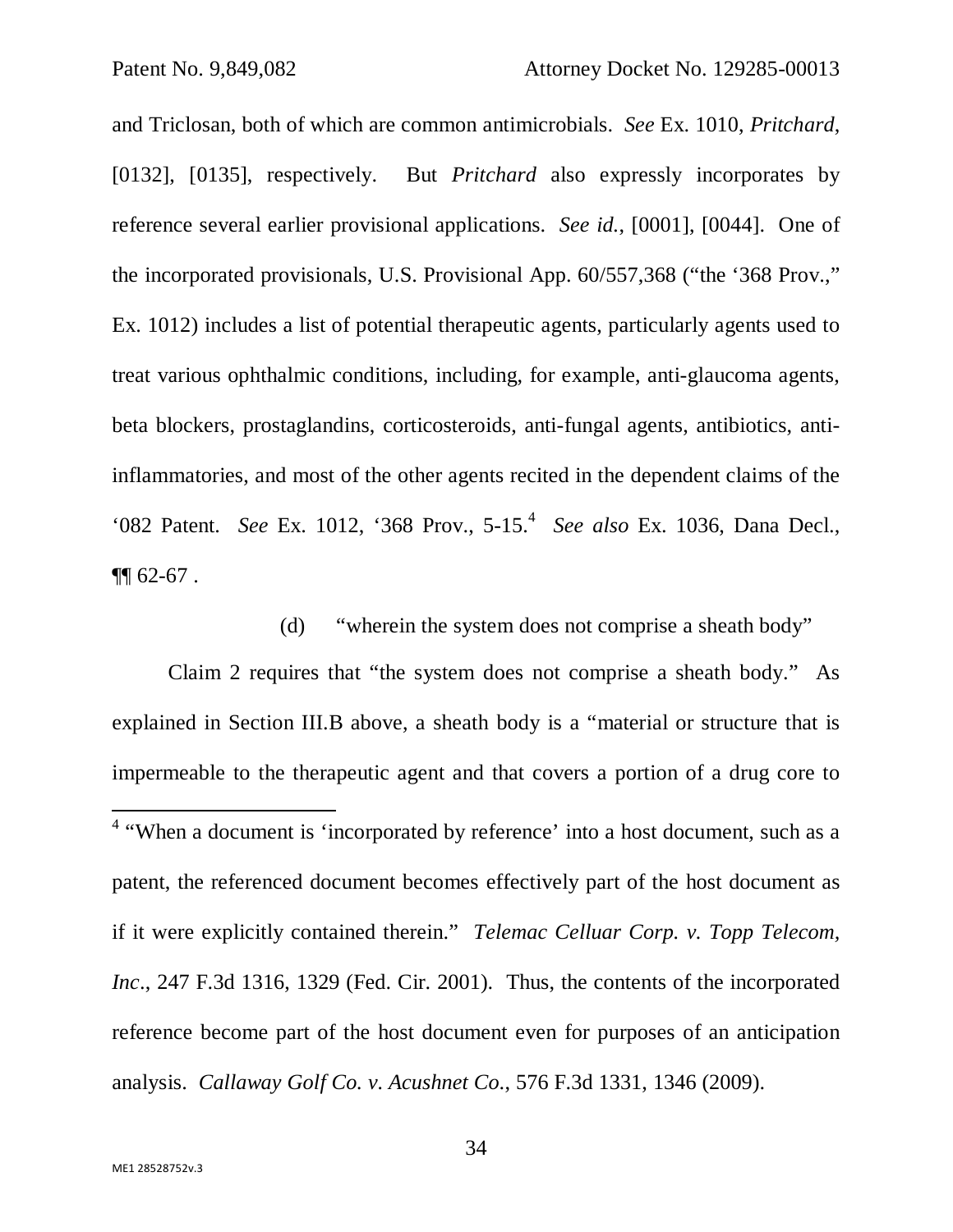and Triclosan, both of which are common antimicrobials. *See* Ex. 1010, *Pritchard*, [0132], [0135], respectively. But *Pritchard* also expressly incorporates by reference several earlier provisional applications. *See id.*, [0001], [0044]. One of the incorporated provisionals, U.S. Provisional App. 60/557,368 ("the '368 Prov.," Ex. 1012) includes a list of potential therapeutic agents, particularly agents used to treat various ophthalmic conditions, including, for example, anti-glaucoma agents, beta blockers, prostaglandins, corticosteroids, anti-fungal agents, antibiotics, anti-inflammatories, and most of the other agents recited in the dependent claims of the '082 Patent. *See* Ex. 1012, '368 Prov., 5-15.[4] *See also* Ex. 1036, Dana Decl., ¶¶ 62-67 .

(d) "wherein the system does not comprise a sheath body"

Claim 2 requires that "the system does not comprise a sheath body." As explained in Section III.B above, a sheath body is a "material or structure that is impermeable to the therapeutic agent and that covers a portion of a drug core to

[4] "When a document is 'incorporated by reference' into a host document, such as a patent, the referenced document becomes effectively part of the host document as if it were explicitly contained therein." *Telemac Celluar Corp. v. Topp Telecom, Inc.*, 247 F.3d 1316, 1329 (Fed. Cir. 2001). Thus, the contents of the incorporated reference become part of the host document even for purposes of an anticipation analysis. *Callaway Golf Co. v. Acushnet Co.*, 576 F.3d 1331, 1346 (2009).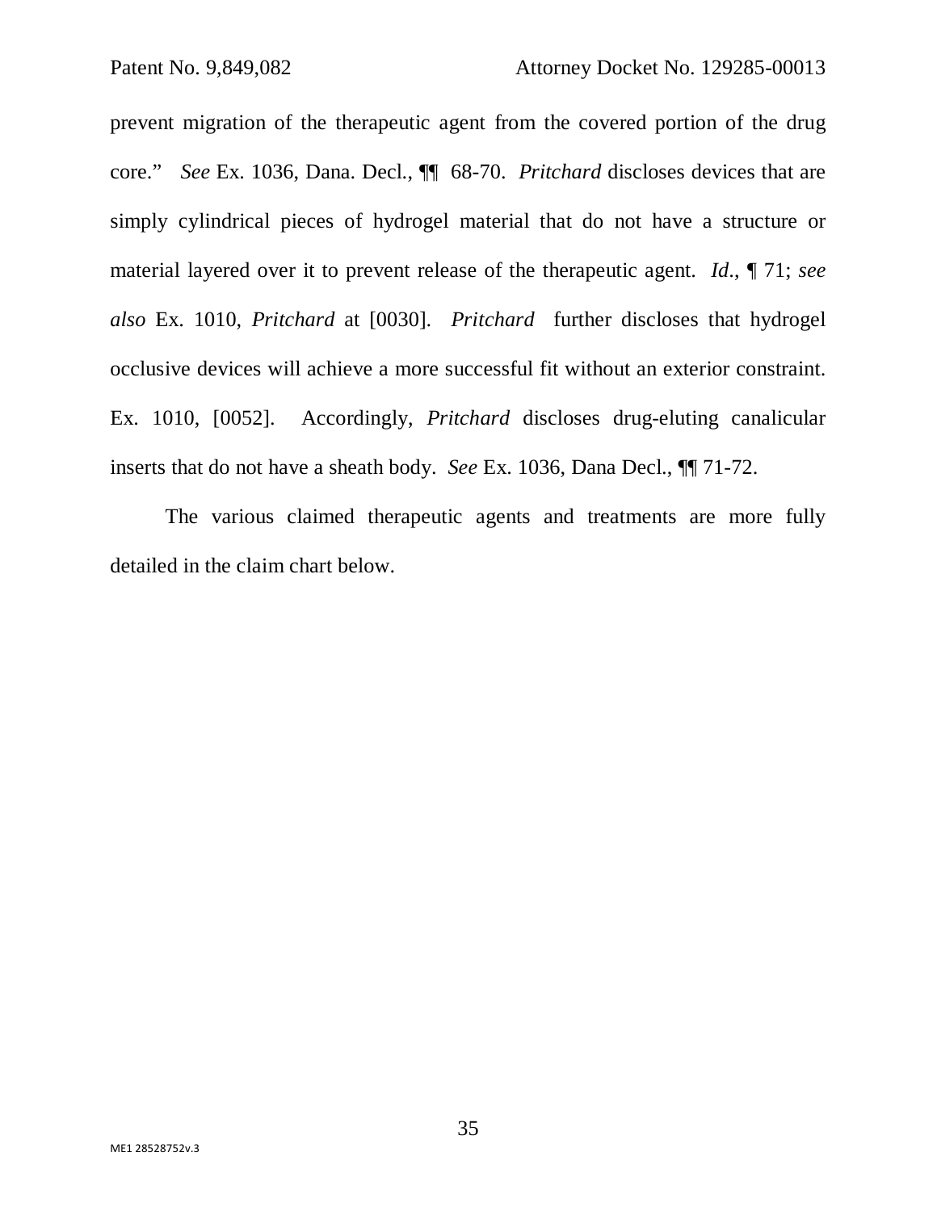prevent migration of the therapeutic agent from the covered portion of the drug core." *See* Ex. 1036, Dana. Decl., ¶¶ 68-70. *Pritchard* discloses devices that are simply cylindrical pieces of hydrogel material that do not have a structure or material layered over it to prevent release of the therapeutic agent. *Id.*, ¶ 71; *see also* Ex. 1010, *Pritchard* at [0030]. *Pritchard* further discloses that hydrogel occlusive devices will achieve a more successful fit without an exterior constraint. Ex. 1010, [0052]. Accordingly, *Pritchard* discloses drug-eluting canalicular inserts that do not have a sheath body. *See* Ex. 1036, Dana Decl., ¶¶ 71-72.

The various claimed therapeutic agents and treatments are more fully detailed in the claim chart below.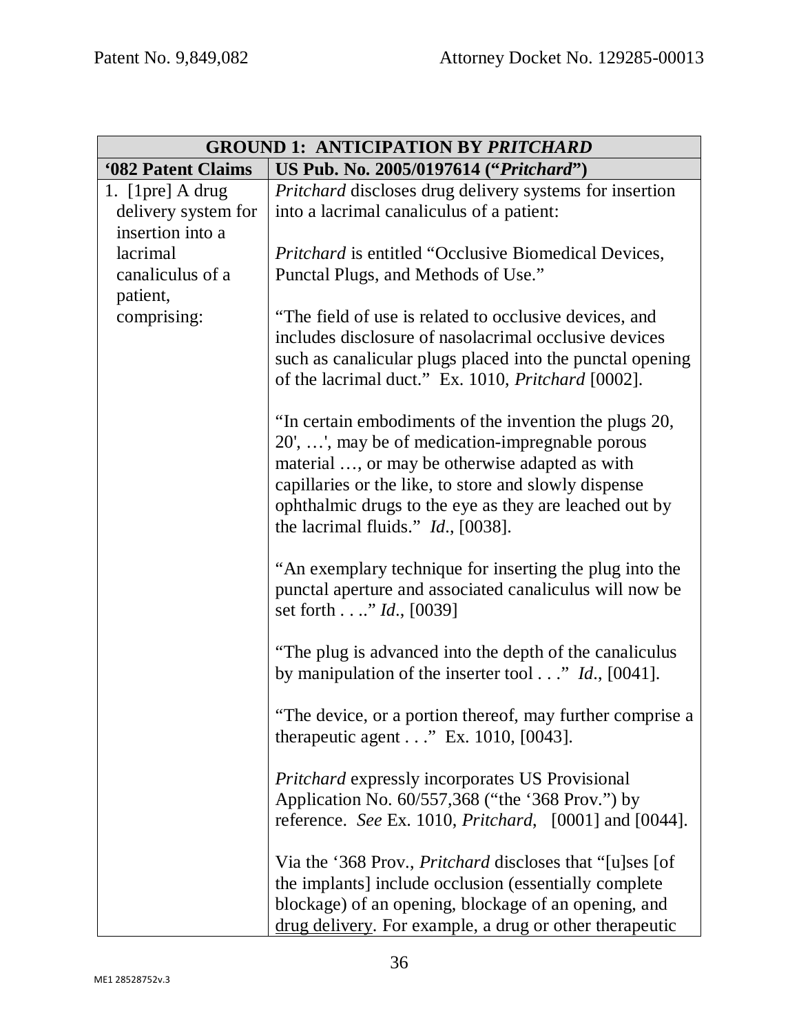| GROUND 1: ANTICIPATION BY *PRITCHARD* | |
|---|---|
| **'082 Patent Claims** | **US Pub. No. 2005/0197614 ("*Pritchard*")** |
| 1. [1pre] A drug delivery system for insertion into a lacrimal canaliculus of a patient, comprising: | *Pritchard* discloses drug delivery systems for insertion into a lacrimal canaliculus of a patient:<br><br>*Pritchard* is entitled "Occlusive Biomedical Devices, Punctal Plugs, and Methods of Use."<br><br>"The field of use is related to occlusive devices, and includes disclosure of nasolacrimal occlusive devices such as canalicular plugs placed into the punctal opening of the lacrimal duct." Ex. 1010, *Pritchard* [0002].<br><br>"In certain embodiments of the invention the plugs 20, 20', …', may be of medication-impregnable porous material …, or may be otherwise adapted as with capillaries or the like, to store and slowly dispense ophthalmic drugs to the eye as they are leached out by the lacrimal fluids." *Id*., [0038].<br><br>"An exemplary technique for inserting the plug into the punctal aperture and associated canaliculus will now be set forth . . .." *Id*., [0039]<br><br>"The plug is advanced into the depth of the canaliculus by manipulation of the inserter tool . . ." *Id*., [0041].<br><br>"The device, or a portion thereof, may further comprise a therapeutic agent . . ." Ex. 1010, [0043].<br><br>*Pritchard* expressly incorporates US Provisional Application No. 60/557,368 ("the '368 Prov.") by reference. *See* Ex. 1010, *Pritchard*, [0001] and [0044].<br><br>Via the '368 Prov., *Pritchard* discloses that "[u]ses [of the implants] include occlusion (essentially complete blockage) of an opening, blockage of an opening, and <u>drug delivery</u>. For example, a drug or other therapeutic |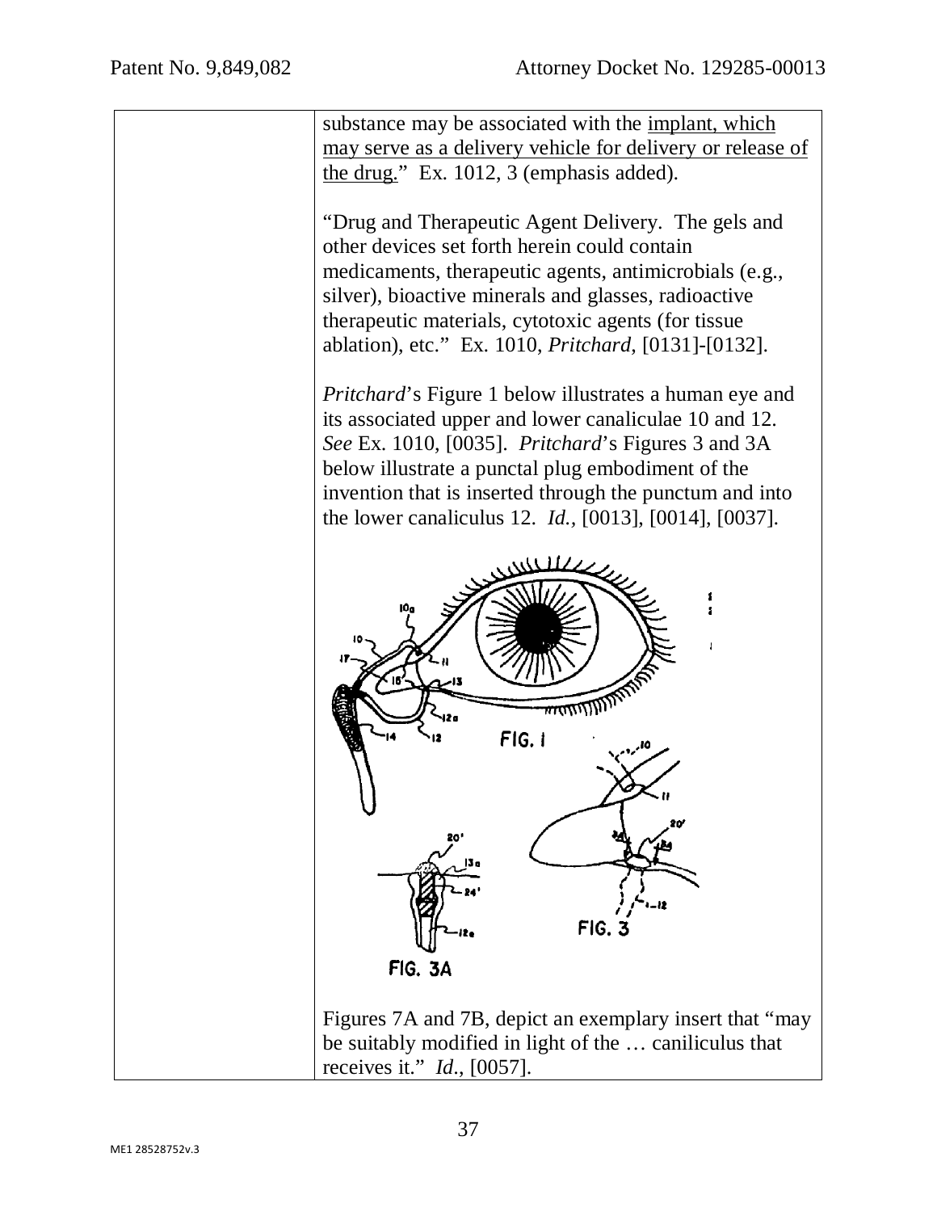| | |
|---|---|
| | substance may be associated with the implant, which may serve as a delivery vehicle for delivery or release of the drug." Ex. 1012, 3 (emphasis added).<br><br>"Drug and Therapeutic Agent Delivery. The gels and other devices set forth herein could contain medicaments, therapeutic agents, antimicrobials (e.g., silver), bioactive minerals and glasses, radioactive therapeutic materials, cytotoxic agents (for tissue ablation), etc." Ex. 1010, *Pritchard*, [0131]-[0132].<br><br>*Pritchard*'s Figure 1 below illustrates a human eye and its associated upper and lower canaliculae 10 and 12. *See* Ex. 1010, [0035]. *Pritchard*'s Figures 3 and 3A below illustrate a punctal plug embodiment of the invention that is inserted through the punctum and into the lower canaliculus 12. *Id.*, [0013], [0014], [0037].<br><br>FIG. 1<br><br>FIG. 3<br><br>FIG. 3A<br><br>Figures 7A and 7B, depict an exemplary insert that "may be suitably modified in light of the … caniliculus that receives it." *Id.*, [0057]. |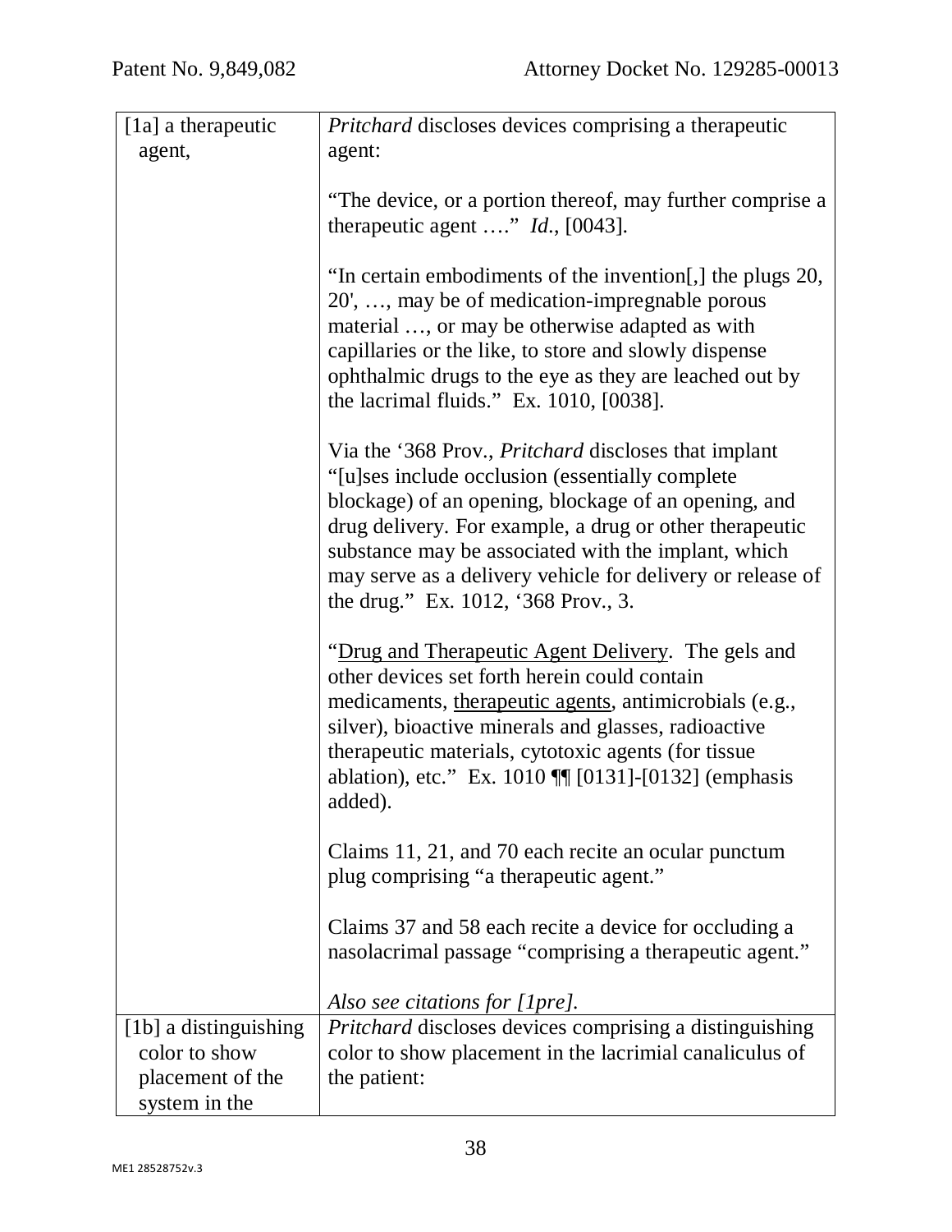| | |
|---|---|
| [1a] a therapeutic agent, | *Pritchard* discloses devices comprising a therapeutic agent:<br><br>"The device, or a portion thereof, may further comprise a therapeutic agent …." *Id*., [0043].<br><br>"In certain embodiments of the invention[,] the plugs 20, 20', …, may be of medication-impregnable porous material …, or may be otherwise adapted as with capillaries or the like, to store and slowly dispense ophthalmic drugs to the eye as they are leached out by the lacrimal fluids." Ex. 1010, [0038].<br><br>Via the '368 Prov., *Pritchard* discloses that implant "[u]ses include occlusion (essentially complete blockage) of an opening, blockage of an opening, and drug delivery. For example, a drug or other therapeutic substance may be associated with the implant, which may serve as a delivery vehicle for delivery or release of the drug." Ex. 1012, '368 Prov., 3.<br><br>"<u>Drug and Therapeutic Agent Delivery</u>. The gels and other devices set forth herein could contain medicaments, <u>therapeutic agents</u>, antimicrobials (e.g., silver), bioactive minerals and glasses, radioactive therapeutic materials, cytotoxic agents (for tissue ablation), etc." Ex. 1010 ¶¶ [0131]-[0132] (emphasis added).<br><br>Claims 11, 21, and 70 each recite an ocular punctum plug comprising "a therapeutic agent."<br><br>Claims 37 and 58 each recite a device for occluding a nasolacrimal passage "comprising a therapeutic agent."<br><br>*Also see citations for [1pre].* |
| [1b] a distinguishing color to show placement of the system in the | *Pritchard* discloses devices comprising a distinguishing color to show placement in the lacrimial canaliculus of the patient: |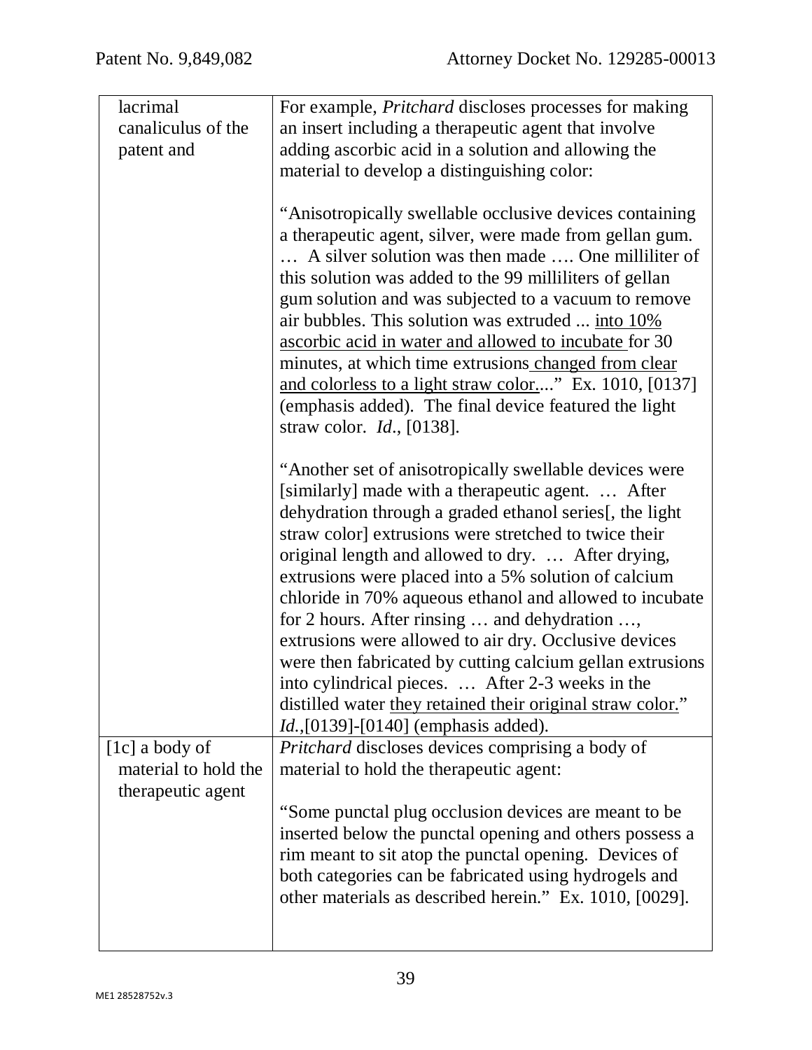| lacrimal canaliculus of the patent and | For example, *Pritchard* discloses processes for making an insert including a therapeutic agent that involve adding ascorbic acid in a solution and allowing the material to develop a distinguishing color:<br><br>"Anisotropically swellable occlusive devices containing a therapeutic agent, silver, were made from gellan gum. … A silver solution was then made …. One milliliter of this solution was added to the 99 milliliters of gellan gum solution and was subjected to a vacuum to remove air bubbles. This solution was extruded ... <u>into 10% ascorbic acid in water and allowed to incubate</u> for 30 minutes, at which time extrusions <u>changed from clear and colorless to a light straw color.</u>..." Ex. 1010, [0137] (emphasis added). The final device featured the light straw color. *Id.*, [0138].<br><br>"Another set of anisotropically swellable devices were [similarly] made with a therapeutic agent. … After dehydration through a graded ethanol series[, the light straw color] extrusions were stretched to twice their original length and allowed to dry. … After drying, extrusions were placed into a 5% solution of calcium chloride in 70% aqueous ethanol and allowed to incubate for 2 hours. After rinsing … and dehydration …, extrusions were allowed to air dry. Occlusive devices were then fabricated by cutting calcium gellan extrusions into cylindrical pieces. … After 2-3 weeks in the distilled water <u>they retained their original straw color.</u>" *Id.*,[0139]-[0140] (emphasis added). |
|---|---|
| [1c] a body of material to hold the therapeutic agent | *Pritchard* discloses devices comprising a body of material to hold the therapeutic agent:<br><br>"Some punctal plug occlusion devices are meant to be inserted below the punctal opening and others possess a rim meant to sit atop the punctal opening. Devices of both categories can be fabricated using hydrogels and other materials as described herein." Ex. 1010, [0029]. |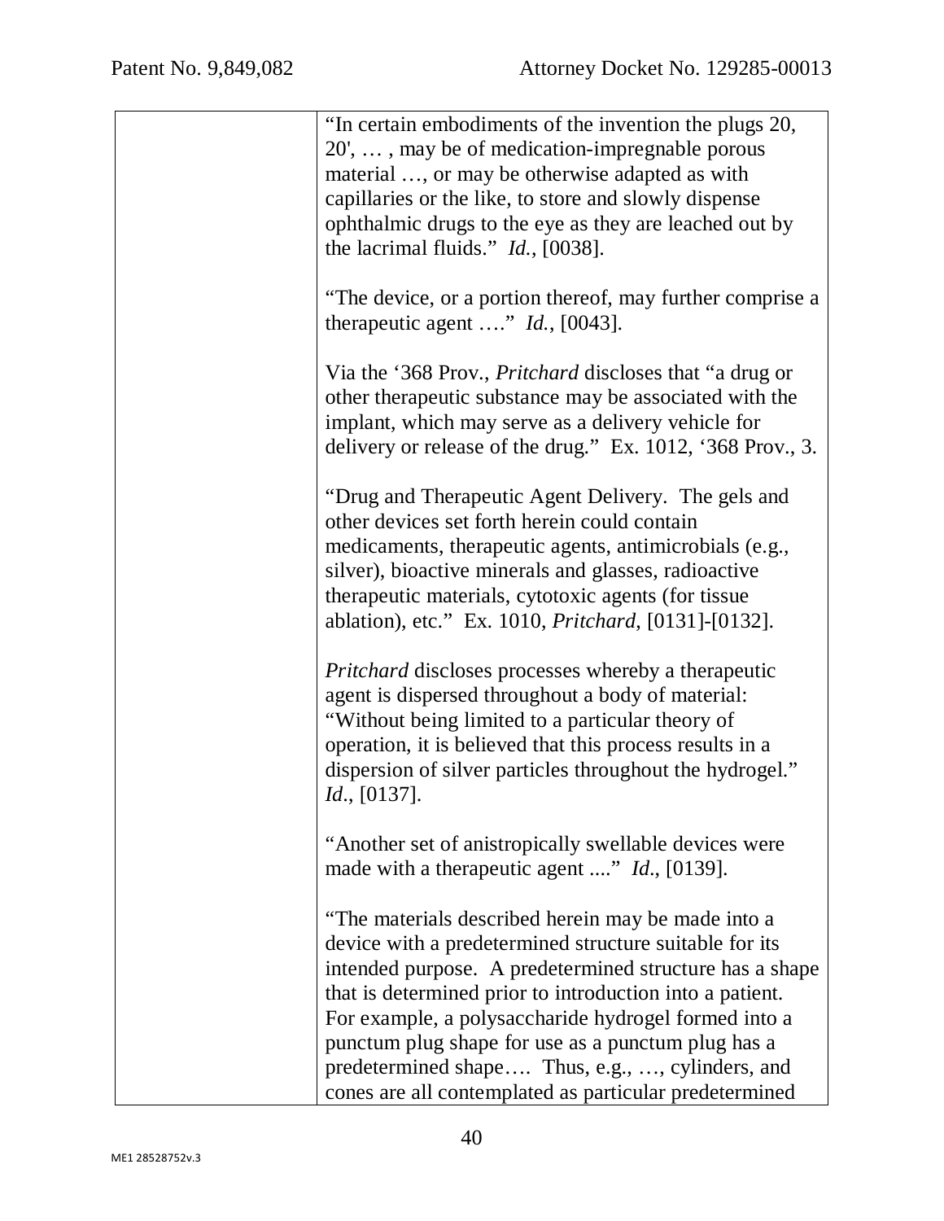| | |
|---|---|
| | "In certain embodiments of the invention the plugs 20, 20', … , may be of medication-impregnable porous material …, or may be otherwise adapted as with capillaries or the like, to store and slowly dispense ophthalmic drugs to the eye as they are leached out by the lacrimal fluids." *Id.*, [0038].<br><br>"The device, or a portion thereof, may further comprise a therapeutic agent …." *Id.*, [0043].<br><br>Via the '368 Prov., *Pritchard* discloses that "a drug or other therapeutic substance may be associated with the implant, which may serve as a delivery vehicle for delivery or release of the drug." Ex. 1012, '368 Prov., 3.<br><br>"Drug and Therapeutic Agent Delivery. The gels and other devices set forth herein could contain medicaments, therapeutic agents, antimicrobials (e.g., silver), bioactive minerals and glasses, radioactive therapeutic materials, cytotoxic agents (for tissue ablation), etc." Ex. 1010, *Pritchard*, [0131]-[0132].<br><br>*Pritchard* discloses processes whereby a therapeutic agent is dispersed throughout a body of material: "Without being limited to a particular theory of operation, it is believed that this process results in a dispersion of silver particles throughout the hydrogel." *Id*., [0137].<br><br>"Another set of anistropically swellable devices were made with a therapeutic agent ...." *Id*., [0139].<br><br>"The materials described herein may be made into a device with a predetermined structure suitable for its intended purpose. A predetermined structure has a shape that is determined prior to introduction into a patient. For example, a polysaccharide hydrogel formed into a punctum plug shape for use as a punctum plug has a predetermined shape…. Thus, e.g., …, cylinders, and cones are all contemplated as particular predetermined |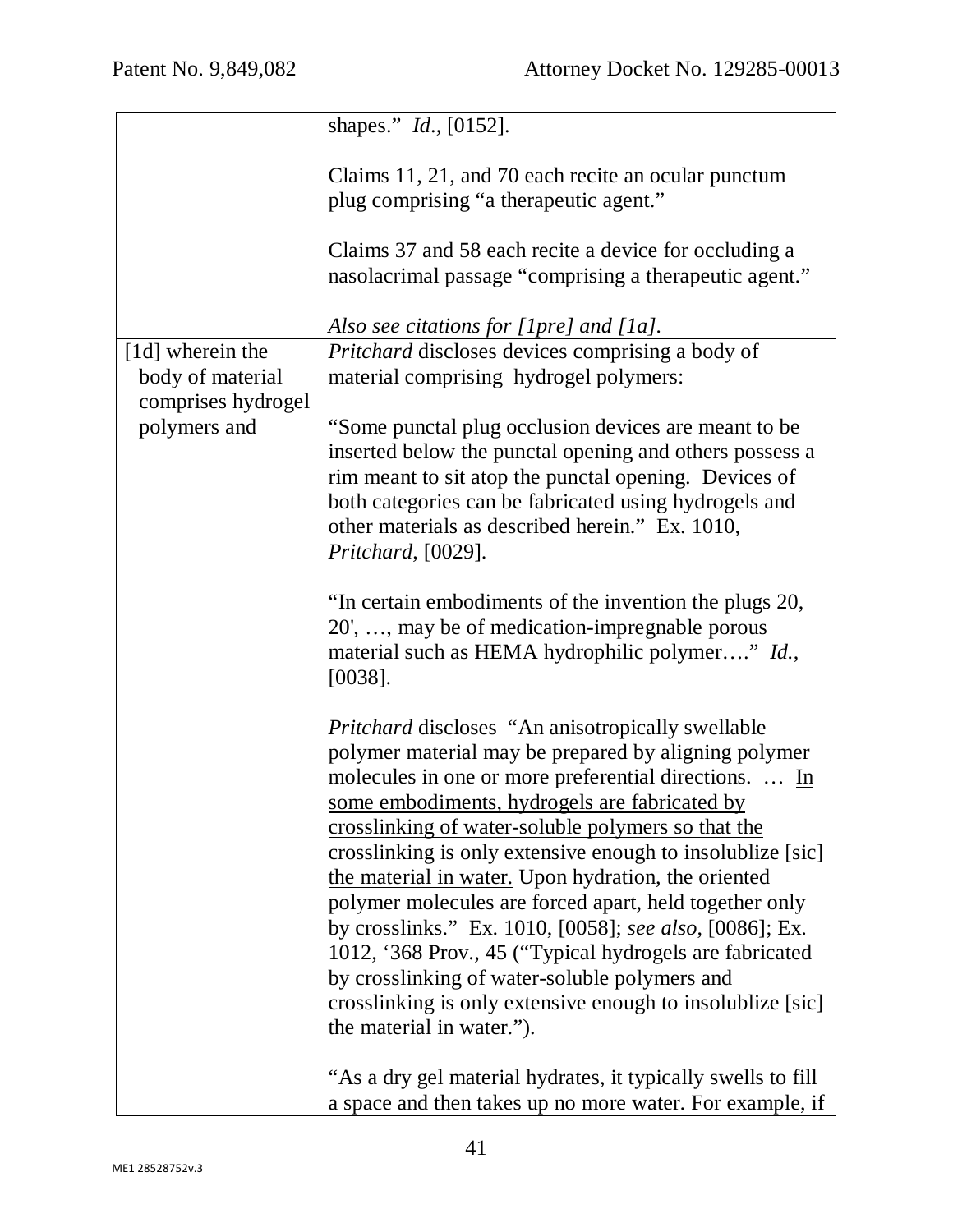| | |
|---|---|
| | shapes." *Id.*, [0152].<br><br>Claims 11, 21, and 70 each recite an ocular punctum plug comprising "a therapeutic agent."<br><br>Claims 37 and 58 each recite a device for occluding a nasolacrimal passage "comprising a therapeutic agent."<br><br>*Also see citations for [1pre] and [1a].* |
| [1d] wherein the body of material comprises hydrogel polymers and | *Pritchard* discloses devices comprising a body of material comprising hydrogel polymers:<br><br>"Some punctal plug occlusion devices are meant to be inserted below the punctal opening and others possess a rim meant to sit atop the punctal opening. Devices of both categories can be fabricated using hydrogels and other materials as described herein." Ex. 1010, *Pritchard*, [0029].<br><br>"In certain embodiments of the invention the plugs 20, 20', …, may be of medication-impregnable porous material such as HEMA hydrophilic polymer…." *Id.*, [0038].<br><br>*Pritchard* discloses "An anisotropically swellable polymer material may be prepared by aligning polymer molecules in one or more preferential directions. … <u>In some embodiments, hydrogels are fabricated by crosslinking of water-soluble polymers so that the crosslinking is only extensive enough to insolublize [sic] the material in water.</u> Upon hydration, the oriented polymer molecules are forced apart, held together only by crosslinks." Ex. 1010, [0058]; *see also*, [0086]; Ex. 1012, '368 Prov., 45 ("Typical hydrogels are fabricated by crosslinking of water-soluble polymers and crosslinking is only extensive enough to insolublize [sic] the material in water.").<br><br>"As a dry gel material hydrates, it typically swells to fill a space and then takes up no more water. For example, if |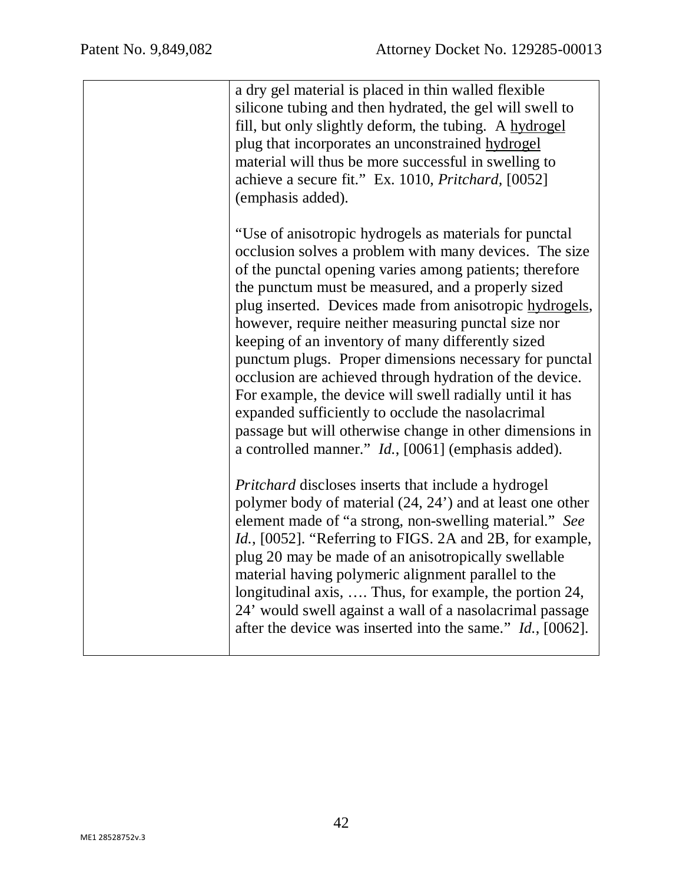| | |
|---|---|
| | a dry gel material is placed in thin walled flexible silicone tubing and then hydrated, the gel will swell to fill, but only slightly deform, the tubing. A <u>hydrogel</u> plug that incorporates an unconstrained <u>hydrogel</u> material will thus be more successful in swelling to achieve a secure fit." Ex. 1010, *Pritchard,* [0052] (emphasis added).<br><br>"Use of anisotropic hydrogels as materials for punctal occlusion solves a problem with many devices. The size of the punctal opening varies among patients; therefore the punctum must be measured, and a properly sized plug inserted. Devices made from anisotropic <u>hydrogels</u>, however, require neither measuring punctal size nor keeping of an inventory of many differently sized punctum plugs. Proper dimensions necessary for punctal occlusion are achieved through hydration of the device. For example, the device will swell radially until it has expanded sufficiently to occlude the nasolacrimal passage but will otherwise change in other dimensions in a controlled manner." *Id.*, [0061] (emphasis added).<br><br>*Pritchard* discloses inserts that include a hydrogel polymer body of material (24, 24') and at least one other element made of "a strong, non-swelling material." *See Id.*, [0052]. "Referring to FIGS. 2A and 2B, for example, plug 20 may be made of an anisotropically swellable material having polymeric alignment parallel to the longitudinal axis, …. Thus, for example, the portion 24, 24' would swell against a wall of a nasolacrimal passage after the device was inserted into the same." *Id.*, [0062]. |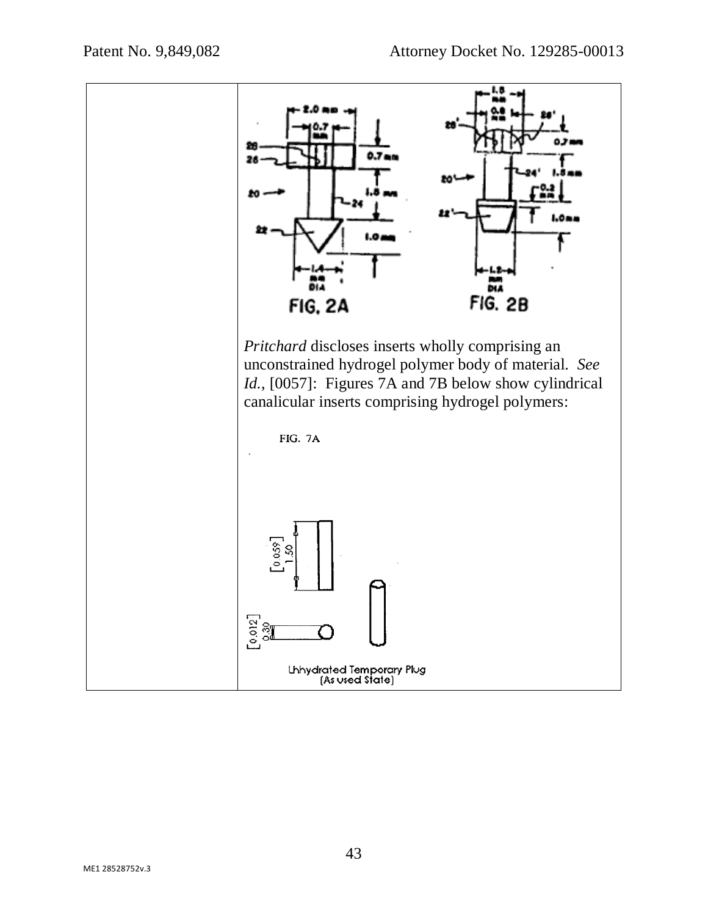| | |
|---|---|
| | FIG. 2A FIG. 2B<br><br>*Pritchard* discloses inserts wholly comprising an unconstrained hydrogel polymer body of material. *See Id.*, [0057]: Figures 7A and 7B below show cylindrical canalicular inserts comprising hydrogel polymers:<br><br>FIG. 7A<br><br>Unhydrated Temporary Plug (As used State) |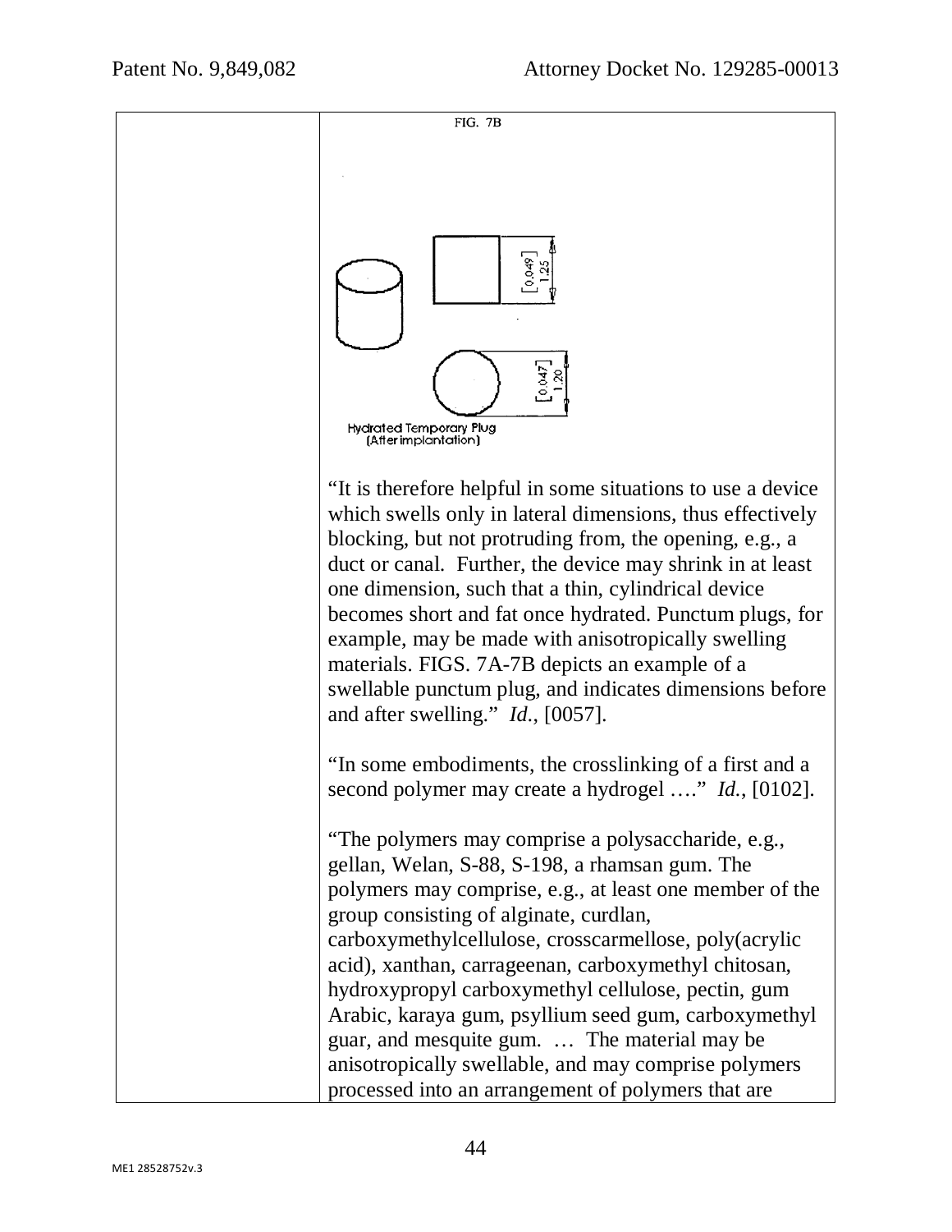| | FIG. 7B<br><br>Hydrated Temporary Plug<br>(After implantation)<br><br>[0.049]<br>1.25<br><br>[0.047]<br>1.20<br><br>"It is therefore helpful in some situations to use a device which swells only in lateral dimensions, thus effectively blocking, but not protruding from, the opening, e.g., a duct or canal. Further, the device may shrink in at least one dimension, such that a thin, cylindrical device becomes short and fat once hydrated. Punctum plugs, for example, may be made with anisotropically swelling materials. FIGS. 7A-7B depicts an example of a swellable punctum plug, and indicates dimensions before and after swelling." *Id.*, [0057].<br><br>"In some embodiments, the crosslinking of a first and a second polymer may create a hydrogel …." *Id.*, [0102].<br><br>"The polymers may comprise a polysaccharide, e.g., gellan, Welan, S-88, S-198, a rhamsan gum. The polymers may comprise, e.g., at least one member of the group consisting of alginate, curdlan, carboxymethylcellulose, crosscarmellose, poly(acrylic acid), xanthan, carrageenan, carboxymethyl chitosan, hydroxypropyl carboxymethyl cellulose, pectin, gum Arabic, karaya gum, psyllium seed gum, carboxymethyl guar, and mesquite gum. … The material may be anisotropically swellable, and may comprise polymers processed into an arrangement of polymers that are |
|---|---|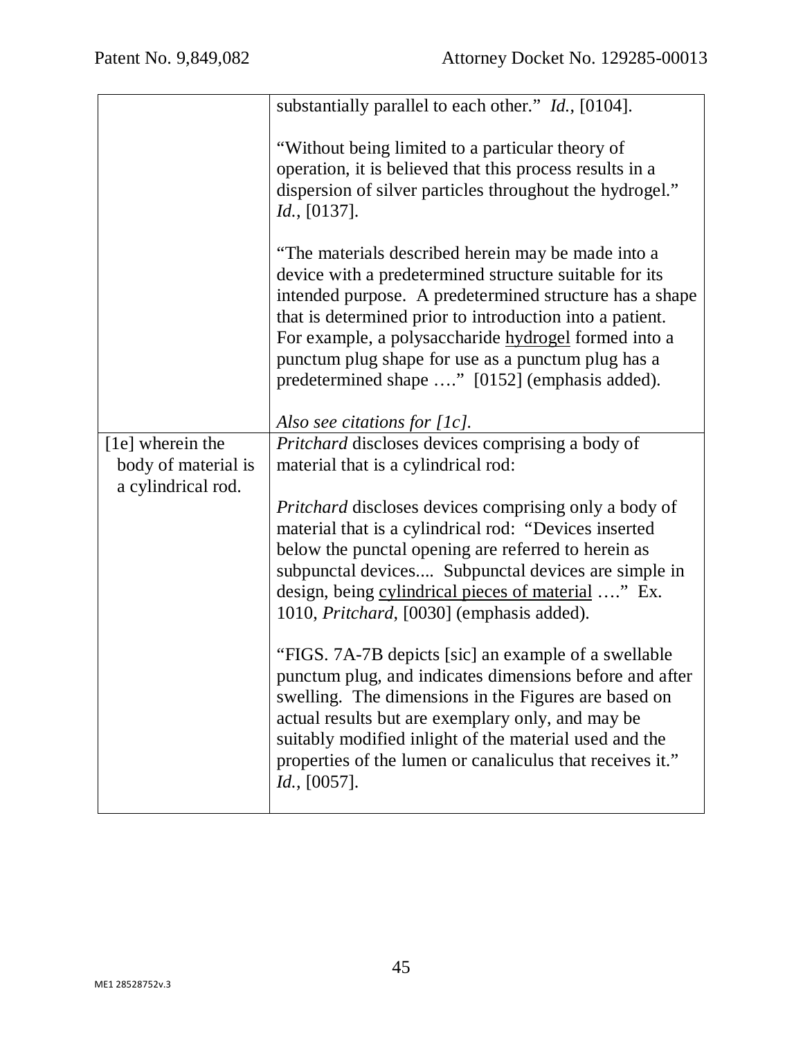| | |
|---|---|
| | substantially parallel to each other." *Id.*, [0104].<br><br>"Without being limited to a particular theory of operation, it is believed that this process results in a dispersion of silver particles throughout the hydrogel." *Id.*, [0137].<br><br>"The materials described herein may be made into a device with a predetermined structure suitable for its intended purpose. A predetermined structure has a shape that is determined prior to introduction into a patient. For example, a polysaccharide <u>hydrogel</u> formed into a punctum plug shape for use as a punctum plug has a predetermined shape …." [0152] (emphasis added).<br><br>*Also see citations for [1c].* |
| [1e] wherein the body of material is a cylindrical rod. | *Pritchard* discloses devices comprising a body of material that is a cylindrical rod:<br><br>*Pritchard* discloses devices comprising only a body of material that is a cylindrical rod: "Devices inserted below the punctal opening are referred to herein as subpunctal devices.... Subpunctal devices are simple in design, being <u>cylindrical pieces of material</u> …." Ex. 1010, *Pritchard*, [0030] (emphasis added).<br><br>"FIGS. 7A-7B depicts [sic] an example of a swellable punctum plug, and indicates dimensions before and after swelling. The dimensions in the Figures are based on actual results but are exemplary only, and may be suitably modified inlight of the material used and the properties of the lumen or canaliculus that receives it." *Id.*, [0057]. |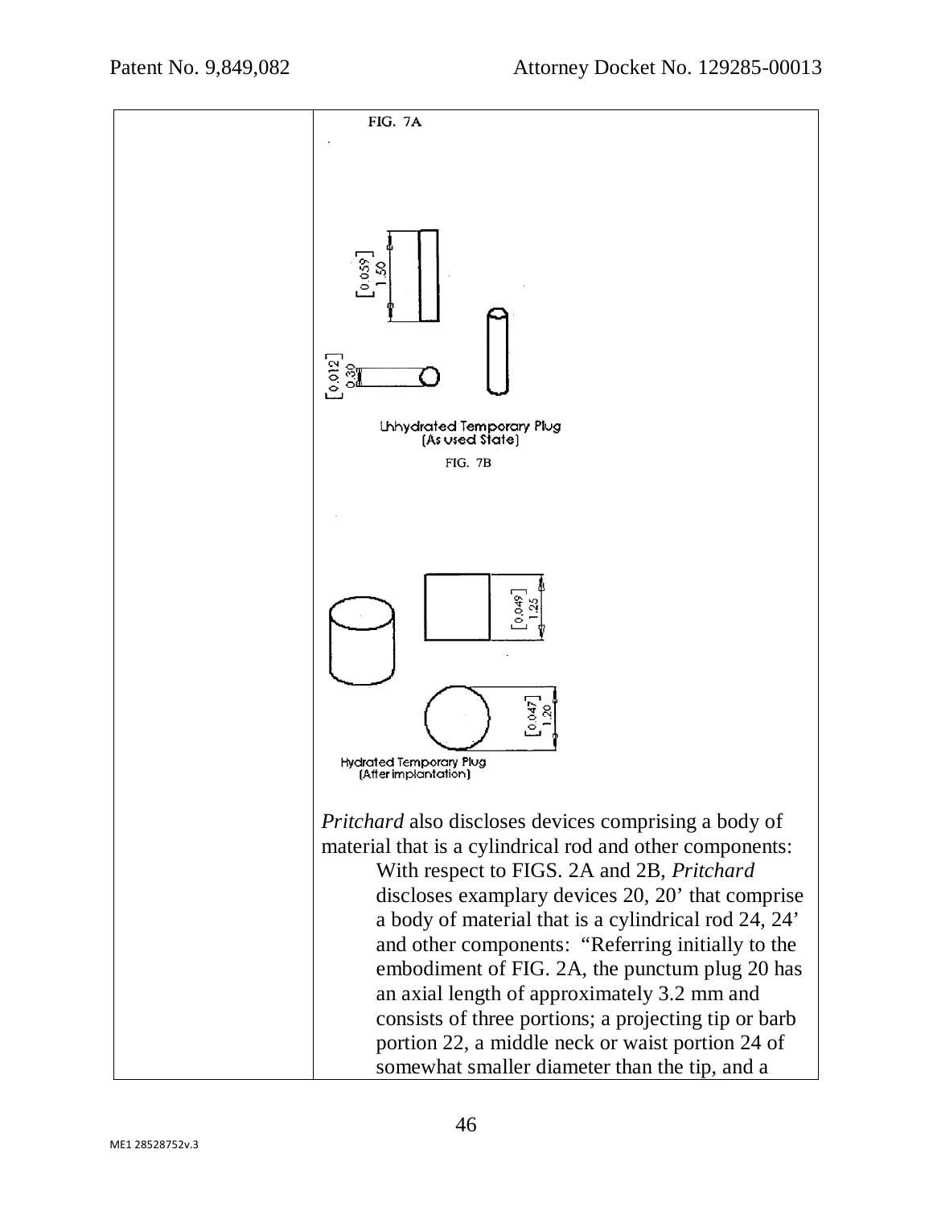| | FIG. 7A<br><br>[0.059] 1.50<br>[0.012] 0.30<br>Unhydrated Temporary Plug (As used State)<br><br>FIG. 7B<br><br>[0.049] 1.25<br>[0.047] 1.20<br>Hydrated Temporary Plug (After implantation)<br><br>*Pritchard* also discloses devices comprising a body of material that is a cylindrical rod and other components:<br>With respect to FIGS. 2A and 2B, *Pritchard* discloses examplary devices 20, 20' that comprise a body of material that is a cylindrical rod 24, 24' and other components: "Referring initially to the embodiment of FIG. 2A, the punctum plug 20 has an axial length of approximately 3.2 mm and consists of three portions; a projecting tip or barb portion 22, a middle neck or waist portion 24 of somewhat smaller diameter than the tip, and a |
|---|---|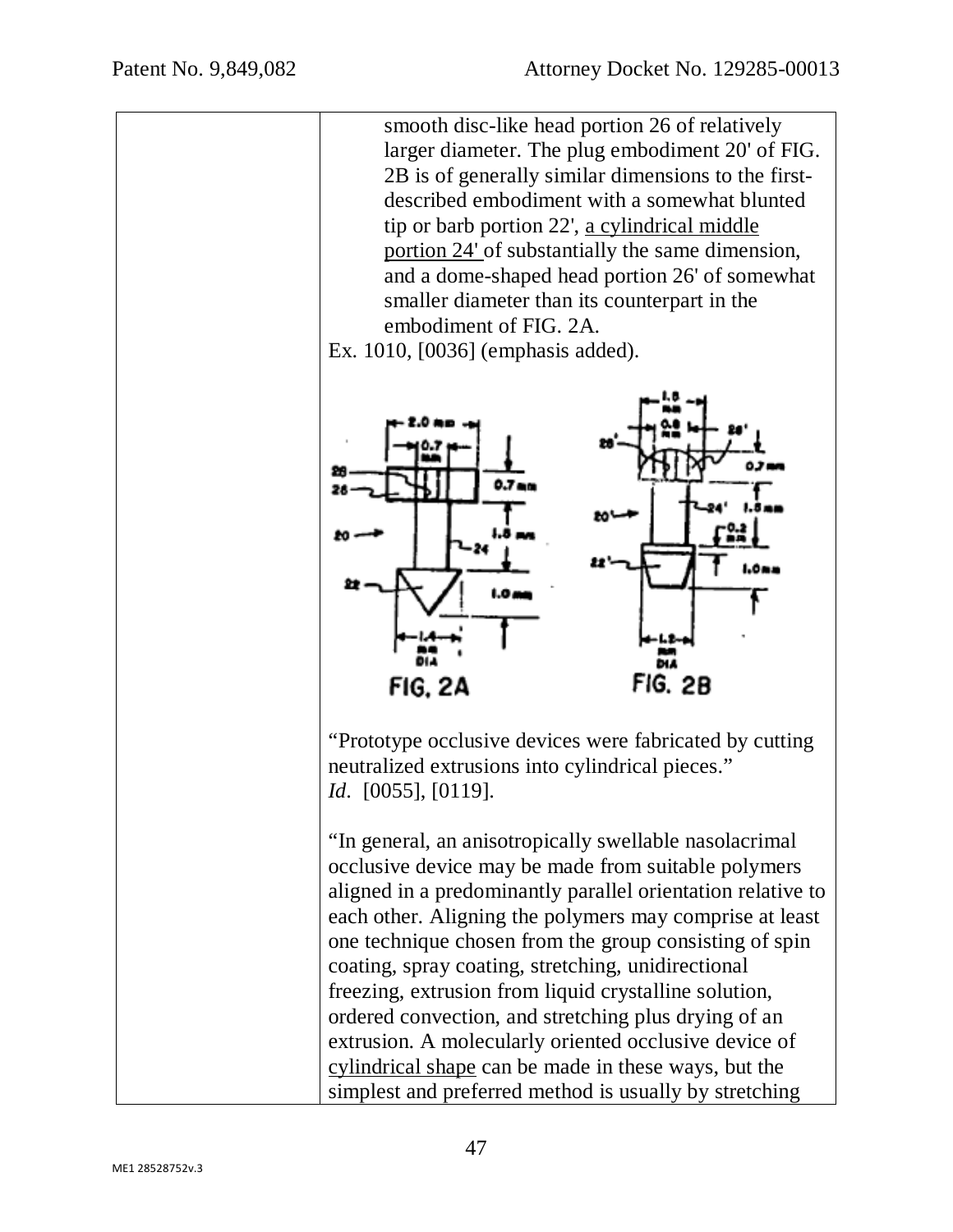| | smooth disc-like head portion 26 of relatively larger diameter. The plug embodiment 20' of FIG. 2B is of generally similar dimensions to the first-described embodiment with a somewhat blunted tip or barb portion 22', <u>a cylindrical middle portion 24'</u> of substantially the same dimension, and a dome-shaped head portion 26' of somewhat smaller diameter than its counterpart in the embodiment of FIG. 2A.<br>Ex. 1010, [0036] (emphasis added).<br><br>FIG. 2A FIG. 2B<br><br>"Prototype occlusive devices were fabricated by cutting neutralized extrusions into cylindrical pieces."<br>*Id*. [0055], [0119].<br><br>"In general, an anisotropically swellable nasolacrimal occlusive device may be made from suitable polymers aligned in a predominantly parallel orientation relative to each other. Aligning the polymers may comprise at least one technique chosen from the group consisting of spin coating, spray coating, stretching, unidirectional freezing, extrusion from liquid crystalline solution, ordered convection, and stretching plus drying of an extrusion. A molecularly oriented occlusive device of <u>cylindrical shape</u> can be made in these ways, but the simplest and preferred method is usually by stretching |
|---|---|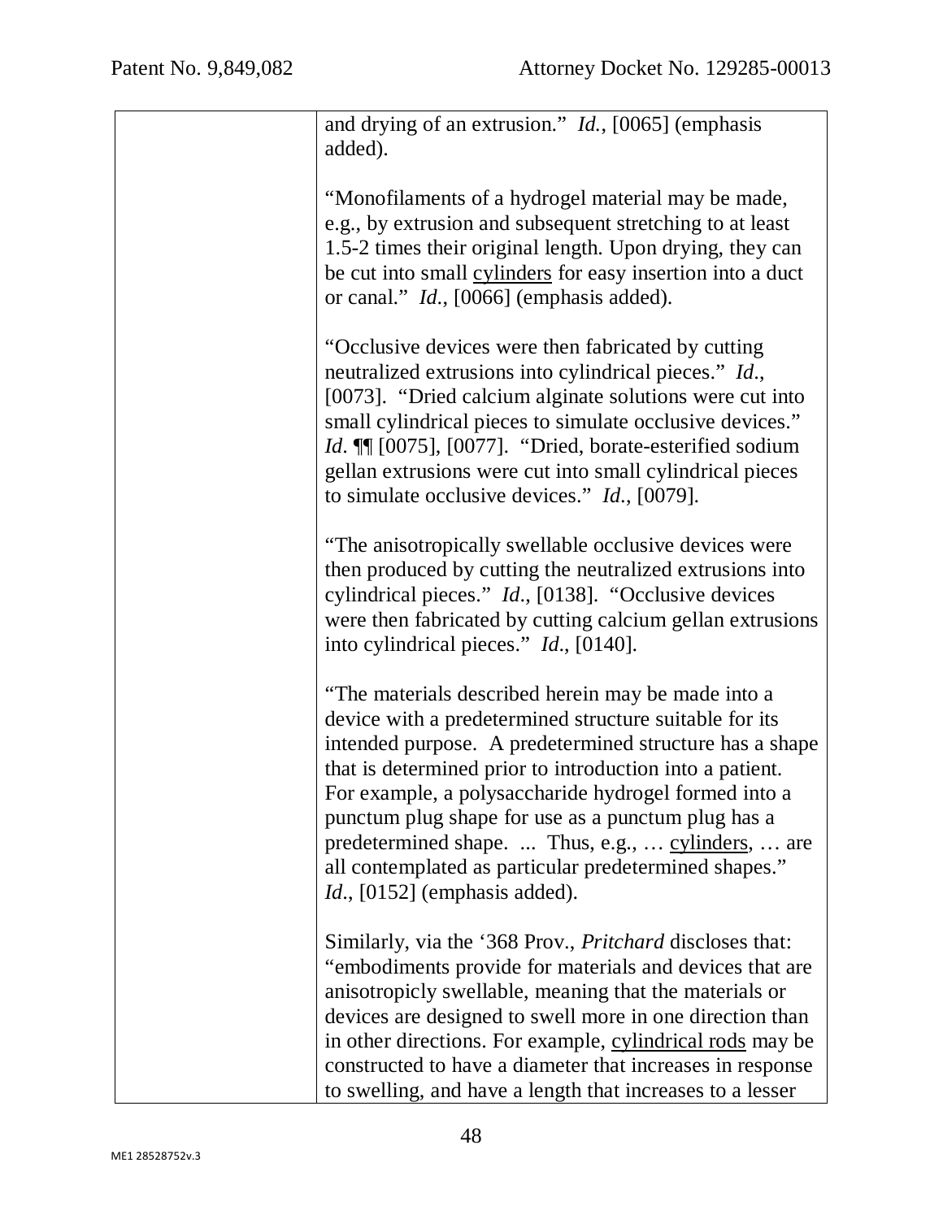| | and drying of an extrusion." *Id.*, [0065] (emphasis added).<br><br>"Monofilaments of a hydrogel material may be made, e.g., by extrusion and subsequent stretching to at least 1.5-2 times their original length. Upon drying, they can be cut into small <u>cylinders</u> for easy insertion into a duct or canal." *Id.*, [0066] (emphasis added).<br><br>"Occlusive devices were then fabricated by cutting neutralized extrusions into cylindrical pieces." *Id.*, [0073]. "Dried calcium alginate solutions were cut into small cylindrical pieces to simulate occlusive devices." *Id.* ¶¶ [0075], [0077]. "Dried, borate-esterified sodium gellan extrusions were cut into small cylindrical pieces to simulate occlusive devices." *Id.*, [0079].<br><br>"The anisotropically swellable occlusive devices were then produced by cutting the neutralized extrusions into cylindrical pieces." *Id.*, [0138]. "Occlusive devices were then fabricated by cutting calcium gellan extrusions into cylindrical pieces." *Id.*, [0140].<br><br>"The materials described herein may be made into a device with a predetermined structure suitable for its intended purpose. A predetermined structure has a shape that is determined prior to introduction into a patient. For example, a polysaccharide hydrogel formed into a punctum plug shape for use as a punctum plug has a predetermined shape. ... Thus, e.g., … <u>cylinders</u>, … are all contemplated as particular predetermined shapes." *Id.*, [0152] (emphasis added).<br><br>Similarly, via the '368 Prov., *Pritchard* discloses that: "embodiments provide for materials and devices that are anisotropicly swellable, meaning that the materials or devices are designed to swell more in one direction than in other directions. For example, <u>cylindrical rods</u> may be constructed to have a diameter that increases in response to swelling, and have a length that increases to a lesser |
|---|---|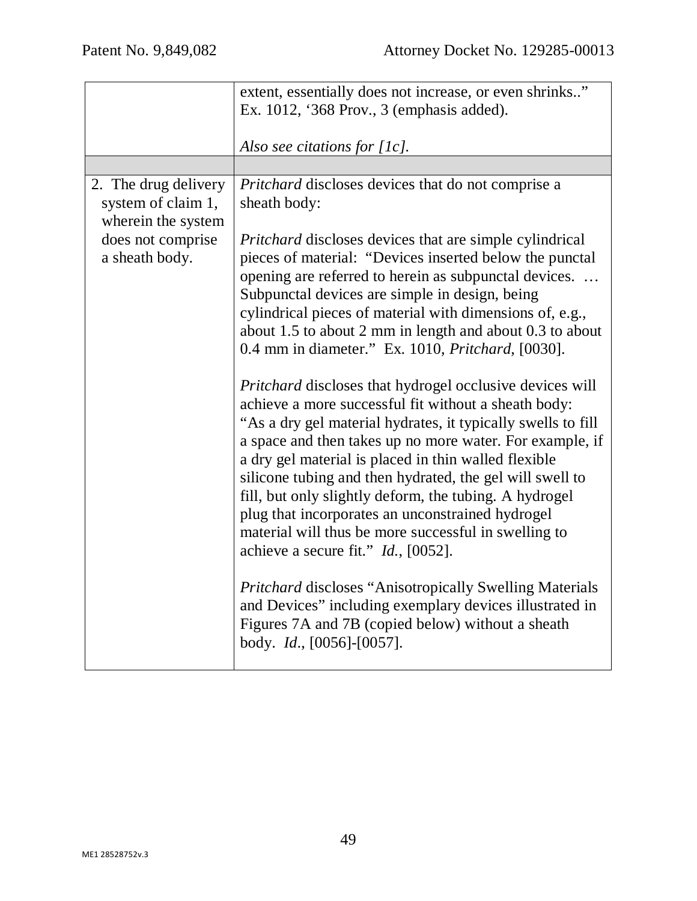| | |
|---|---|
| | extent, essentially does not increase, or even shrinks..” Ex. 1012, ‘368 Prov., 3 (emphasis added).<br><br>*Also see citations for [1c].* |
| | |
| 2. The drug delivery system of claim 1, wherein the system does not comprise a sheath body. | *Pritchard* discloses devices that do not comprise a sheath body:<br><br>*Pritchard* discloses devices that are simple cylindrical pieces of material: “Devices inserted below the punctal opening are referred to herein as subpunctal devices. … Subpunctal devices are simple in design, being cylindrical pieces of material with dimensions of, e.g., about 1.5 to about 2 mm in length and about 0.3 to about 0.4 mm in diameter.” Ex. 1010, *Pritchard*, [0030].<br><br>*Pritchard* discloses that hydrogel occlusive devices will achieve a more successful fit without a sheath body: “As a dry gel material hydrates, it typically swells to fill a space and then takes up no more water. For example, if a dry gel material is placed in thin walled flexible silicone tubing and then hydrated, the gel will swell to fill, but only slightly deform, the tubing. A hydrogel plug that incorporates an unconstrained hydrogel material will thus be more successful in swelling to achieve a secure fit.” *Id.*, [0052].<br><br>*Pritchard* discloses “Anisotropically Swelling Materials and Devices” including exemplary devices illustrated in Figures 7A and 7B (copied below) without a sheath body. *Id.*, [0056]-[0057]. |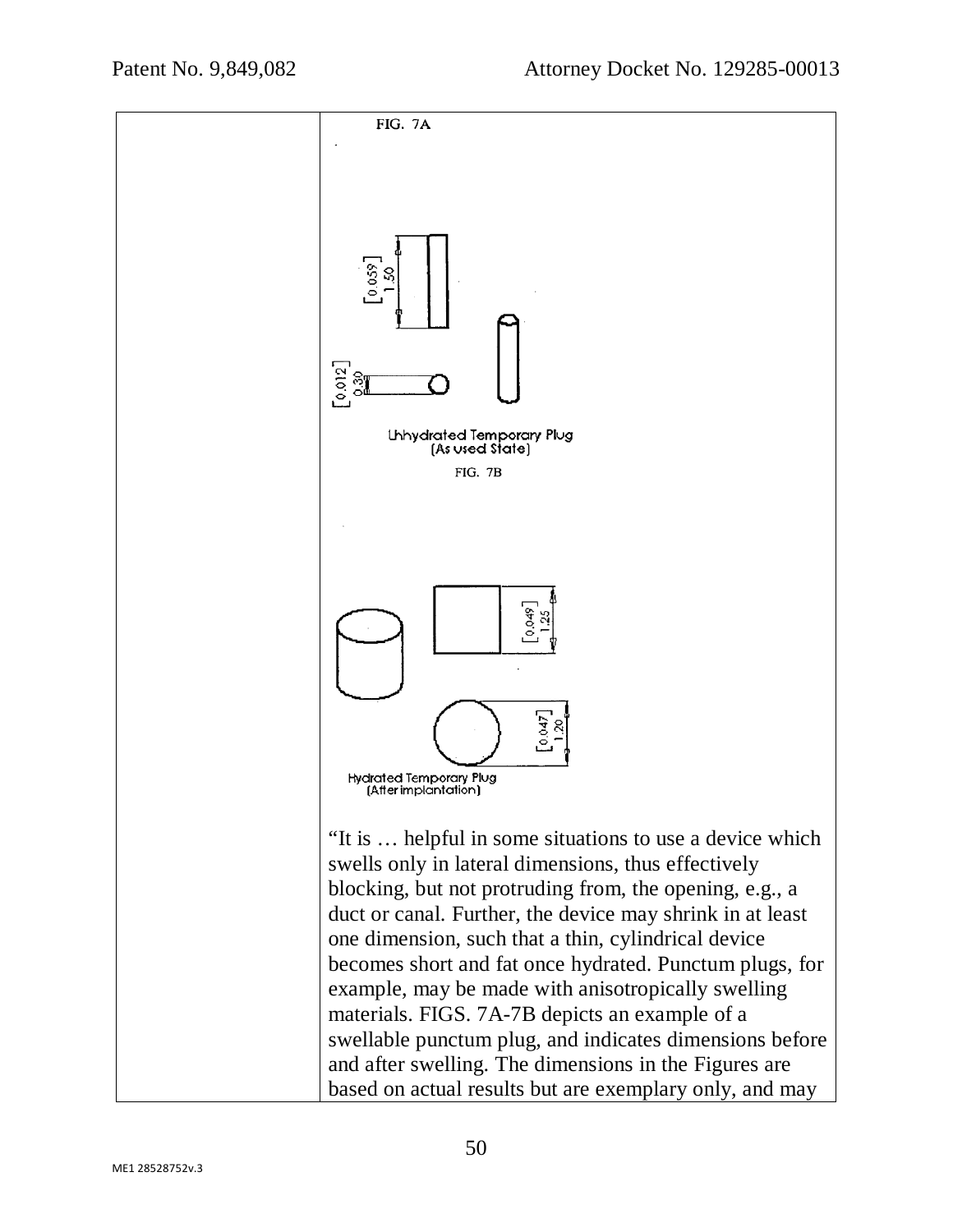| | FIG. 7A<br><br>[0.059] 1.50<br><br>[0.012] 0.30<br><br>Unhydrated Temporary Plug (As used State)<br><br>FIG. 7B<br><br>[0.049] 1.25<br><br>[0.047] 1.20<br><br>Hydrated Temporary Plug (After implantation)<br><br>"It is … helpful in some situations to use a device which swells only in lateral dimensions, thus effectively blocking, but not protruding from, the opening, e.g., a duct or canal. Further, the device may shrink in at least one dimension, such that a thin, cylindrical device becomes short and fat once hydrated. Punctum plugs, for example, may be made with anisotropically swelling materials. FIGS. 7A-7B depicts an example of a swellable punctum plug, and indicates dimensions before and after swelling. The dimensions in the Figures are based on actual results but are exemplary only, and may |
|---|---|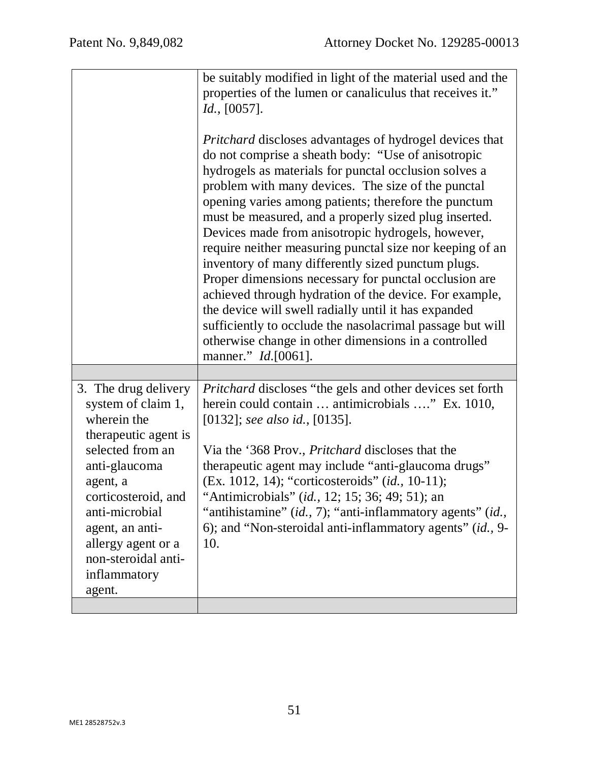| | |
|---|---|
| | be suitably modified in light of the material used and the properties of the lumen or canaliculus that receives it." *Id.*, [0057].<br><br>*Pritchard* discloses advantages of hydrogel devices that do not comprise a sheath body: "Use of anisotropic hydrogels as materials for punctal occlusion solves a problem with many devices. The size of the punctal opening varies among patients; therefore the punctum must be measured, and a properly sized plug inserted. Devices made from anisotropic hydrogels, however, require neither measuring punctal size nor keeping of an inventory of many differently sized punctum plugs. Proper dimensions necessary for punctal occlusion are achieved through hydration of the device. For example, the device will swell radially until it has expanded sufficiently to occlude the nasolacrimal passage but will otherwise change in other dimensions in a controlled manner." *Id.*[0061]. |
| | |
| 3. The drug delivery system of claim 1, wherein the therapeutic agent is selected from an anti-glaucoma agent, a corticosteroid, and anti-microbial agent, an anti-allergy agent or a non-steroidal anti-inflammatory agent. | *Pritchard* discloses "the gels and other devices set forth herein could contain … antimicrobials …." Ex. 1010, [0132]; *see also id.*, [0135].<br><br>Via the '368 Prov., *Pritchard* discloses that the therapeutic agent may include "anti-glaucoma drugs" (Ex. 1012, 14); "corticosteroids" (*id.*, 10-11); "Antimicrobials" (*id.*, 12; 15; 36; 49; 51); an "antihistamine" (*id.*, 7); "anti-inflammatory agents" (*id.*, 6); and "Non-steroidal anti-inflammatory agents" (*id.*, 9-10. |
| | |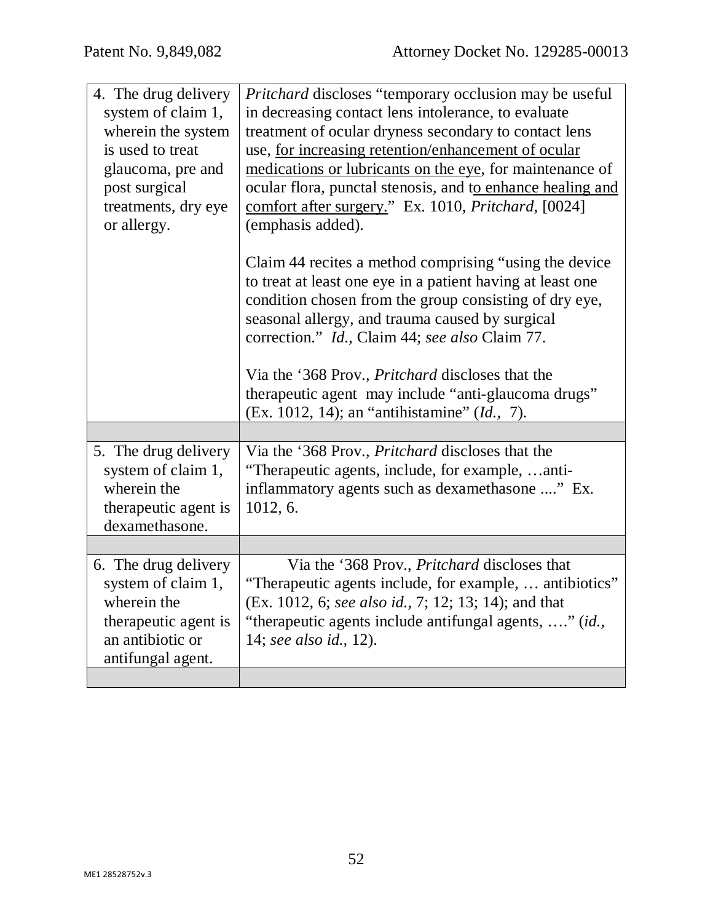| | |
|---|---|
| 4. The drug delivery system of claim 1, wherein the system is used to treat glaucoma, pre and post surgical treatments, dry eye or allergy. | *Pritchard* discloses "temporary occlusion may be useful in decreasing contact lens intolerance, to evaluate treatment of ocular dryness secondary to contact lens use, <u>for increasing retention/enhancement of ocular medications or lubricants on the eye</u>, for maintenance of ocular flora, punctal stenosis, and t<u>o enhance healing and comfort after surgery.</u>" Ex. 1010, *Pritchard*, [0024] (emphasis added).<br><br>Claim 44 recites a method comprising "using the device to treat at least one eye in a patient having at least one condition chosen from the group consisting of dry eye, seasonal allergy, and trauma caused by surgical correction." *Id.*, Claim 44; *see also* Claim 77.<br><br>Via the '368 Prov., *Pritchard* discloses that the therapeutic agent may include "anti-glaucoma drugs" (Ex. 1012, 14); an "antihistamine" (*Id.*, 7). |
| | |
| 5. The drug delivery system of claim 1, wherein the therapeutic agent is dexamethasone. | Via the '368 Prov., *Pritchard* discloses that the "Therapeutic agents, include, for example, …anti-inflammatory agents such as dexamethasone ...." Ex. 1012, 6. |
| | |
| 6. The drug delivery system of claim 1, wherein the therapeutic agent is an antibiotic or antifungal agent. | Via the '368 Prov., *Pritchard* discloses that "Therapeutic agents include, for example, … antibiotics" (Ex. 1012, 6; *see also id.*, 7; 12; 13; 14); and that "therapeutic agents include antifungal agents, …." (*id.*, 14; *see also id.*, 12). |
| | |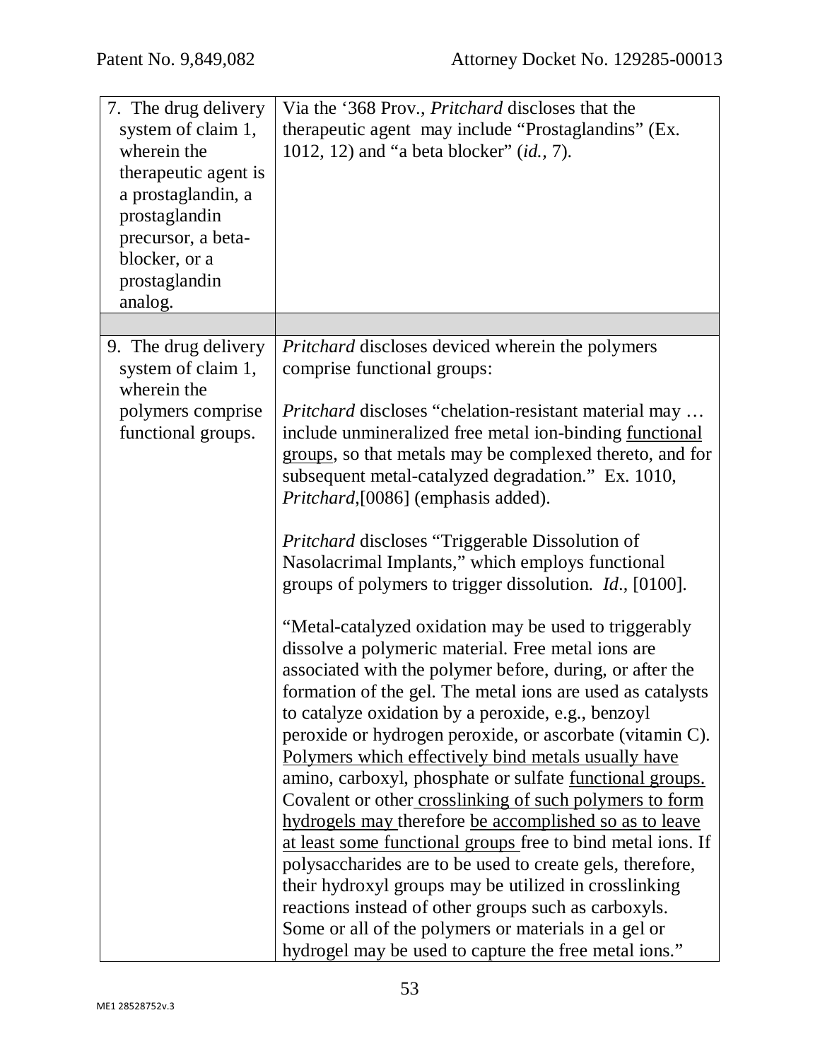| | |
|---|---|
| 7. The drug delivery system of claim 1, wherein the therapeutic agent is a prostaglandin, a prostaglandin precursor, a beta-blocker, or a prostaglandin analog. | Via the '368 Prov., *Pritchard* discloses that the therapeutic agent may include "Prostaglandins" (Ex. 1012, 12) and "a beta blocker" (*id.*, 7). |
| | |
| 9. The drug delivery system of claim 1, wherein the polymers comprise functional groups. | *Pritchard* discloses deviced wherein the polymers comprise functional groups:<br><br>*Pritchard* discloses "chelation-resistant material may … include unmineralized free metal ion-binding <u>functional groups</u>, so that metals may be complexed thereto, and for subsequent metal-catalyzed degradation." Ex. 1010, *Pritchard*,[0086] (emphasis added).<br><br>*Pritchard* discloses "Triggerable Dissolution of Nasolacrimal Implants," which employs functional groups of polymers to trigger dissolution. *Id.*, [0100].<br><br>"Metal-catalyzed oxidation may be used to triggerably dissolve a polymeric material. Free metal ions are associated with the polymer before, during, or after the formation of the gel. The metal ions are used as catalysts to catalyze oxidation by a peroxide, e.g., benzoyl peroxide or hydrogen peroxide, or ascorbate (vitamin C). <u>Polymers which effectively bind metals usually have</u> amino, carboxyl, phosphate or sulfate <u>functional groups.</u> Covalent or other <u>crosslinking of such polymers to form hydrogels may</u> therefore <u>be accomplished so as to leave at least some functional groups</u> free to bind metal ions. If polysaccharides are to be used to create gels, therefore, their hydroxyl groups may be utilized in crosslinking reactions instead of other groups such as carboxyls. Some or all of the polymers or materials in a gel or hydrogel may be used to capture the free metal ions." |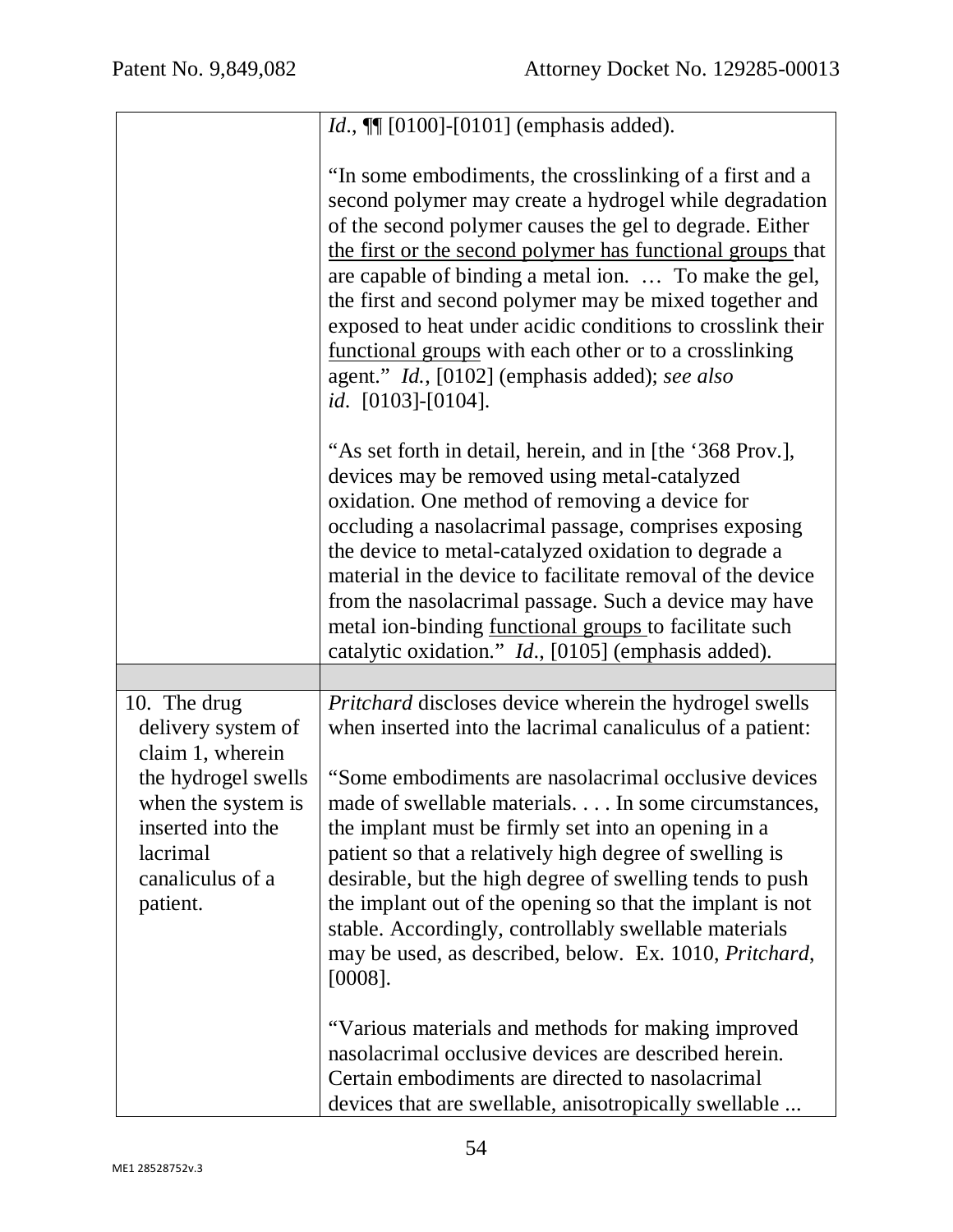| | |
|---|---|
| | *Id.*, ¶¶ [0100]-[0101] (emphasis added).<br><br>"In some embodiments, the crosslinking of a first and a second polymer may create a hydrogel while degradation of the second polymer causes the gel to degrade. Either the first or the second polymer has functional groups that are capable of binding a metal ion. … To make the gel, the first and second polymer may be mixed together and exposed to heat under acidic conditions to crosslink their functional groups with each other or to a crosslinking agent." *Id.*, [0102] (emphasis added); *see also id.* [0103]-[0104].<br><br>"As set forth in detail, herein, and in [the '368 Prov.], devices may be removed using metal-catalyzed oxidation. One method of removing a device for occluding a nasolacrimal passage, comprises exposing the device to metal-catalyzed oxidation to degrade a material in the device to facilitate removal of the device from the nasolacrimal passage. Such a device may have metal ion-binding functional groups to facilitate such catalytic oxidation." *Id.*, [0105] (emphasis added). |
| | |
| 10. The drug delivery system of claim 1, wherein the hydrogel swells when the system is inserted into the lacrimal canaliculus of a patient. | *Pritchard* discloses device wherein the hydrogel swells when inserted into the lacrimal canaliculus of a patient:<br><br>"Some embodiments are nasolacrimal occlusive devices made of swellable materials. . . . In some circumstances, the implant must be firmly set into an opening in a patient so that a relatively high degree of swelling is desirable, but the high degree of swelling tends to push the implant out of the opening so that the implant is not stable. Accordingly, controllably swellable materials may be used, as described, below. Ex. 1010, *Pritchard*, [0008].<br><br>"Various materials and methods for making improved nasolacrimal occlusive devices are described herein. Certain embodiments are directed to nasolacrimal devices that are swellable, anisotropically swellable ... |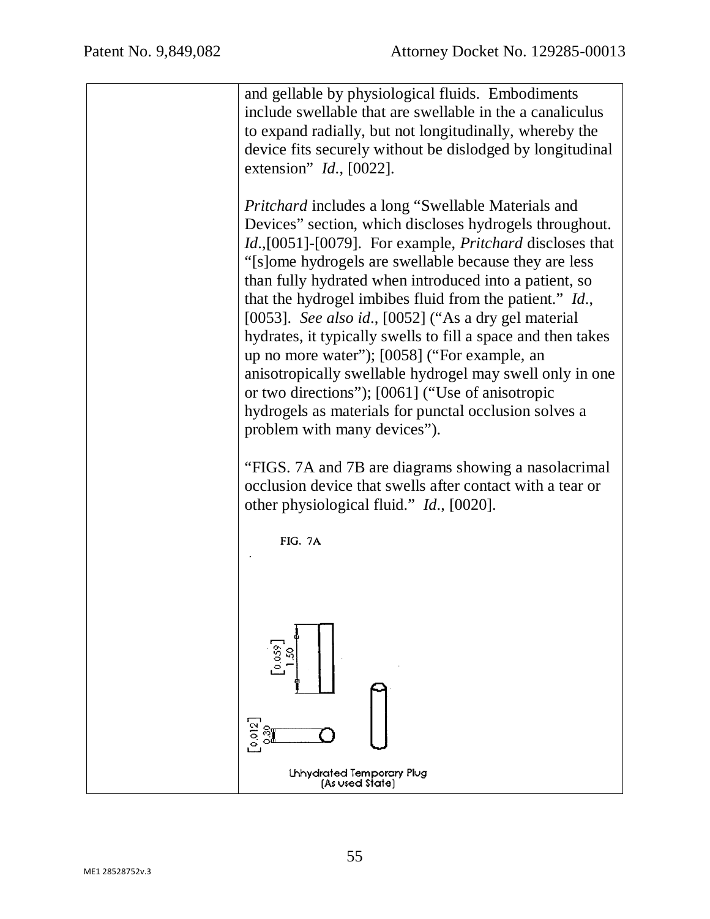| | |
|---|---|
| | and gellable by physiological fluids. Embodiments include swellable that are swellable in the a canaliculus to expand radially, but not longitudinally, whereby the device fits securely without be dislodged by longitudinal extension" *Id.*, [0022].<br><br>*Pritchard* includes a long "Swellable Materials and Devices" section, which discloses hydrogels throughout. *Id.*,[0051]-[0079]. For example, *Pritchard* discloses that "[s]ome hydrogels are swellable because they are less than fully hydrated when introduced into a patient, so that the hydrogel imbibes fluid from the patient." *Id.*, [0053]. *See also id.*, [0052] ("As a dry gel material hydrates, it typically swells to fill a space and then takes up no more water"); [0058] ("For example, an anisotropically swellable hydrogel may swell only in one or two directions"); [0061] ("Use of anisotropic hydrogels as materials for punctal occlusion solves a problem with many devices").<br><br>"FIGS. 7A and 7B are diagrams showing a nasolacrimal occlusion device that swells after contact with a tear or other physiological fluid." *Id.*, [0020].<br><br>FIG. 7A<br><br>[0.059] 1.50<br><br>[0.012] 0.30<br><br>Unhydrated Temporary Plug (As used State) |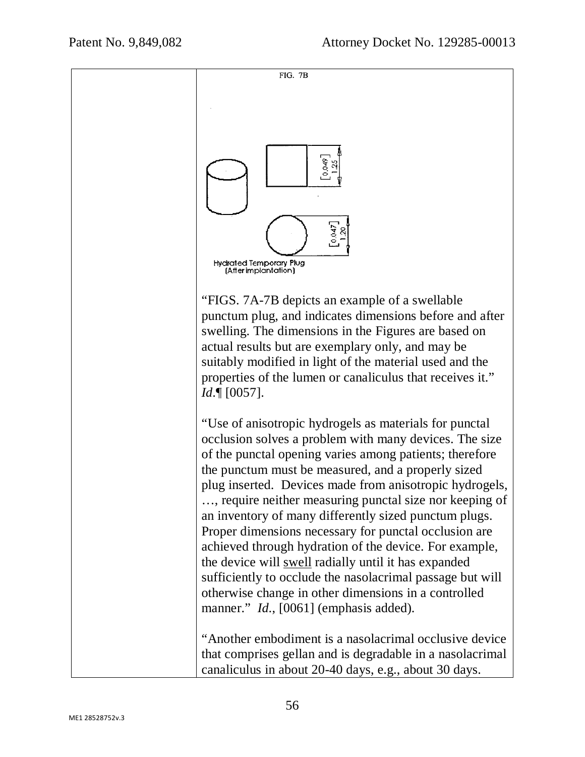| | FIG. 7B<br><br>[0.049]<br>1.25<br><br>[0.047]<br>1.20<br><br>Hydrated Temporary Plug<br>(After implantation)<br><br>"FIGS. 7A-7B depicts an example of a swellable punctum plug, and indicates dimensions before and after swelling. The dimensions in the Figures are based on actual results but are exemplary only, and may be suitably modified in light of the material used and the properties of the lumen or canaliculus that receives it." *Id*.¶ [0057].<br><br>"Use of anisotropic hydrogels as materials for punctal occlusion solves a problem with many devices. The size of the punctal opening varies among patients; therefore the punctum must be measured, and a properly sized plug inserted. Devices made from anisotropic hydrogels, …, require neither measuring punctal size nor keeping of an inventory of many differently sized punctum plugs. Proper dimensions necessary for punctal occlusion are achieved through hydration of the device. For example, the device will <u>swell</u> radially until it has expanded sufficiently to occlude the nasolacrimal passage but will otherwise change in other dimensions in a controlled manner." *Id*., [0061] (emphasis added).<br><br>"Another embodiment is a nasolacrimal occlusive device that comprises gellan and is degradable in a nasolacrimal canaliculus in about 20-40 days, e.g., about 30 days. |
|---|---|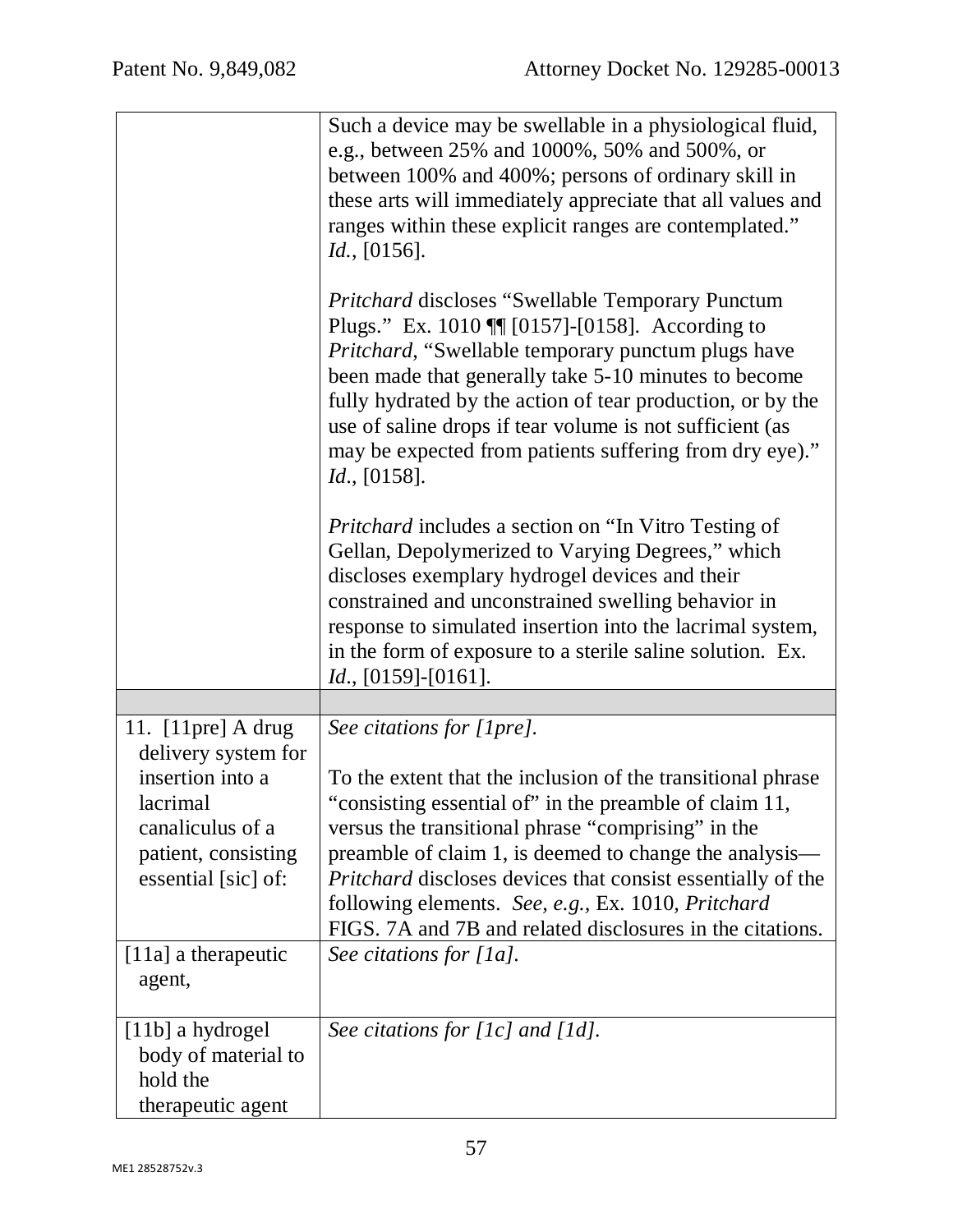| | |
|---|---|
| | Such a device may be swellable in a physiological fluid, e.g., between 25% and 1000%, 50% and 500%, or between 100% and 400%; persons of ordinary skill in these arts will immediately appreciate that all values and ranges within these explicit ranges are contemplated." *Id.*, [0156].<br><br>*Pritchard* discloses "Swellable Temporary Punctum Plugs." Ex. 1010 ¶¶ [0157]-[0158]. According to *Pritchard*, "Swellable temporary punctum plugs have been made that generally take 5-10 minutes to become fully hydrated by the action of tear production, or by the use of saline drops if tear volume is not sufficient (as may be expected from patients suffering from dry eye)." *Id.*, [0158].<br><br>*Pritchard* includes a section on "In Vitro Testing of Gellan, Depolymerized to Varying Degrees," which discloses exemplary hydrogel devices and their constrained and unconstrained swelling behavior in response to simulated insertion into the lacrimal system, in the form of exposure to a sterile saline solution. Ex. *Id.*, [0159]-[0161]. |
| | |
| 11. [11pre] A drug delivery system for insertion into a lacrimal canaliculus of a patient, consisting essential [sic] of: | *See citations for [1pre].*<br><br>To the extent that the inclusion of the transitional phrase "consisting essential of" in the preamble of claim 11, versus the transitional phrase "comprising" in the preamble of claim 1, is deemed to change the analysis—*Pritchard* discloses devices that consist essentially of the following elements. *See, e.g.*, Ex. 1010, *Pritchard* FIGS. 7A and 7B and related disclosures in the citations. |
| [11a] a therapeutic agent, | *See citations for [1a].* |
| [11b] a hydrogel body of material to hold the therapeutic agent | *See citations for [1c] and [1d].* |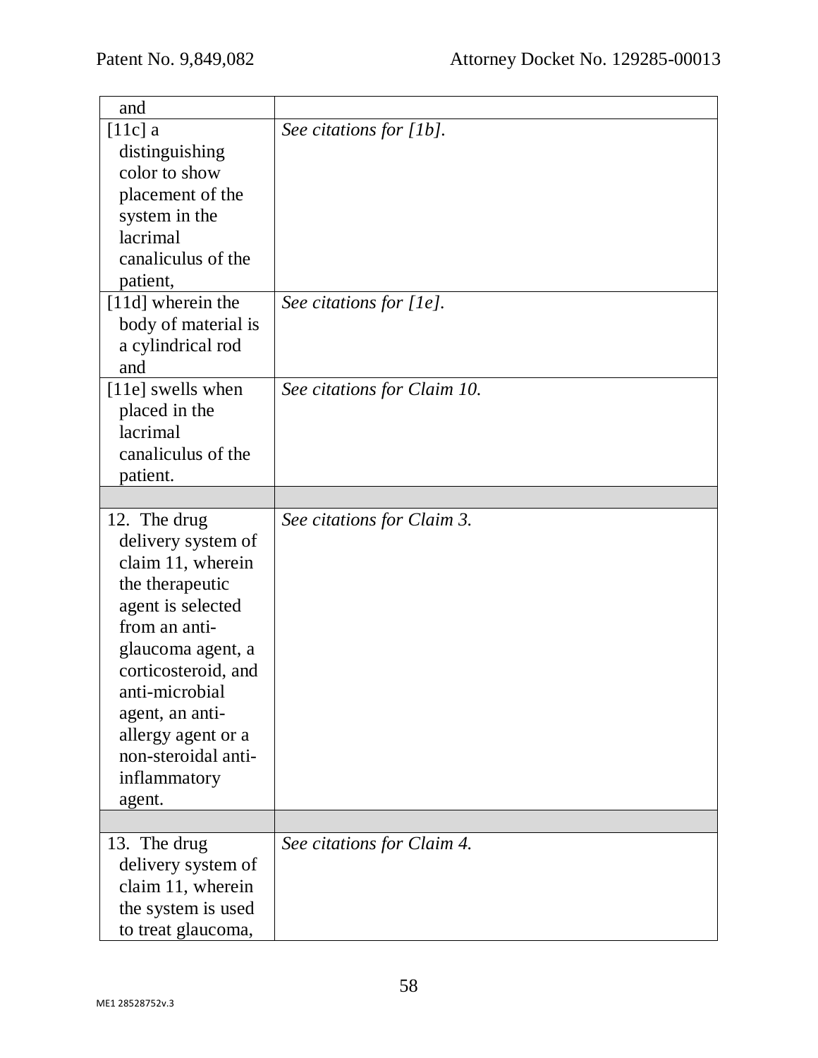| | |
|---|---|
| and | |
| [11c] a distinguishing color to show placement of the system in the lacrimal canaliculus of the patient, | *See citations for [1b].* |
| [11d] wherein the body of material is a cylindrical rod and | *See citations for [1e].* |
| [11e] swells when placed in the lacrimal canaliculus of the patient. | *See citations for Claim 10.* |
| | |
| 12. The drug delivery system of claim 11, wherein the therapeutic agent is selected from an anti-glaucoma agent, a corticosteroid, and anti-microbial agent, an anti-allergy agent or a non-steroidal anti-inflammatory agent. | *See citations for Claim 3.* |
| | |
| 13. The drug delivery system of claim 11, wherein the system is used to treat glaucoma, | *See citations for Claim 4.* |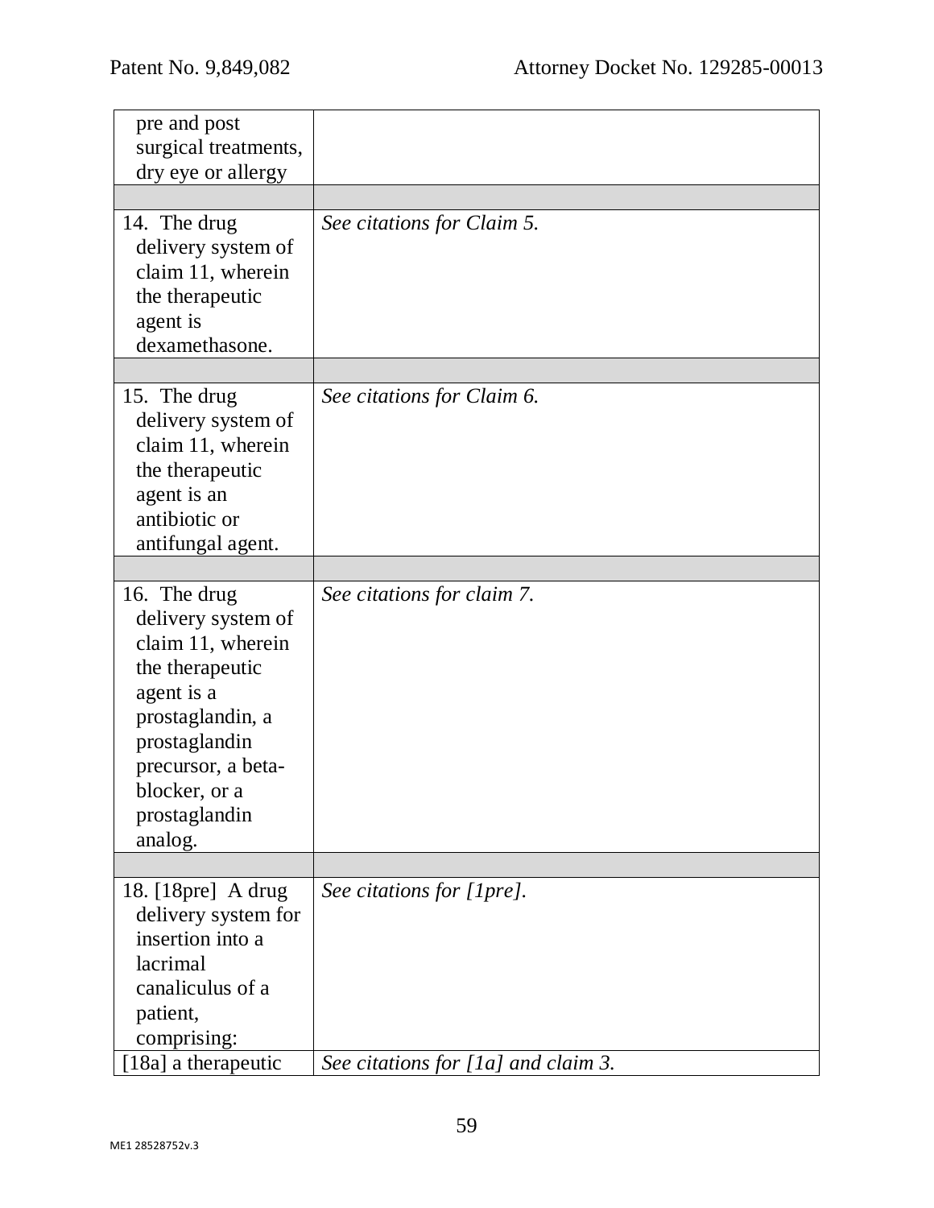| | |
|---|---|
| pre and post surgical treatments, dry eye or allergy | |
| | |
| 14. The drug delivery system of claim 11, wherein the therapeutic agent is dexamethasone. | *See citations for Claim 5.* |
| | |
| 15. The drug delivery system of claim 11, wherein the therapeutic agent is an antibiotic or antifungal agent. | *See citations for Claim 6.* |
| | |
| 16. The drug delivery system of claim 11, wherein the therapeutic agent is a prostaglandin, a prostaglandin precursor, a beta-blocker, or a prostaglandin analog. | *See citations for claim 7.* |
| | |
| 18. [18pre] A drug delivery system for insertion into a lacrimal canaliculus of a patient, comprising: | *See citations for [1pre].* |
| [18a] a therapeutic | *See citations for [1a] and claim 3.* |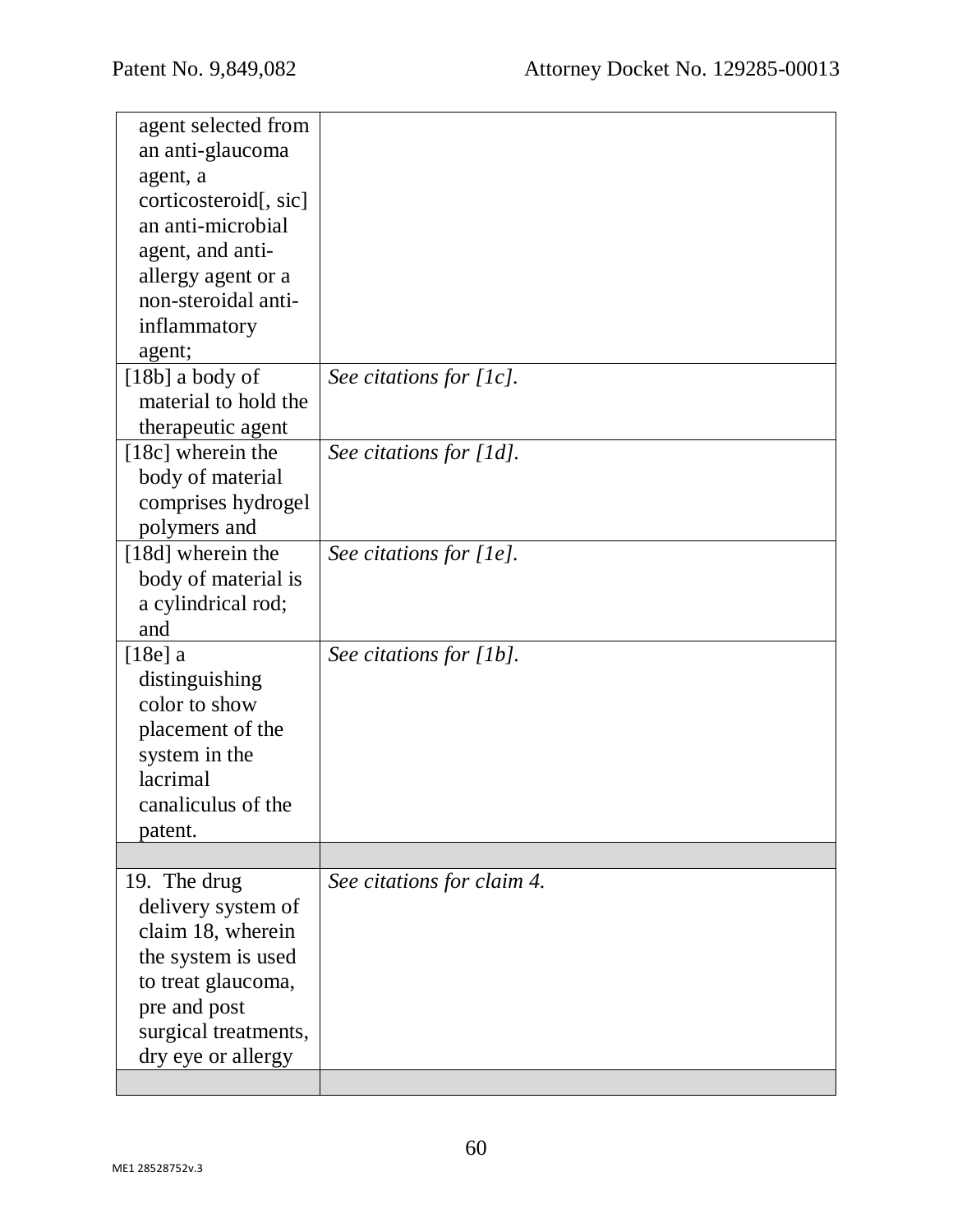| | |
|---|---|
| agent selected from an anti-glaucoma agent, a corticosteroid[, sic] an anti-microbial agent, and anti-allergy agent or a non-steroidal anti-inflammatory agent; | |
| [18b] a body of material to hold the therapeutic agent | *See citations for [1c].* |
| [18c] wherein the body of material comprises hydrogel polymers and | *See citations for [1d].* |
| [18d] wherein the body of material is a cylindrical rod; and | *See citations for [1e].* |
| [18e] a distinguishing color to show placement of the system in the lacrimal canaliculus of the patent. | *See citations for [1b].* |
| | |
| 19. The drug delivery system of claim 18, wherein the system is used to treat glaucoma, pre and post surgical treatments, dry eye or allergy | *See citations for claim 4.* |
| | |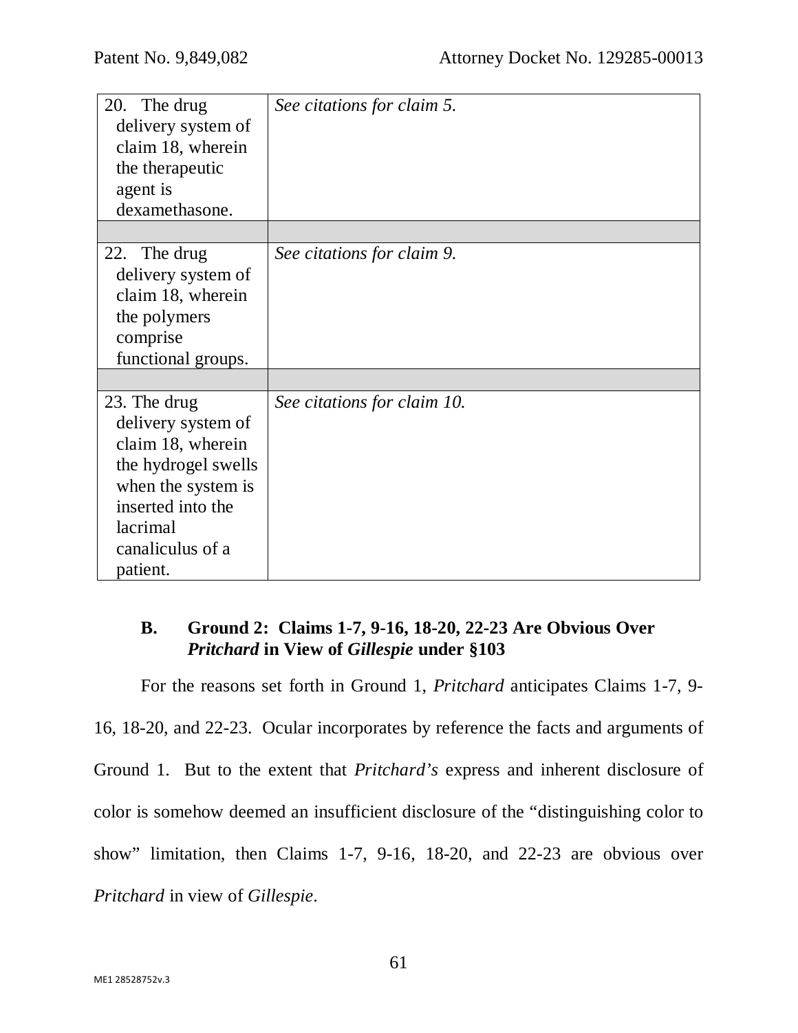| | |
|---|---|
| 20. The drug delivery system of claim 18, wherein the therapeutic agent is dexamethasone. | *See citations for claim 5.* |
| | |
| 22. The drug delivery system of claim 18, wherein the polymers comprise functional groups. | *See citations for claim 9.* |
| | |
| 23. The drug delivery system of claim 18, wherein the hydrogel swells when the system is inserted into the lacrimal canaliculus of a patient. | *See citations for claim 10.* |

### B. Ground 2: Claims 1-7, 9-16, 18-20, 22-23 Are Obvious Over *Pritchard* in View of *Gillespie* under §103

For the reasons set forth in Ground 1, *Pritchard* anticipates Claims 1-7, 9-16, 18-20, and 22-23. Ocular incorporates by reference the facts and arguments of Ground 1. But to the extent that *Pritchard's* express and inherent disclosure of color is somehow deemed an insufficient disclosure of the "distinguishing color to show" limitation, then Claims 1-7, 9-16, 18-20, and 22-23 are obvious over *Pritchard* in view of *Gillespie*.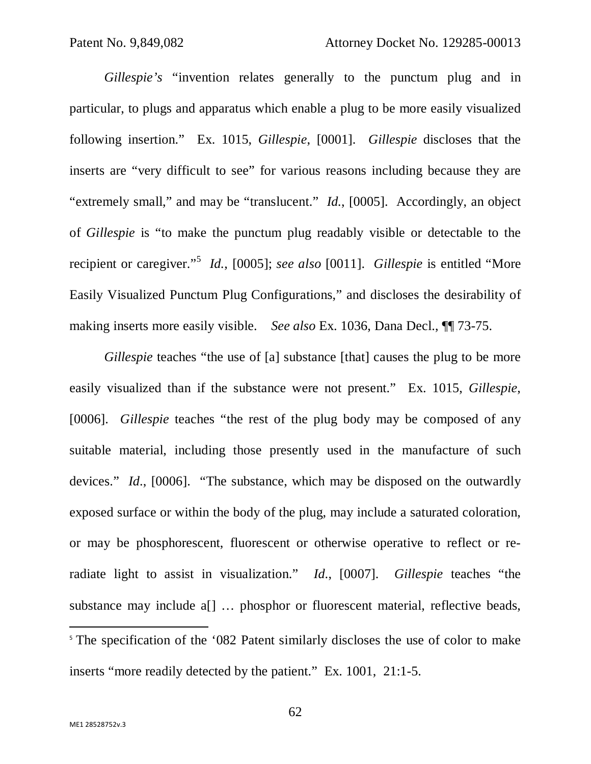*Gillespie's* "invention relates generally to the punctum plug and in particular, to plugs and apparatus which enable a plug to be more easily visualized following insertion." Ex. 1015, *Gillespie*, [0001]. *Gillespie* discloses that the inserts are "very difficult to see" for various reasons including because they are "extremely small," and may be "translucent." *Id.*, [0005]. Accordingly, an object of *Gillespie* is "to make the punctum plug readably visible or detectable to the recipient or caregiver."[5] *Id.*, [0005]; *see also* [0011]. *Gillespie* is entitled "More Easily Visualized Punctum Plug Configurations," and discloses the desirability of making inserts more easily visible. *See also* Ex. 1036, Dana Decl., ¶¶ 73-75.

*Gillespie* teaches "the use of [a] substance [that] causes the plug to be more easily visualized than if the substance were not present." Ex. 1015, *Gillespie*, [0006]. *Gillespie* teaches "the rest of the plug body may be composed of any suitable material, including those presently used in the manufacture of such devices." *Id*., [0006]. "The substance, which may be disposed on the outwardly exposed surface or within the body of the plug, may include a saturated coloration, or may be phosphorescent, fluorescent or otherwise operative to reflect or re-radiate light to assist in visualization." *Id*., [0007]. *Gillespie* teaches "the substance may include a[] … phosphor or fluorescent material, reflective beads,

---

[5] The specification of the '082 Patent similarly discloses the use of color to make inserts "more readily detected by the patient." Ex. 1001, 21:1-5.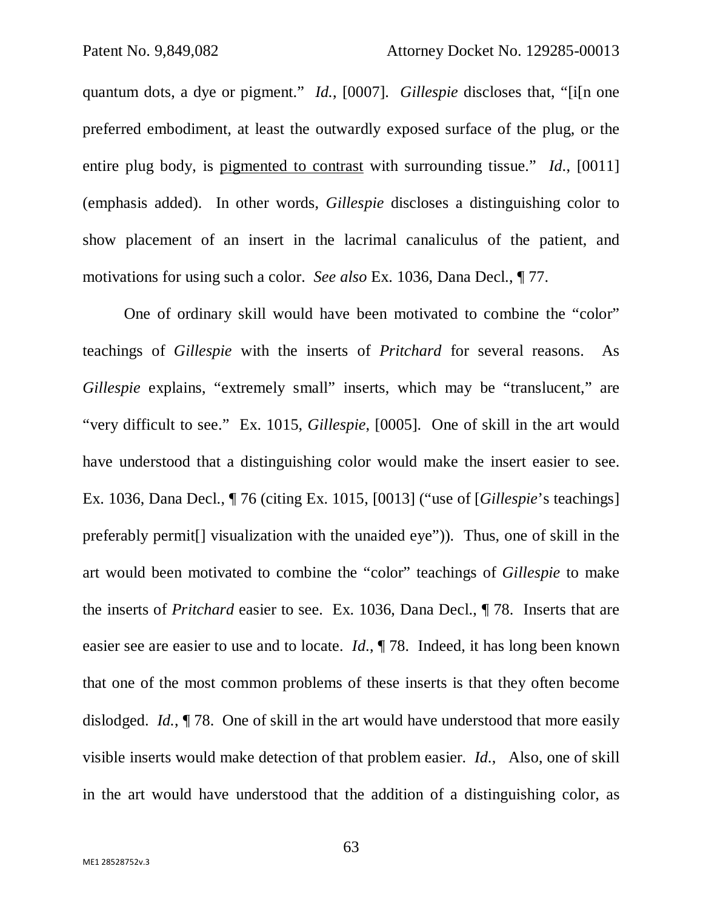quantum dots, a dye or pigment." *Id.*, [0007]. *Gillespie* discloses that, "[i[n one preferred embodiment, at least the outwardly exposed surface of the plug, or the entire plug body, is <u>pigmented to contrast</u> with surrounding tissue." *Id.*, [0011] (emphasis added). In other words, *Gillespie* discloses a distinguishing color to show placement of an insert in the lacrimal canaliculus of the patient, and motivations for using such a color. *See also* Ex. 1036, Dana Decl., ¶ 77.

One of ordinary skill would have been motivated to combine the "color" teachings of *Gillespie* with the inserts of *Pritchard* for several reasons. As *Gillespie* explains, "extremely small" inserts, which may be "translucent," are "very difficult to see." Ex. 1015, *Gillespie*, [0005]. One of skill in the art would have understood that a distinguishing color would make the insert easier to see. Ex. 1036, Dana Decl., ¶ 76 (citing Ex. 1015, [0013] ("use of [*Gillespie*'s teachings] preferably permit[] visualization with the unaided eye")). Thus, one of skill in the art would been motivated to combine the "color" teachings of *Gillespie* to make the inserts of *Pritchard* easier to see. Ex. 1036, Dana Decl., ¶ 78. Inserts that are easier see are easier to use and to locate. *Id.*, ¶ 78. Indeed, it has long been known that one of the most common problems of these inserts is that they often become dislodged. *Id.*, ¶ 78. One of skill in the art would have understood that more easily visible inserts would make detection of that problem easier. *Id.*, Also, one of skill in the art would have understood that the addition of a distinguishing color, as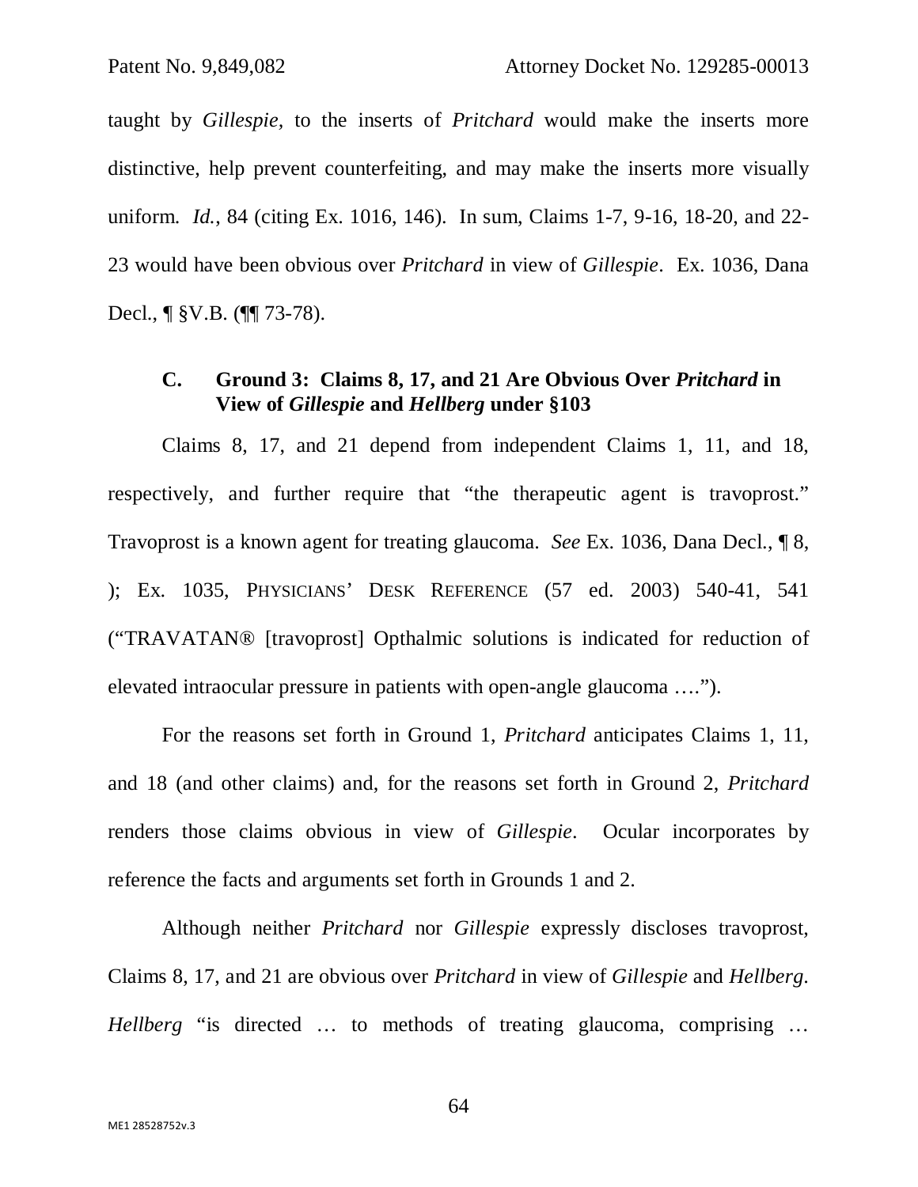taught by *Gillespie*, to the inserts of *Pritchard* would make the inserts more distinctive, help prevent counterfeiting, and may make the inserts more visually uniform. *Id.*, 84 (citing Ex. 1016, 146). In sum, Claims 1-7, 9-16, 18-20, and 22-23 would have been obvious over *Pritchard* in view of *Gillespie*. Ex. 1036, Dana Decl., ¶ §V.B. (¶¶ 73-78).

### C. Ground 3: Claims 8, 17, and 21 Are Obvious Over *Pritchard* in View of *Gillespie* and *Hellberg* under §103

Claims 8, 17, and 21 depend from independent Claims 1, 11, and 18, respectively, and further require that "the therapeutic agent is travoprost." Travoprost is a known agent for treating glaucoma. *See* Ex. 1036, Dana Decl., ¶ 8, ); Ex. 1035, PHYSICIANS' DESK REFERENCE (57 ed. 2003) 540-41, 541 ("TRAVATAN® [travoprost] Opthalmic solutions is indicated for reduction of elevated intraocular pressure in patients with open-angle glaucoma ….").

For the reasons set forth in Ground 1, *Pritchard* anticipates Claims 1, 11, and 18 (and other claims) and, for the reasons set forth in Ground 2, *Pritchard* renders those claims obvious in view of *Gillespie*. Ocular incorporates by reference the facts and arguments set forth in Grounds 1 and 2.

Although neither *Pritchard* nor *Gillespie* expressly discloses travoprost, Claims 8, 17, and 21 are obvious over *Pritchard* in view of *Gillespie* and *Hellberg*. *Hellberg* "is directed … to methods of treating glaucoma, comprising …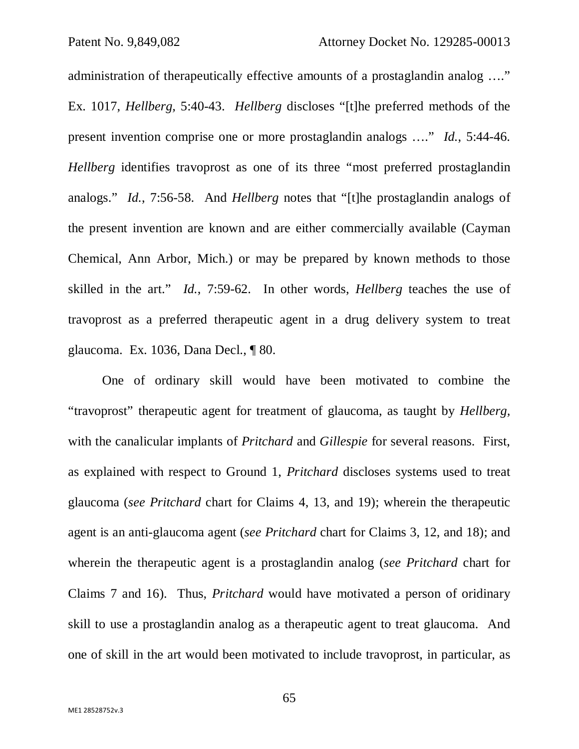administration of therapeutically effective amounts of a prostaglandin analog …." Ex. 1017, *Hellberg,* 5:40-43. *Hellberg* discloses "[t]he preferred methods of the present invention comprise one or more prostaglandin analogs …." *Id.*, 5:44-46. *Hellberg* identifies travoprost as one of its three "most preferred prostaglandin analogs." *Id.*, 7:56-58. And *Hellberg* notes that "[t]he prostaglandin analogs of the present invention are known and are either commercially available (Cayman Chemical, Ann Arbor, Mich.) or may be prepared by known methods to those skilled in the art." *Id.*, 7:59-62. In other words, *Hellberg* teaches the use of travoprost as a preferred therapeutic agent in a drug delivery system to treat glaucoma. Ex. 1036, Dana Decl., ¶ 80.

One of ordinary skill would have been motivated to combine the "travoprost" therapeutic agent for treatment of glaucoma, as taught by *Hellberg,* with the canalicular implants of *Pritchard* and *Gillespie* for several reasons. First, as explained with respect to Ground 1, *Pritchard* discloses systems used to treat glaucoma (*see Pritchard* chart for Claims 4, 13, and 19); wherein the therapeutic agent is an anti-glaucoma agent (*see Pritchard* chart for Claims 3, 12, and 18); and wherein the therapeutic agent is a prostaglandin analog (*see Pritchard* chart for Claims 7 and 16). Thus, *Pritchard* would have motivated a person of oridinary skill to use a prostaglandin analog as a therapeutic agent to treat glaucoma. And one of skill in the art would been motivated to include travoprost, in particular, as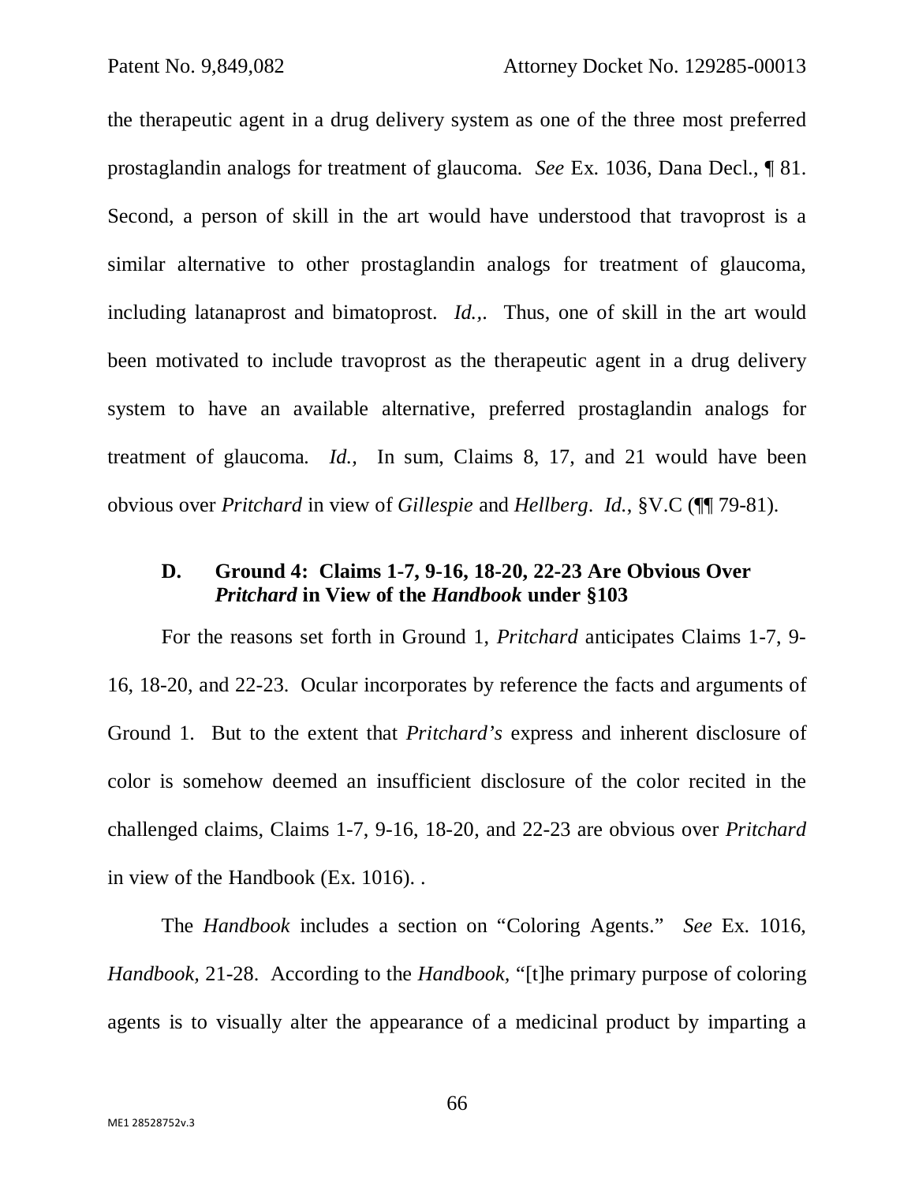the therapeutic agent in a drug delivery system as one of the three most preferred prostaglandin analogs for treatment of glaucoma. *See* Ex. 1036, Dana Decl., ¶ 81. Second, a person of skill in the art would have understood that travoprost is a similar alternative to other prostaglandin analogs for treatment of glaucoma, including latanaprost and bimatoprost. *Id.,*. Thus, one of skill in the art would been motivated to include travoprost as the therapeutic agent in a drug delivery system to have an available alternative, preferred prostaglandin analogs for treatment of glaucoma. *Id.,* In sum, Claims 8, 17, and 21 would have been obvious over *Pritchard* in view of *Gillespie* and *Hellberg*. *Id.*, §V.C (¶¶ 79-81).

### D. Ground 4: Claims 1-7, 9-16, 18-20, 22-23 Are Obvious Over *Pritchard* in View of the *Handbook* under §103

For the reasons set forth in Ground 1, *Pritchard* anticipates Claims 1-7, 9-16, 18-20, and 22-23. Ocular incorporates by reference the facts and arguments of Ground 1. But to the extent that *Pritchard's* express and inherent disclosure of color is somehow deemed an insufficient disclosure of the color recited in the challenged claims, Claims 1-7, 9-16, 18-20, and 22-23 are obvious over *Pritchard* in view of the Handbook (Ex. 1016). .

The *Handbook* includes a section on "Coloring Agents." *See* Ex. 1016, *Handbook,* 21-28. According to the *Handbook,* "[t]he primary purpose of coloring agents is to visually alter the appearance of a medicinal product by imparting a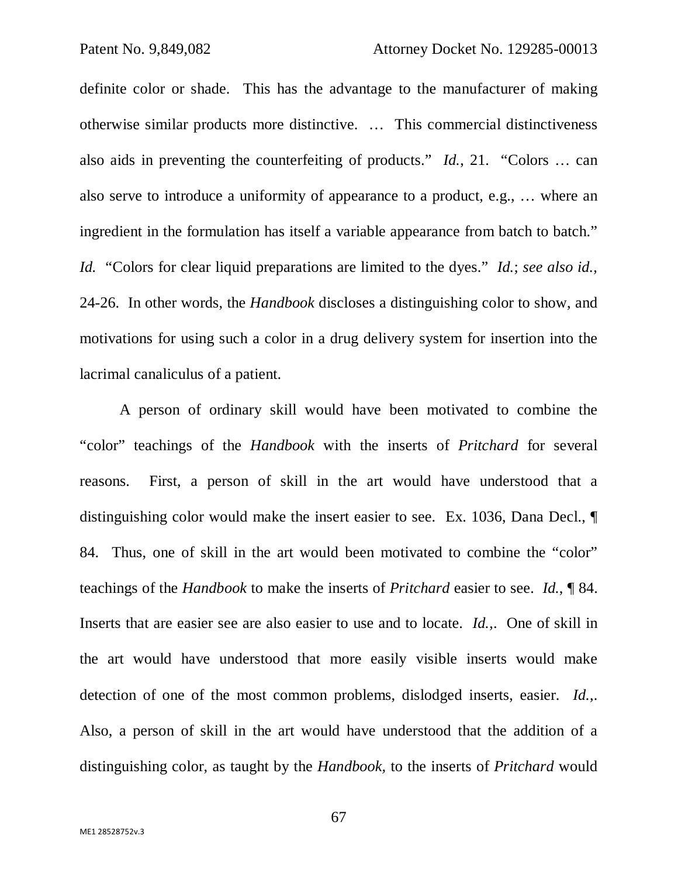definite color or shade. This has the advantage to the manufacturer of making otherwise similar products more distinctive. … This commercial distinctiveness also aids in preventing the counterfeiting of products." *Id.*, 21. "Colors … can also serve to introduce a uniformity of appearance to a product, e.g., … where an ingredient in the formulation has itself a variable appearance from batch to batch." *Id.* "Colors for clear liquid preparations are limited to the dyes." *Id.*; *see also id.*, 24-26. In other words, the *Handbook* discloses a distinguishing color to show, and motivations for using such a color in a drug delivery system for insertion into the lacrimal canaliculus of a patient.

A person of ordinary skill would have been motivated to combine the "color" teachings of the *Handbook* with the inserts of *Pritchard* for several reasons. First, a person of skill in the art would have understood that a distinguishing color would make the insert easier to see. Ex. 1036, Dana Decl., ¶ 84. Thus, one of skill in the art would been motivated to combine the "color" teachings of the *Handbook* to make the inserts of *Pritchard* easier to see. *Id.*, ¶ 84. Inserts that are easier see are also easier to use and to locate. *Id.*,. One of skill in the art would have understood that more easily visible inserts would make detection of one of the most common problems, dislodged inserts, easier. *Id.*,. Also, a person of skill in the art would have understood that the addition of a distinguishing color, as taught by the *Handbook*, to the inserts of *Pritchard* would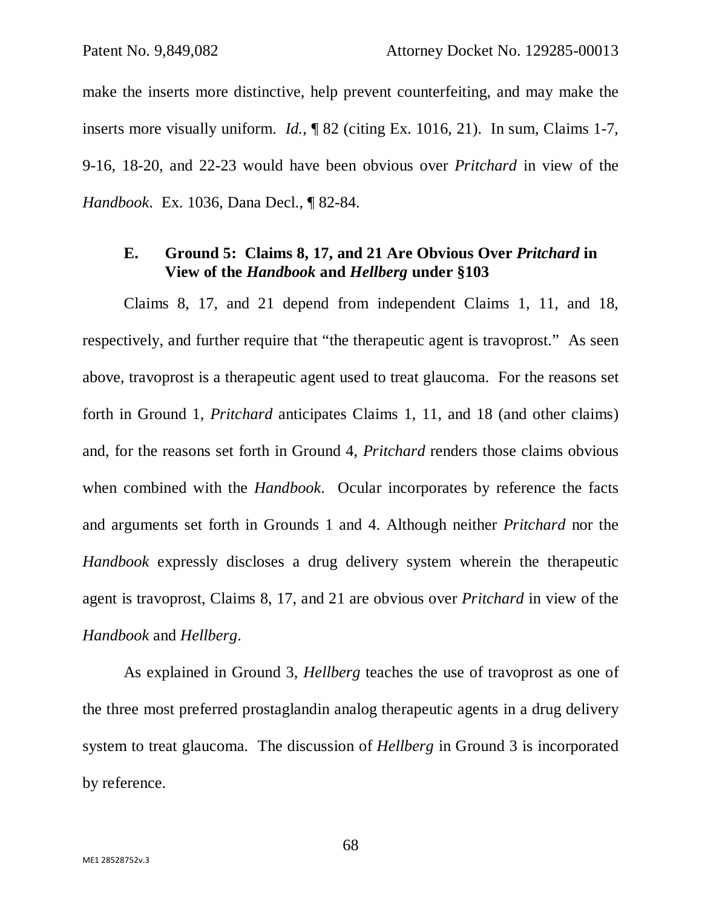make the inserts more distinctive, help prevent counterfeiting, and may make the inserts more visually uniform. *Id.*, ¶ 82 (citing Ex. 1016, 21). In sum, Claims 1-7, 9-16, 18-20, and 22-23 would have been obvious over *Pritchard* in view of the *Handbook*. Ex. 1036, Dana Decl., ¶ 82-84.

### E. Ground 5: Claims 8, 17, and 21 Are Obvious Over *Pritchard* in View of the *Handbook* and *Hellberg* under §103

Claims 8, 17, and 21 depend from independent Claims 1, 11, and 18, respectively, and further require that "the therapeutic agent is travoprost." As seen above, travoprost is a therapeutic agent used to treat glaucoma. For the reasons set forth in Ground 1, *Pritchard* anticipates Claims 1, 11, and 18 (and other claims) and, for the reasons set forth in Ground 4, *Pritchard* renders those claims obvious when combined with the *Handbook*. Ocular incorporates by reference the facts and arguments set forth in Grounds 1 and 4. Although neither *Pritchard* nor the *Handbook* expressly discloses a drug delivery system wherein the therapeutic agent is travoprost, Claims 8, 17, and 21 are obvious over *Pritchard* in view of the *Handbook* and *Hellberg*.

As explained in Ground 3, *Hellberg* teaches the use of travoprost as one of the three most preferred prostaglandin analog therapeutic agents in a drug delivery system to treat glaucoma. The discussion of *Hellberg* in Ground 3 is incorporated by reference.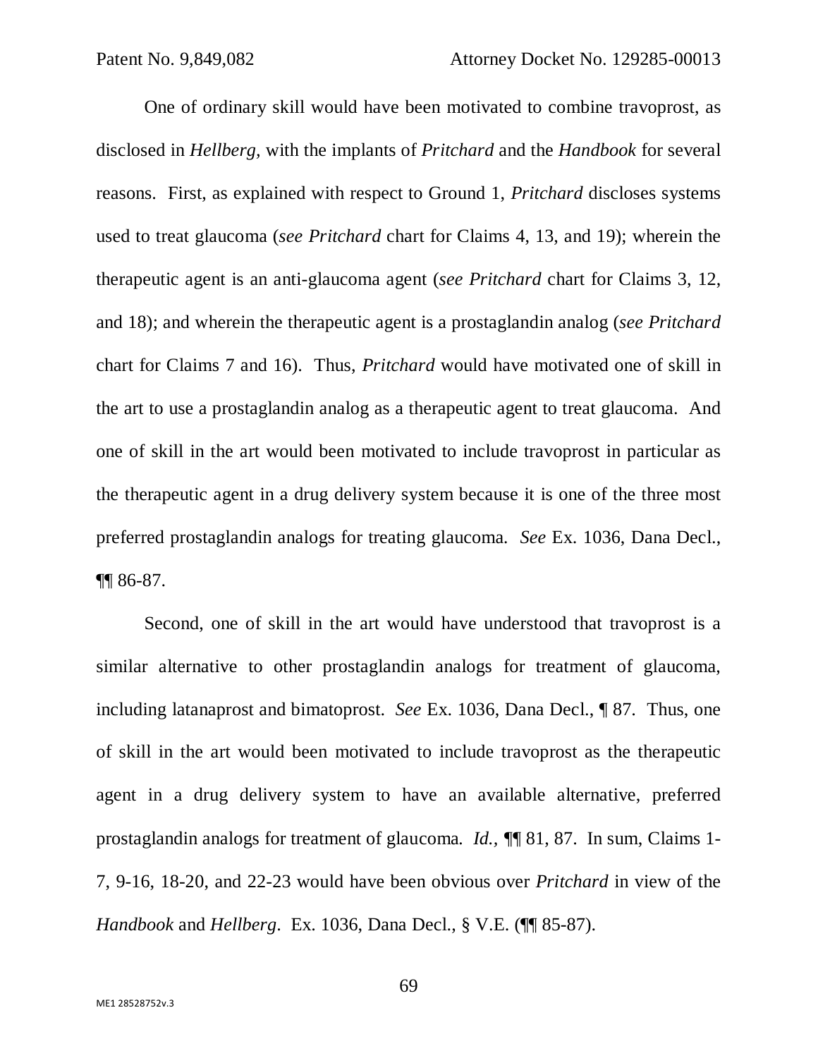One of ordinary skill would have been motivated to combine travoprost, as disclosed in *Hellberg*, with the implants of *Pritchard* and the *Handbook* for several reasons. First, as explained with respect to Ground 1, *Pritchard* discloses systems used to treat glaucoma (*see Pritchard* chart for Claims 4, 13, and 19); wherein the therapeutic agent is an anti-glaucoma agent (*see Pritchard* chart for Claims 3, 12, and 18); and wherein the therapeutic agent is a prostaglandin analog (*see Pritchard* chart for Claims 7 and 16). Thus, *Pritchard* would have motivated one of skill in the art to use a prostaglandin analog as a therapeutic agent to treat glaucoma. And one of skill in the art would been motivated to include travoprost in particular as the therapeutic agent in a drug delivery system because it is one of the three most preferred prostaglandin analogs for treating glaucoma. *See* Ex. 1036, Dana Decl., ¶¶ 86-87.

Second, one of skill in the art would have understood that travoprost is a similar alternative to other prostaglandin analogs for treatment of glaucoma, including latanaprost and bimatoprost. *See* Ex. 1036, Dana Decl., ¶ 87. Thus, one of skill in the art would been motivated to include travoprost as the therapeutic agent in a drug delivery system to have an available alternative, preferred prostaglandin analogs for treatment of glaucoma. *Id.*, ¶¶ 81, 87. In sum, Claims 1-7, 9-16, 18-20, and 22-23 would have been obvious over *Pritchard* in view of the *Handbook* and *Hellberg*. Ex. 1036, Dana Decl., § V.E. (¶¶ 85-87).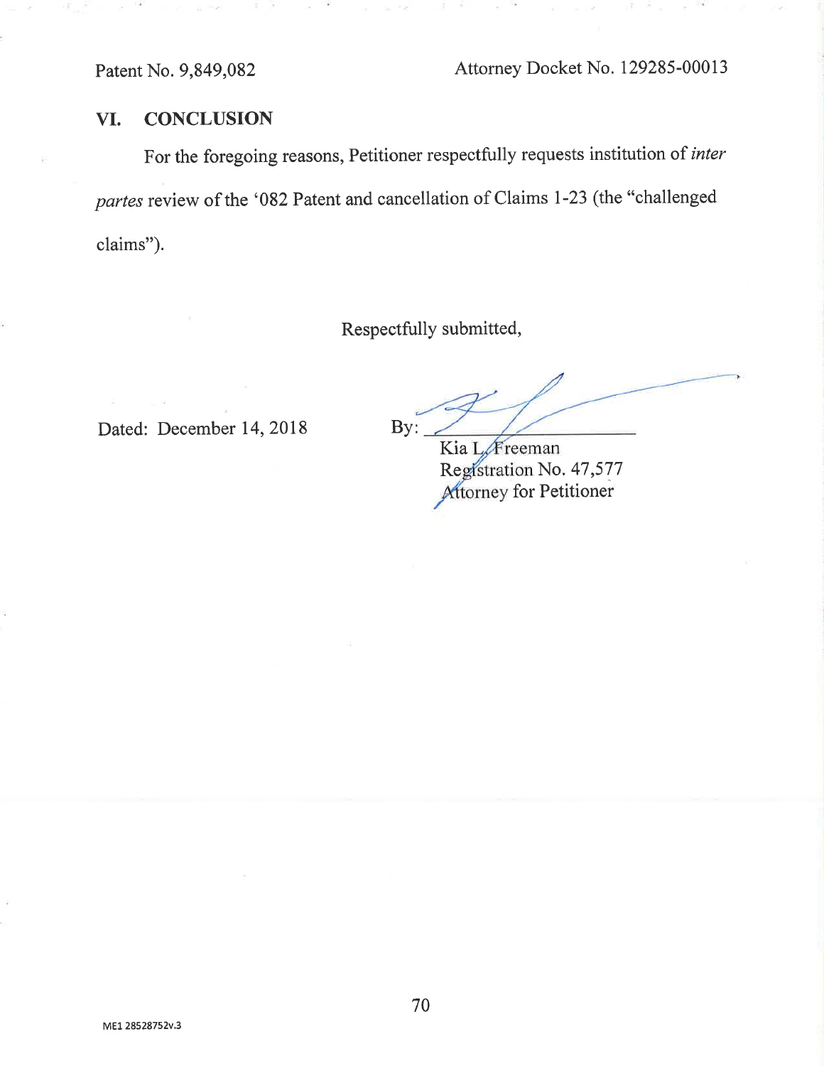## VI. CONCLUSION

For the foregoing reasons, Petitioner respectfully requests institution of *inter partes* review of the '082 Patent and cancellation of Claims 1-23 (the "challenged claims").

Respectfully submitted,

Dated: December 14, 2018

By: ______________________

Kia L. Freeman
Registration No. 47,577
Attorney for Petitioner

ME1 28528752v.3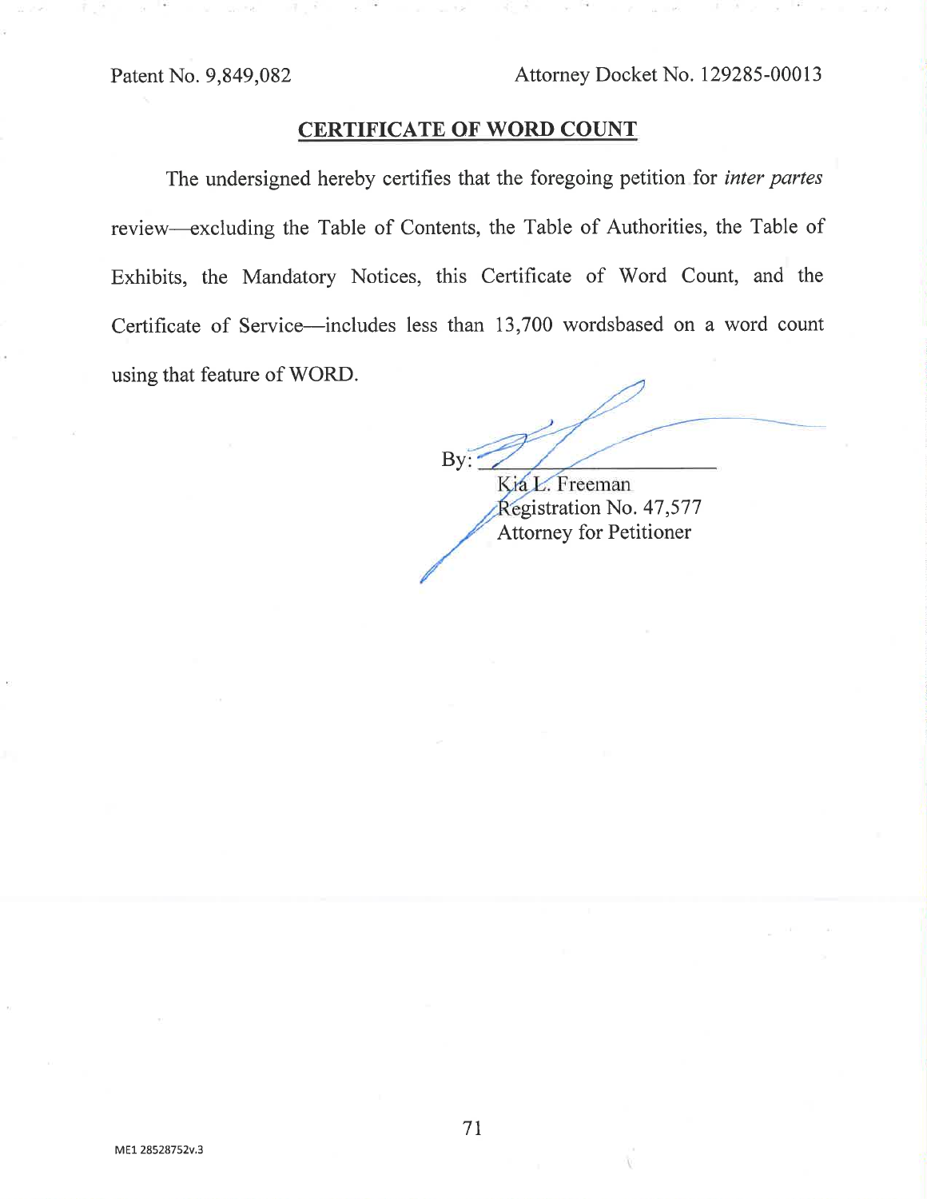## CERTIFICATE OF WORD COUNT

The undersigned hereby certifies that the foregoing petition for *inter partes* review—excluding the Table of Contents, the Table of Authorities, the Table of Exhibits, the Mandatory Notices, this Certificate of Word Count, and the Certificate of Service—includes less than 13,700 wordsbased on a word count using that feature of WORD.

By: ______________________

Kia L. Freeman
Registration No. 47,577
Attorney for Petitioner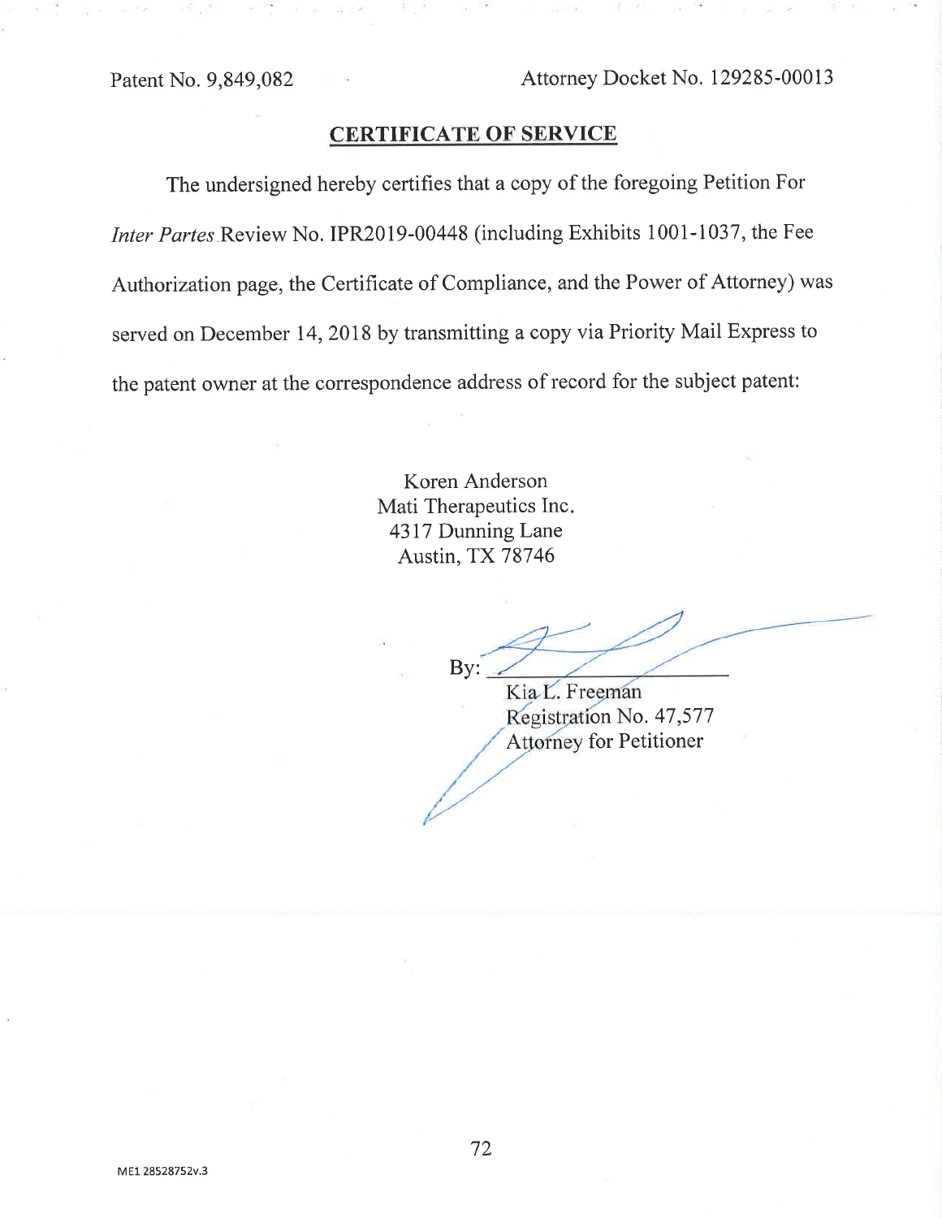Patent No. 9,849,082 Attorney Docket No. 129285-00013

## CERTIFICATE OF SERVICE

The undersigned hereby certifies that a copy of the foregoing Petition For *Inter Partes* Review No. IPR2019-00448 (including Exhibits 1001-1037, the Fee Authorization page, the Certificate of Compliance, and the Power of Attorney) was served on December 14, 2018 by transmitting a copy via Priority Mail Express to the patent owner at the correspondence address of record for the subject patent:

Koren Anderson
Mati Therapeutics Inc.
4317 Dunning Lane
Austin, TX 78746

By: ____________________
Kia L. Freeman
Registration No. 47,577
Attorney for Petitioner

ME1 28528752v.3